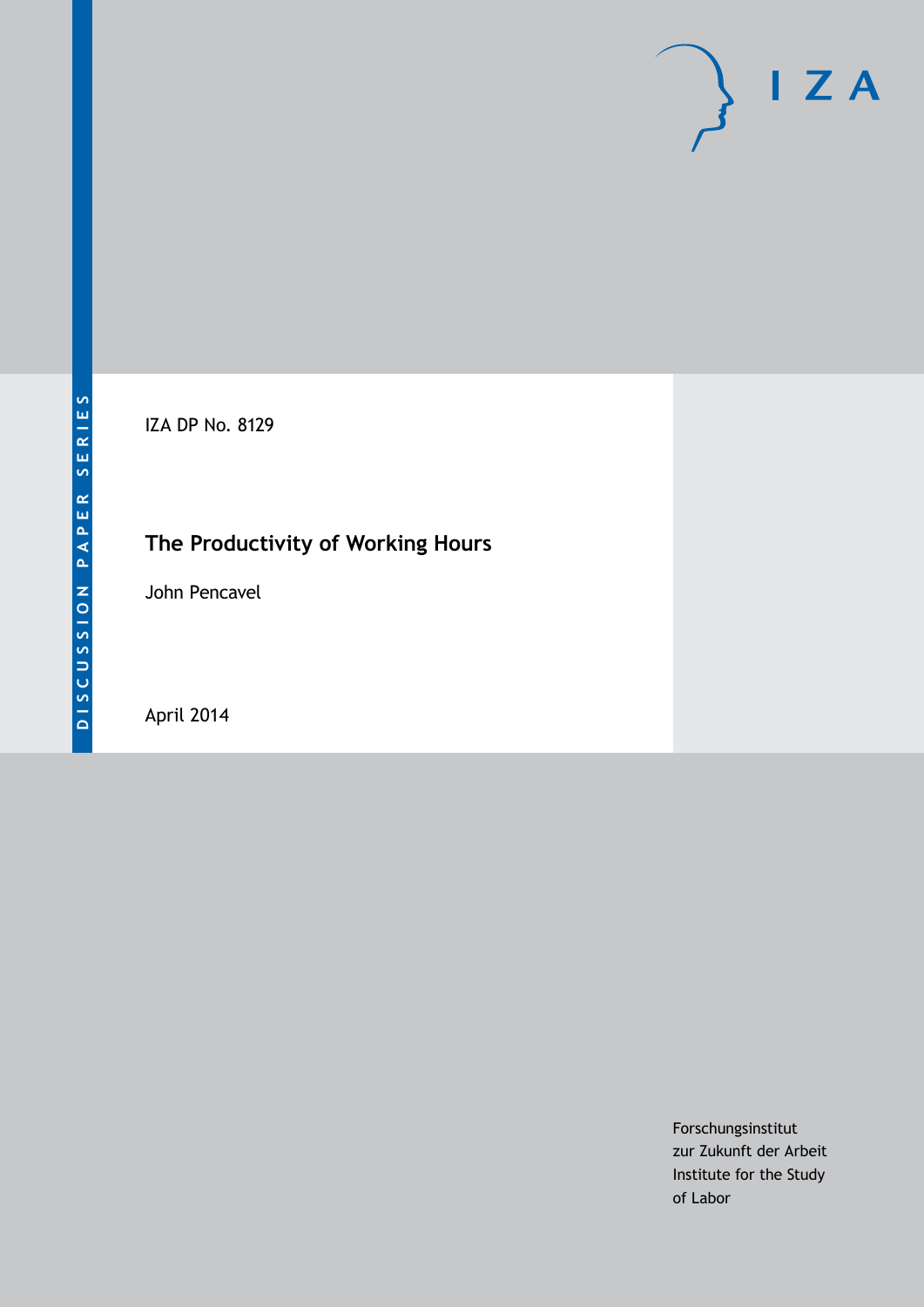DISCUSSION PAPER SERIES

I Z A

IZA DP No. 8129

# The Productivity of Working Hours

John Pencavel

April 2014

Forschungsinstitut
zur Zukunft der Arbeit
Institute for the Study
of Labor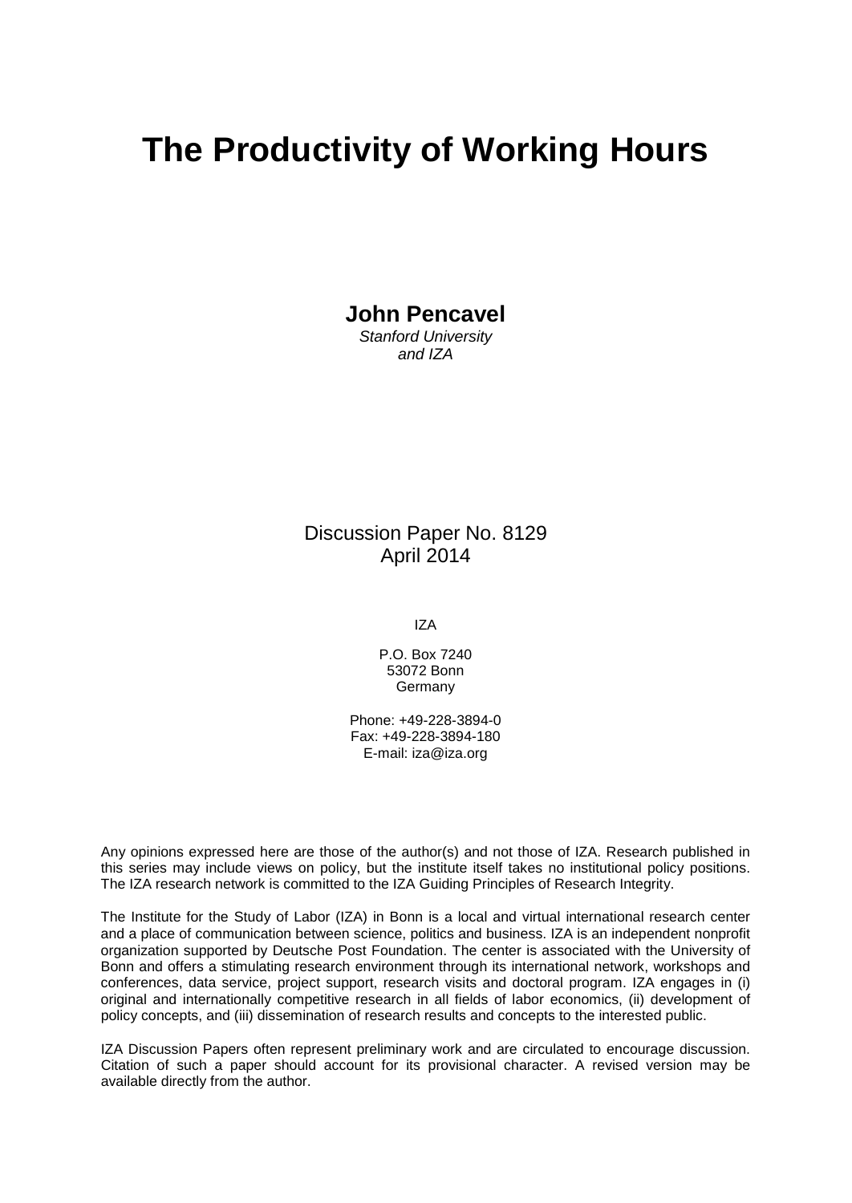# The Productivity of Working Hours

**John Pencavel**
*Stanford University*
*and IZA*

Discussion Paper No. 8129
April 2014

IZA

P.O. Box 7240
53072 Bonn
Germany

Phone: +49-228-3894-0
Fax: +49-228-3894-180
E-mail: iza@iza.org

Any opinions expressed here are those of the author(s) and not those of IZA. Research published in this series may include views on policy, but the institute itself takes no institutional policy positions. The IZA research network is committed to the IZA Guiding Principles of Research Integrity.

The Institute for the Study of Labor (IZA) in Bonn is a local and virtual international research center and a place of communication between science, politics and business. IZA is an independent nonprofit organization supported by Deutsche Post Foundation. The center is associated with the University of Bonn and offers a stimulating research environment through its international network, workshops and conferences, data service, project support, research visits and doctoral program. IZA engages in (i) original and internationally competitive research in all fields of labor economics, (ii) development of policy concepts, and (iii) dissemination of research results and concepts to the interested public.

IZA Discussion Papers often represent preliminary work and are circulated to encourage discussion. Citation of such a paper should account for its provisional character. A revised version may be available directly from the author.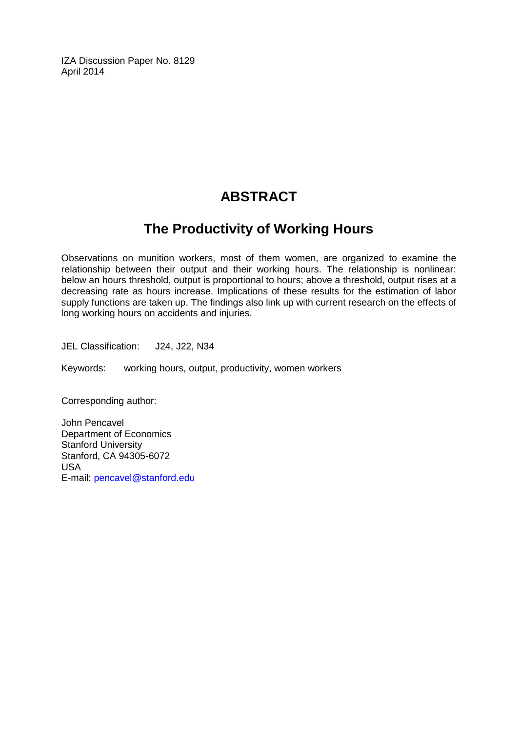IZA Discussion Paper No. 8129
April 2014

# ABSTRACT

## The Productivity of Working Hours

Observations on munition workers, most of them women, are organized to examine the relationship between their output and their working hours. The relationship is nonlinear: below an hours threshold, output is proportional to hours; above a threshold, output rises at a decreasing rate as hours increase. Implications of these results for the estimation of labor supply functions are taken up. The findings also link up with current research on the effects of long working hours on accidents and injuries.

JEL Classification: J24, J22, N34

Keywords: working hours, output, productivity, women workers

Corresponding author:

John Pencavel
Department of Economics
Stanford University
Stanford, CA 94305-6072
USA
E-mail: pencavel@stanford.edu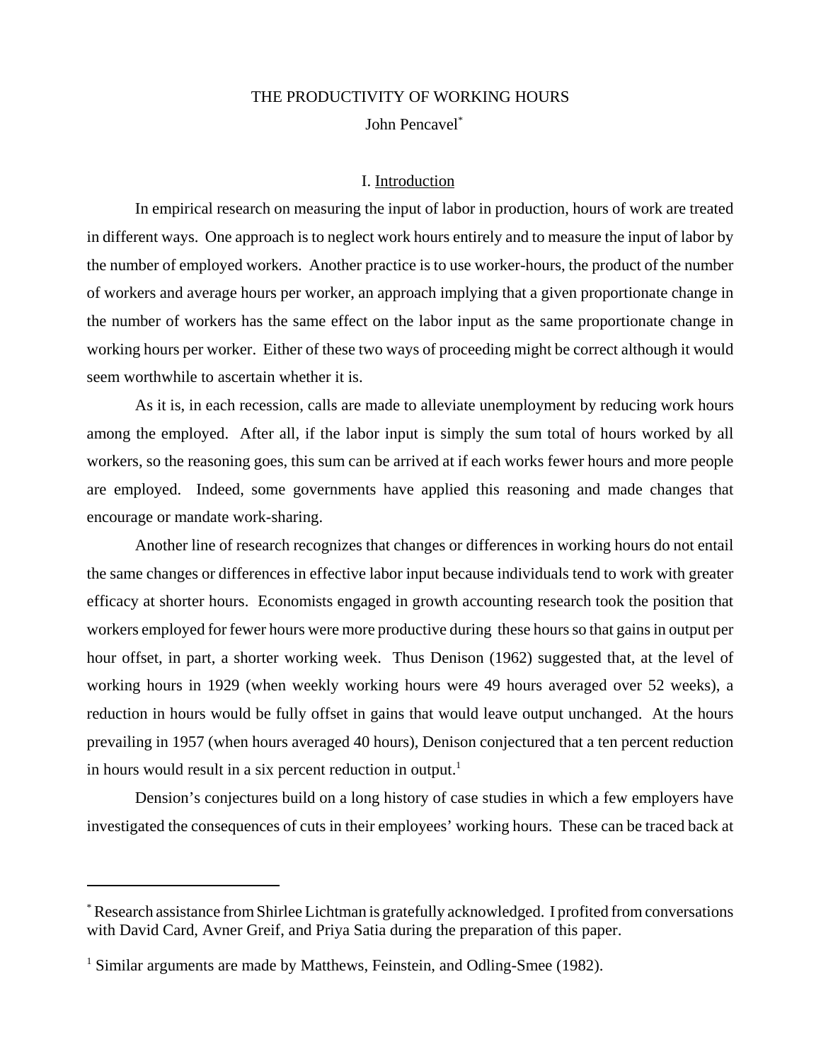# THE PRODUCTIVITY OF WORKING HOURS

John Pencavel*

## I. Introduction

In empirical research on measuring the input of labor in production, hours of work are treated in different ways. One approach is to neglect work hours entirely and to measure the input of labor by the number of employed workers. Another practice is to use worker-hours, the product of the number of workers and average hours per worker, an approach implying that a given proportionate change in the number of workers has the same effect on the labor input as the same proportionate change in working hours per worker. Either of these two ways of proceeding might be correct although it would seem worthwhile to ascertain whether it is.

As it is, in each recession, calls are made to alleviate unemployment by reducing work hours among the employed. After all, if the labor input is simply the sum total of hours worked by all workers, so the reasoning goes, this sum can be arrived at if each works fewer hours and more people are employed. Indeed, some governments have applied this reasoning and made changes that encourage or mandate work-sharing.

Another line of research recognizes that changes or differences in working hours do not entail the same changes or differences in effective labor input because individuals tend to work with greater efficacy at shorter hours. Economists engaged in growth accounting research took the position that workers employed for fewer hours were more productive during these hours so that gains in output per hour offset, in part, a shorter working week. Thus Denison (1962) suggested that, at the level of working hours in 1929 (when weekly working hours were 49 hours averaged over 52 weeks), a reduction in hours would be fully offset in gains that would leave output unchanged. At the hours prevailing in 1957 (when hours averaged 40 hours), Denison conjectured that a ten percent reduction in hours would result in a six percent reduction in output.[1]

Dension's conjectures build on a long history of case studies in which a few employers have investigated the consequences of cuts in their employees' working hours. These can be traced back at

---

* Research assistance from Shirlee Lichtman is gratefully acknowledged. I profited from conversations with David Card, Avner Greif, and Priya Satia during the preparation of this paper.

[1] Similar arguments are made by Matthews, Feinstein, and Odling-Smee (1982).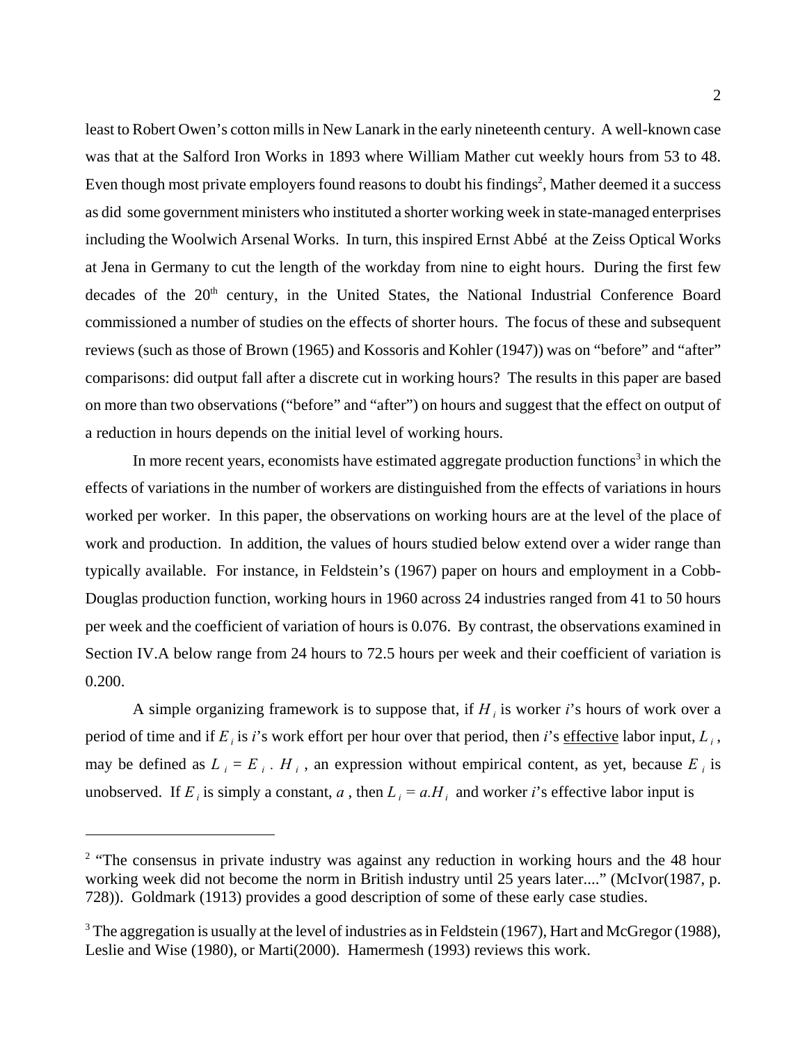least to Robert Owen's cotton mills in New Lanark in the early nineteenth century. A well-known case was that at the Salford Iron Works in 1893 where William Mather cut weekly hours from 53 to 48. Even though most private employers found reasons to doubt his findings[2], Mather deemed it a success as did some government ministers who instituted a shorter working week in state-managed enterprises including the Woolwich Arsenal Works. In turn, this inspired Ernst Abbé at the Zeiss Optical Works at Jena in Germany to cut the length of the workday from nine to eight hours. During the first few decades of the 20th century, in the United States, the National Industrial Conference Board commissioned a number of studies on the effects of shorter hours. The focus of these and subsequent reviews (such as those of Brown (1965) and Kossoris and Kohler (1947)) was on "before" and "after" comparisons: did output fall after a discrete cut in working hours? The results in this paper are based on more than two observations ("before" and "after") on hours and suggest that the effect on output of a reduction in hours depends on the initial level of working hours.

In more recent years, economists have estimated aggregate production functions[3] in which the effects of variations in the number of workers are distinguished from the effects of variations in hours worked per worker. In this paper, the observations on working hours are at the level of the place of work and production. In addition, the values of hours studied below extend over a wider range than typically available. For instance, in Feldstein's (1967) paper on hours and employment in a Cobb-Douglas production function, working hours in 1960 across 24 industries ranged from 41 to 50 hours per week and the coefficient of variation of hours is 0.076. By contrast, the observations examined in Section IV.A below range from 24 hours to 72.5 hours per week and their coefficient of variation is 0.200.

A simple organizing framework is to suppose that, if $H_i$ is worker $i$'s hours of work over a period of time and if $E_i$ is $i$'s work effort per hour over that period, then $i$'s <u>effective</u> labor input, $L_i$, may be defined as $L_i = E_i \cdot H_i$, an expression without empirical content, as yet, because $E_i$ is unobserved. If $E_i$ is simply a constant, $a$, then $L_i = a.H_i$ and worker $i$'s effective labor input is

---

[2] "The consensus in private industry was against any reduction in working hours and the 48 hour working week did not become the norm in British industry until 25 years later...." (McIvor(1987, p. 728)). Goldmark (1913) provides a good description of some of these early case studies.

[3] The aggregation is usually at the level of industries as in Feldstein (1967), Hart and McGregor (1988), Leslie and Wise (1980), or Marti(2000). Hamermesh (1993) reviews this work.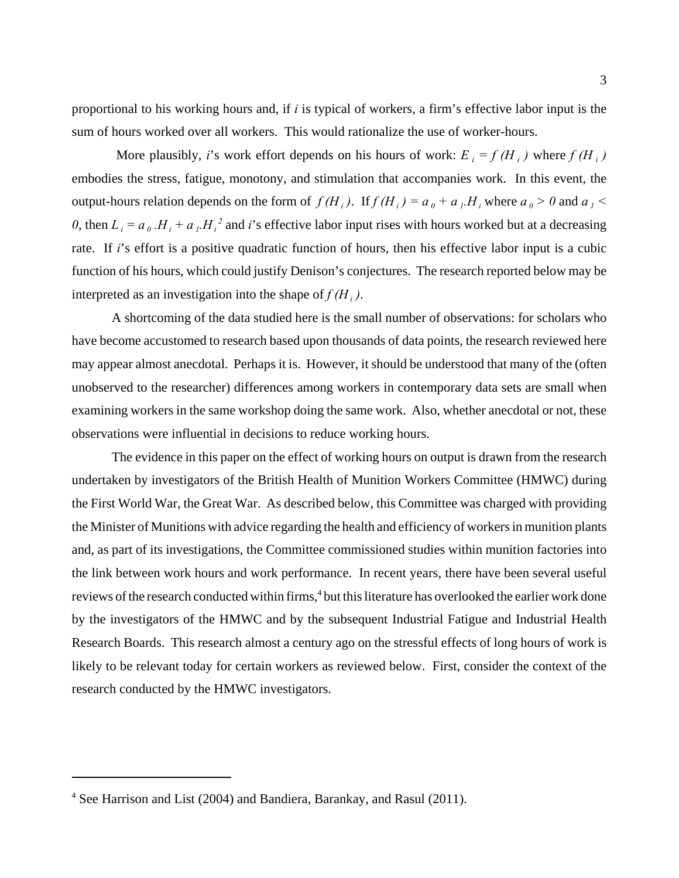proportional to his working hours and, if *i* is typical of workers, a firm's effective labor input is the sum of hours worked over all workers. This would rationalize the use of worker-hours.

More plausibly, *i*'s work effort depends on his hours of work: $E_i = f(H_i)$ where $f(H_i)$ embodies the stress, fatigue, monotony, and stimulation that accompanies work. In this event, the output-hours relation depends on the form of $f(H_i)$. If $f(H_i) = a_0 + a_1.H_i$ where $a_0 > 0$ and $a_1 < 0$, then $L_i = a_0.H_i + a_1.H_i^2$ and *i*'s effective labor input rises with hours worked but at a decreasing rate. If *i*'s effort is a positive quadratic function of hours, then his effective labor input is a cubic function of his hours, which could justify Denison's conjectures. The research reported below may be interpreted as an investigation into the shape of $f(H_i)$.

A shortcoming of the data studied here is the small number of observations: for scholars who have become accustomed to research based upon thousands of data points, the research reviewed here may appear almost anecdotal. Perhaps it is. However, it should be understood that many of the (often unobserved to the researcher) differences among workers in contemporary data sets are small when examining workers in the same workshop doing the same work. Also, whether anecdotal or not, these observations were influential in decisions to reduce working hours.

The evidence in this paper on the effect of working hours on output is drawn from the research undertaken by investigators of the British Health of Munition Workers Committee (HMWC) during the First World War, the Great War. As described below, this Committee was charged with providing the Minister of Munitions with advice regarding the health and efficiency of workers in munition plants and, as part of its investigations, the Committee commissioned studies within munition factories into the link between work hours and work performance. In recent years, there have been several useful reviews of the research conducted within firms,[4] but this literature has overlooked the earlier work done by the investigators of the HMWC and by the subsequent Industrial Fatigue and Industrial Health Research Boards. This research almost a century ago on the stressful effects of long hours of work is likely to be relevant today for certain workers as reviewed below. First, consider the context of the research conducted by the HMWC investigators.

---

[4] See Harrison and List (2004) and Bandiera, Barankay, and Rasul (2011).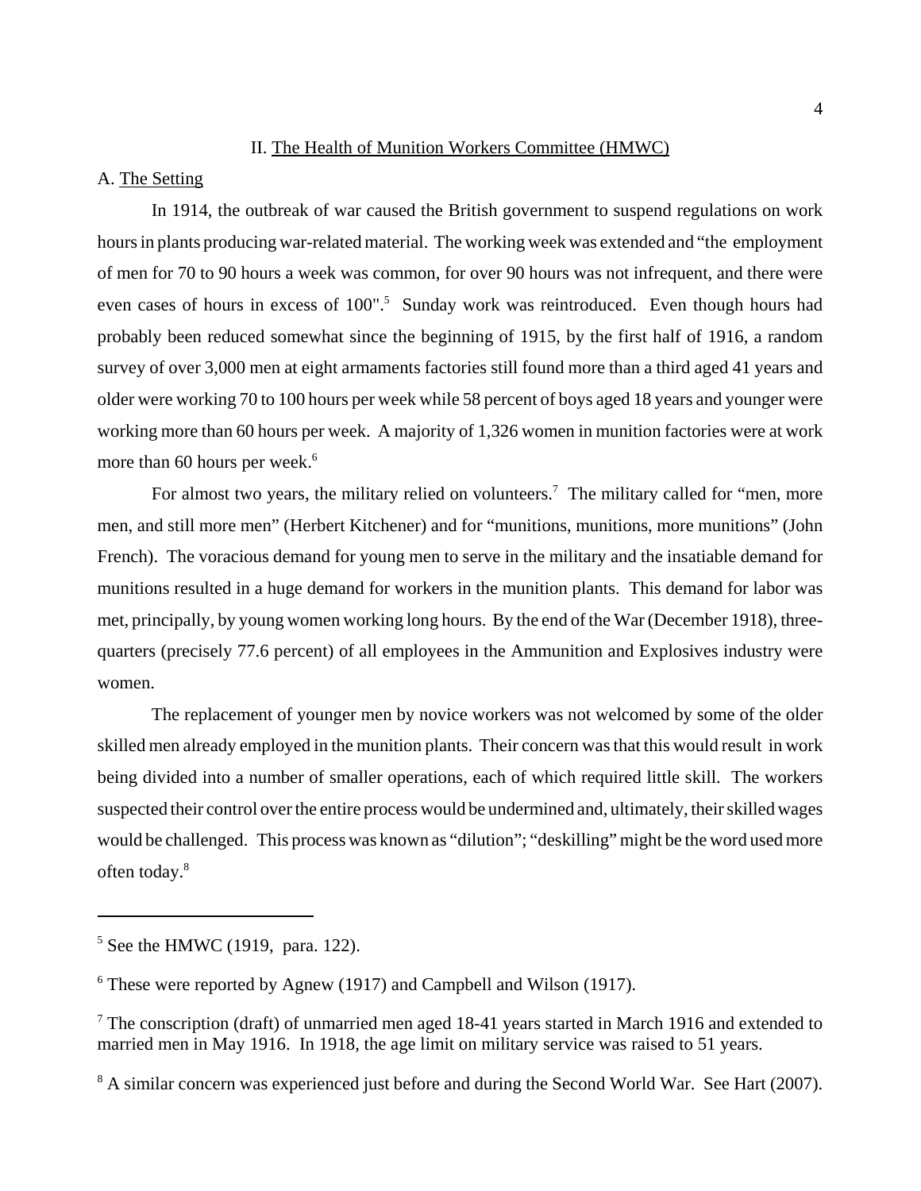## II. The Health of Munition Workers Committee (HMWC)

### A. The Setting

In 1914, the outbreak of war caused the British government to suspend regulations on work hours in plants producing war-related material. The working week was extended and "the employment of men for 70 to 90 hours a week was common, for over 90 hours was not infrequent, and there were even cases of hours in excess of 100".[5] Sunday work was reintroduced. Even though hours had probably been reduced somewhat since the beginning of 1915, by the first half of 1916, a random survey of over 3,000 men at eight armaments factories still found more than a third aged 41 years and older were working 70 to 100 hours per week while 58 percent of boys aged 18 years and younger were working more than 60 hours per week. A majority of 1,326 women in munition factories were at work more than 60 hours per week.[6]

For almost two years, the military relied on volunteers.[7] The military called for "men, more men, and still more men" (Herbert Kitchener) and for "munitions, munitions, more munitions" (John French). The voracious demand for young men to serve in the military and the insatiable demand for munitions resulted in a huge demand for workers in the munition plants. This demand for labor was met, principally, by young women working long hours. By the end of the War (December 1918), three-quarters (precisely 77.6 percent) of all employees in the Ammunition and Explosives industry were women.

The replacement of younger men by novice workers was not welcomed by some of the older skilled men already employed in the munition plants. Their concern was that this would result in work being divided into a number of smaller operations, each of which required little skill. The workers suspected their control over the entire process would be undermined and, ultimately, their skilled wages would be challenged. This process was known as "dilution"; "deskilling" might be the word used more often today.[8]

---

[5] See the HMWC (1919, para. 122).

[6] These were reported by Agnew (1917) and Campbell and Wilson (1917).

[7] The conscription (draft) of unmarried men aged 18-41 years started in March 1916 and extended to married men in May 1916. In 1918, the age limit on military service was raised to 51 years.

[8] A similar concern was experienced just before and during the Second World War. See Hart (2007).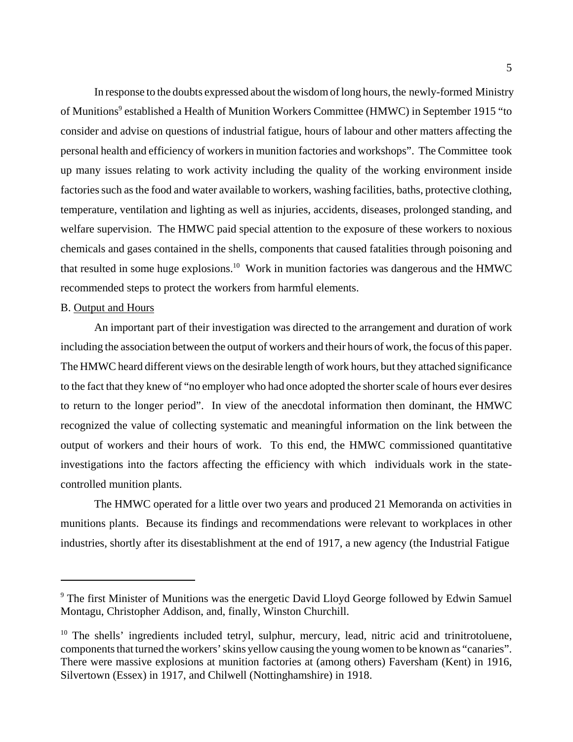In response to the doubts expressed about the wisdom of long hours, the newly-formed Ministry of Munitions[9] established a Health of Munition Workers Committee (HMWC) in September 1915 "to consider and advise on questions of industrial fatigue, hours of labour and other matters affecting the personal health and efficiency of workers in munition factories and workshops". The Committee took up many issues relating to work activity including the quality of the working environment inside factories such as the food and water available to workers, washing facilities, baths, protective clothing, temperature, ventilation and lighting as well as injuries, accidents, diseases, prolonged standing, and welfare supervision. The HMWC paid special attention to the exposure of these workers to noxious chemicals and gases contained in the shells, components that caused fatalities through poisoning and that resulted in some huge explosions.[10] Work in munition factories was dangerous and the HMWC recommended steps to protect the workers from harmful elements.

B. Output and Hours

An important part of their investigation was directed to the arrangement and duration of work including the association between the output of workers and their hours of work, the focus of this paper. The HMWC heard different views on the desirable length of work hours, but they attached significance to the fact that they knew of "no employer who had once adopted the shorter scale of hours ever desires to return to the longer period". In view of the anecdotal information then dominant, the HMWC recognized the value of collecting systematic and meaningful information on the link between the output of workers and their hours of work. To this end, the HMWC commissioned quantitative investigations into the factors affecting the efficiency with which individuals work in the state-controlled munition plants.

The HMWC operated for a little over two years and produced 21 Memoranda on activities in munitions plants. Because its findings and recommendations were relevant to workplaces in other industries, shortly after its disestablishment at the end of 1917, a new agency (the Industrial Fatigue

---

[9] The first Minister of Munitions was the energetic David Lloyd George followed by Edwin Samuel Montagu, Christopher Addison, and, finally, Winston Churchill.

[10] The shells' ingredients included tetryl, sulphur, mercury, lead, nitric acid and trinitrotoluene, components that turned the workers' skins yellow causing the young women to be known as "canaries". There were massive explosions at munition factories at (among others) Faversham (Kent) in 1916, Silvertown (Essex) in 1917, and Chilwell (Nottinghamshire) in 1918.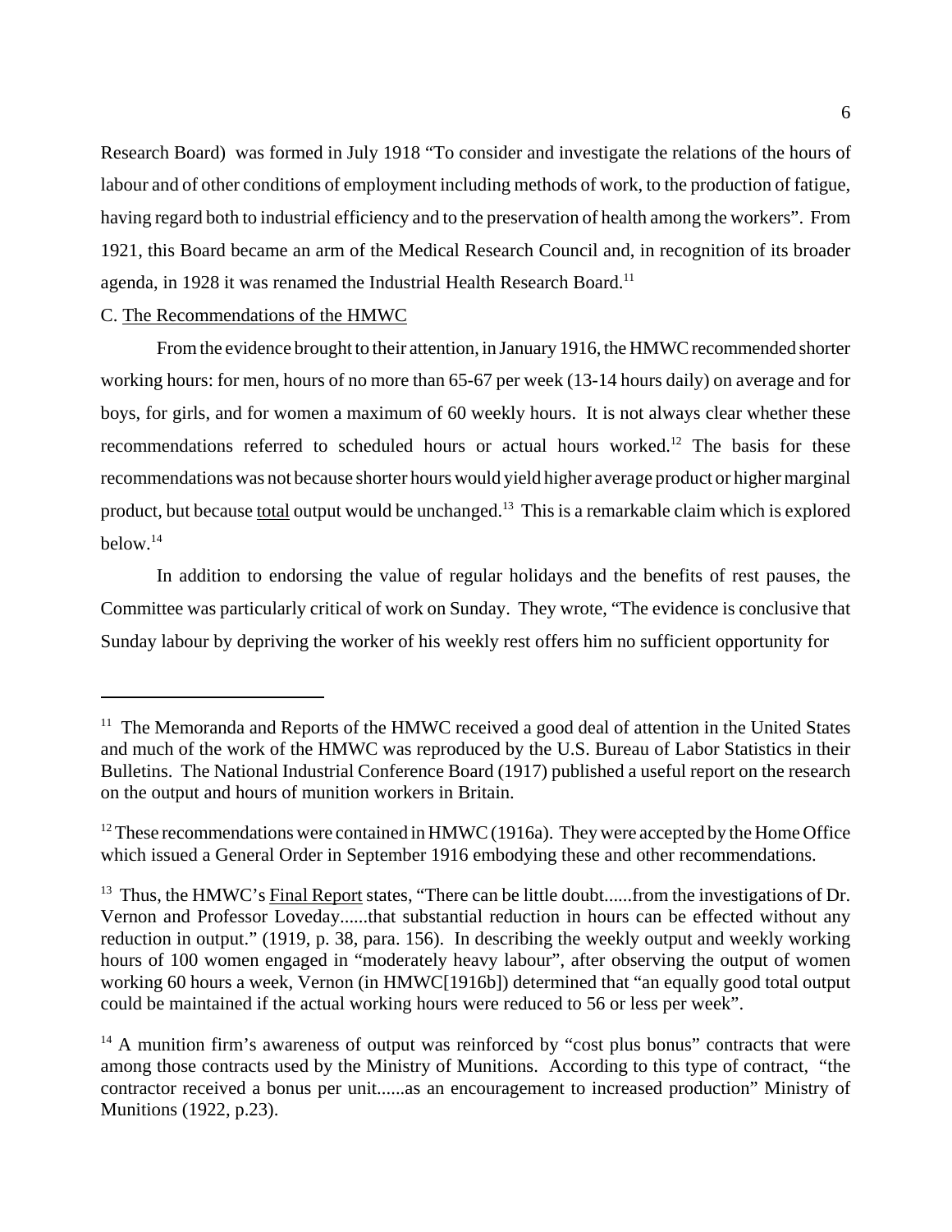Research Board) was formed in July 1918 "To consider and investigate the relations of the hours of labour and of other conditions of employment including methods of work, to the production of fatigue, having regard both to industrial efficiency and to the preservation of health among the workers". From 1921, this Board became an arm of the Medical Research Council and, in recognition of its broader agenda, in 1928 it was renamed the Industrial Health Research Board.[11]

C. The Recommendations of the HMWC

From the evidence brought to their attention, in January 1916, the HMWC recommended shorter working hours: for men, hours of no more than 65-67 per week (13-14 hours daily) on average and for boys, for girls, and for women a maximum of 60 weekly hours. It is not always clear whether these recommendations referred to scheduled hours or actual hours worked.[12] The basis for these recommendations was not because shorter hours would yield higher average product or higher marginal product, but because total output would be unchanged.[13] This is a remarkable claim which is explored below.[14]

In addition to endorsing the value of regular holidays and the benefits of rest pauses, the Committee was particularly critical of work on Sunday. They wrote, "The evidence is conclusive that Sunday labour by depriving the worker of his weekly rest offers him no sufficient opportunity for

---

[11] The Memoranda and Reports of the HMWC received a good deal of attention in the United States and much of the work of the HMWC was reproduced by the U.S. Bureau of Labor Statistics in their Bulletins. The National Industrial Conference Board (1917) published a useful report on the research on the output and hours of munition workers in Britain.

[12] These recommendations were contained in HMWC (1916a). They were accepted by the Home Office which issued a General Order in September 1916 embodying these and other recommendations.

[13] Thus, the HMWC's Final Report states, "There can be little doubt......from the investigations of Dr. Vernon and Professor Loveday......that substantial reduction in hours can be effected without any reduction in output." (1919, p. 38, para. 156). In describing the weekly output and weekly working hours of 100 women engaged in "moderately heavy labour", after observing the output of women working 60 hours a week, Vernon (in HMWC[1916b]) determined that "an equally good total output could be maintained if the actual working hours were reduced to 56 or less per week".

[14] A munition firm's awareness of output was reinforced by "cost plus bonus" contracts that were among those contracts used by the Ministry of Munitions. According to this type of contract, "the contractor received a bonus per unit......as an encouragement to increased production" Ministry of Munitions (1922, p.23).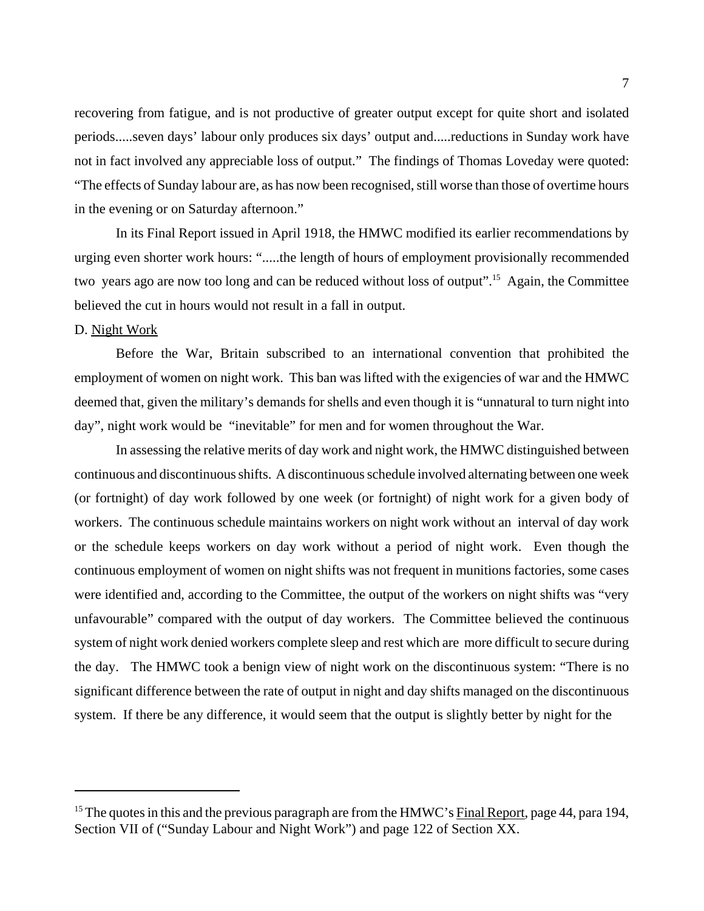recovering from fatigue, and is not productive of greater output except for quite short and isolated periods.....seven days' labour only produces six days' output and.....reductions in Sunday work have not in fact involved any appreciable loss of output." The findings of Thomas Loveday were quoted: "The effects of Sunday labour are, as has now been recognised, still worse than those of overtime hours in the evening or on Saturday afternoon."

In its Final Report issued in April 1918, the HMWC modified its earlier recommendations by urging even shorter work hours: ".....the length of hours of employment provisionally recommended two years ago are now too long and can be reduced without loss of output".[15] Again, the Committee believed the cut in hours would not result in a fall in output.

D. Night Work

Before the War, Britain subscribed to an international convention that prohibited the employment of women on night work. This ban was lifted with the exigencies of war and the HMWC deemed that, given the military's demands for shells and even though it is "unnatural to turn night into day", night work would be "inevitable" for men and for women throughout the War.

In assessing the relative merits of day work and night work, the HMWC distinguished between continuous and discontinuous shifts. A discontinuous schedule involved alternating between one week (or fortnight) of day work followed by one week (or fortnight) of night work for a given body of workers. The continuous schedule maintains workers on night work without an interval of day work or the schedule keeps workers on day work without a period of night work. Even though the continuous employment of women on night shifts was not frequent in munitions factories, some cases were identified and, according to the Committee, the output of the workers on night shifts was "very unfavourable" compared with the output of day workers. The Committee believed the continuous system of night work denied workers complete sleep and rest which are more difficult to secure during the day. The HMWC took a benign view of night work on the discontinuous system: "There is no significant difference between the rate of output in night and day shifts managed on the discontinuous system. If there be any difference, it would seem that the output is slightly better by night for the

---

[15] The quotes in this and the previous paragraph are from the HMWC's Final Report, page 44, para 194, Section VII of ("Sunday Labour and Night Work") and page 122 of Section XX.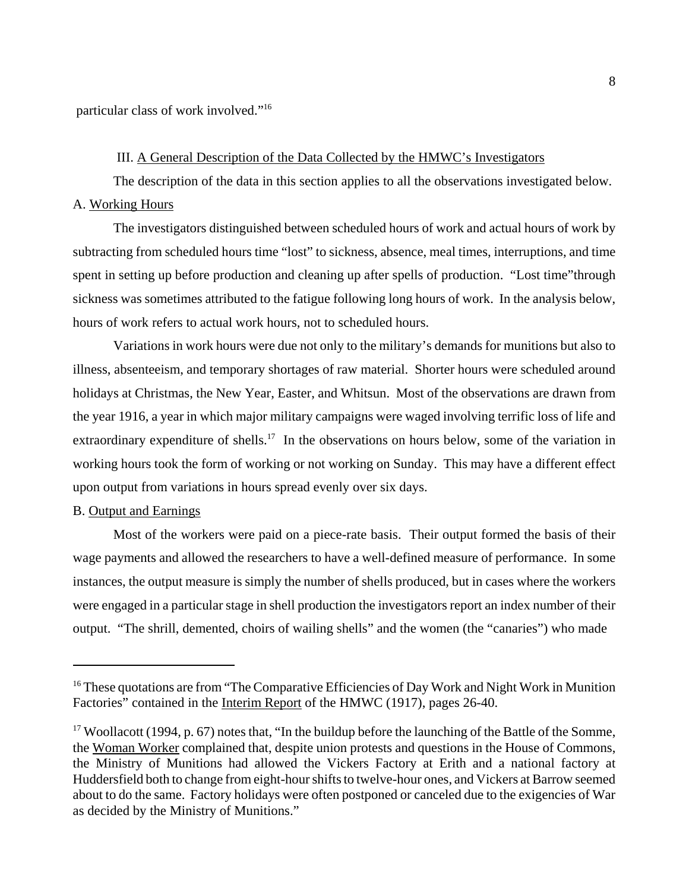particular class of work involved."[16]

### III. A General Description of the Data Collected by the HMWC's Investigators

The description of the data in this section applies to all the observations investigated below.

#### A. Working Hours

The investigators distinguished between scheduled hours of work and actual hours of work by subtracting from scheduled hours time "lost" to sickness, absence, meal times, interruptions, and time spent in setting up before production and cleaning up after spells of production. "Lost time"through sickness was sometimes attributed to the fatigue following long hours of work. In the analysis below, hours of work refers to actual work hours, not to scheduled hours.

Variations in work hours were due not only to the military's demands for munitions but also to illness, absenteeism, and temporary shortages of raw material. Shorter hours were scheduled around holidays at Christmas, the New Year, Easter, and Whitsun. Most of the observations are drawn from the year 1916, a year in which major military campaigns were waged involving terrific loss of life and extraordinary expenditure of shells.[17] In the observations on hours below, some of the variation in working hours took the form of working or not working on Sunday. This may have a different effect upon output from variations in hours spread evenly over six days.

#### B. Output and Earnings

Most of the workers were paid on a piece-rate basis. Their output formed the basis of their wage payments and allowed the researchers to have a well-defined measure of performance. In some instances, the output measure is simply the number of shells produced, but in cases where the workers were engaged in a particular stage in shell production the investigators report an index number of their output. "The shrill, demented, choirs of wailing shells" and the women (the "canaries") who made

---

[16] These quotations are from "The Comparative Efficiencies of Day Work and Night Work in Munition Factories" contained in the Interim Report of the HMWC (1917), pages 26-40.

[17] Woollacott (1994, p. 67) notes that, "In the buildup before the launching of the Battle of the Somme, the Woman Worker complained that, despite union protests and questions in the House of Commons, the Ministry of Munitions had allowed the Vickers Factory at Erith and a national factory at Huddersfield both to change from eight-hour shifts to twelve-hour ones, and Vickers at Barrow seemed about to do the same. Factory holidays were often postponed or canceled due to the exigencies of War as decided by the Ministry of Munitions."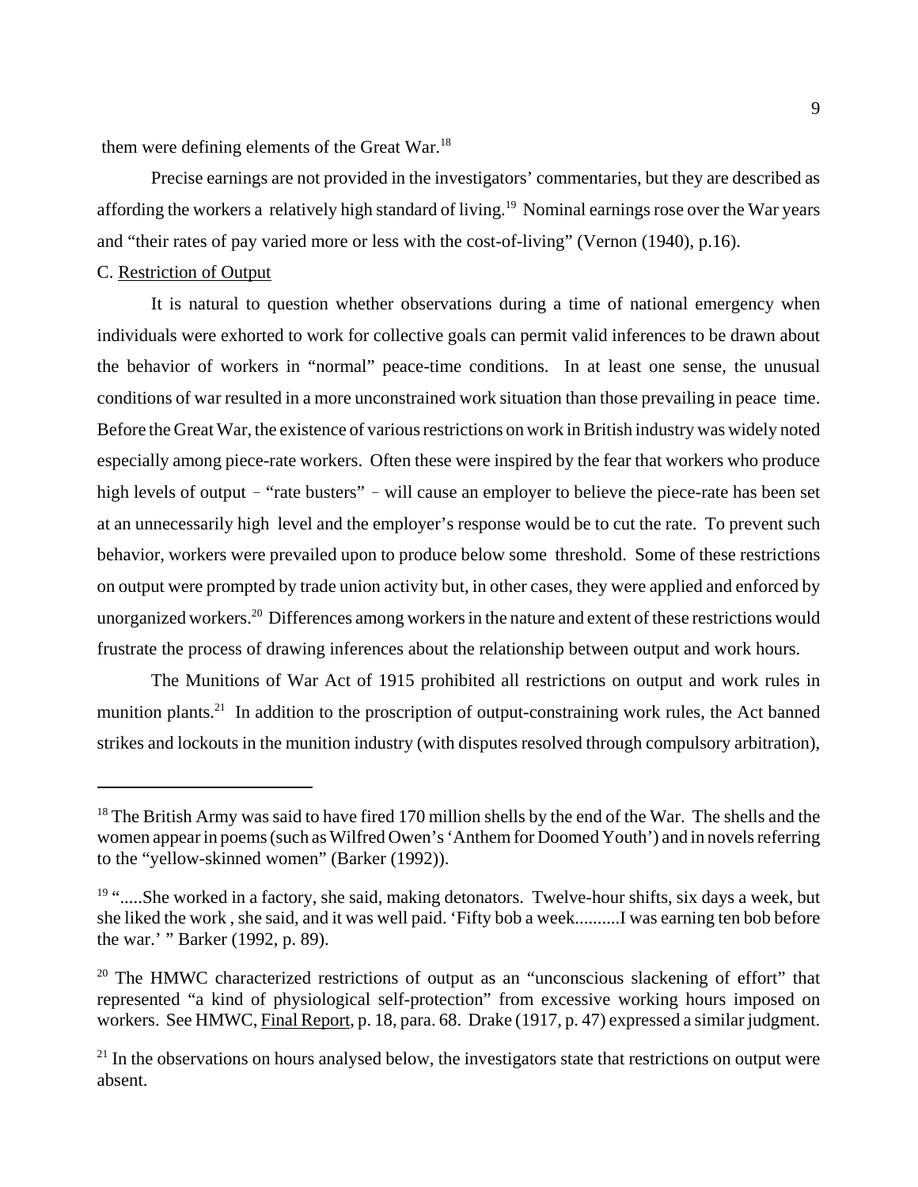them were defining elements of the Great War.[18]

Precise earnings are not provided in the investigators' commentaries, but they are described as affording the workers a relatively high standard of living.[19] Nominal earnings rose over the War years and "their rates of pay varied more or less with the cost-of-living" (Vernon (1940), p.16).

C. Restriction of Output

It is natural to question whether observations during a time of national emergency when individuals were exhorted to work for collective goals can permit valid inferences to be drawn about the behavior of workers in "normal" peace-time conditions. In at least one sense, the unusual conditions of war resulted in a more unconstrained work situation than those prevailing in peace time. Before the Great War, the existence of various restrictions on work in British industry was widely noted especially among piece-rate workers. Often these were inspired by the fear that workers who produce high levels of output – "rate busters" – will cause an employer to believe the piece-rate has been set at an unnecessarily high level and the employer's response would be to cut the rate. To prevent such behavior, workers were prevailed upon to produce below some threshold. Some of these restrictions on output were prompted by trade union activity but, in other cases, they were applied and enforced by unorganized workers.[20] Differences among workers in the nature and extent of these restrictions would frustrate the process of drawing inferences about the relationship between output and work hours.

The Munitions of War Act of 1915 prohibited all restrictions on output and work rules in munition plants.[21] In addition to the proscription of output-constraining work rules, the Act banned strikes and lockouts in the munition industry (with disputes resolved through compulsory arbitration),

---

[18] The British Army was said to have fired 170 million shells by the end of the War. The shells and the women appear in poems (such as Wilfred Owen's 'Anthem for Doomed Youth') and in novels referring to the "yellow-skinned women" (Barker (1992)).

[19] ".....She worked in a factory, she said, making detonators. Twelve-hour shifts, six days a week, but she liked the work , she said, and it was well paid. 'Fifty bob a week..........I was earning ten bob before the war.' " Barker (1992, p. 89).

[20] The HMWC characterized restrictions of output as an "unconscious slackening of effort" that represented "a kind of physiological self-protection" from excessive working hours imposed on workers. See HMWC, Final Report, p. 18, para. 68. Drake (1917, p. 47) expressed a similar judgment.

[21] In the observations on hours analysed below, the investigators state that restrictions on output were absent.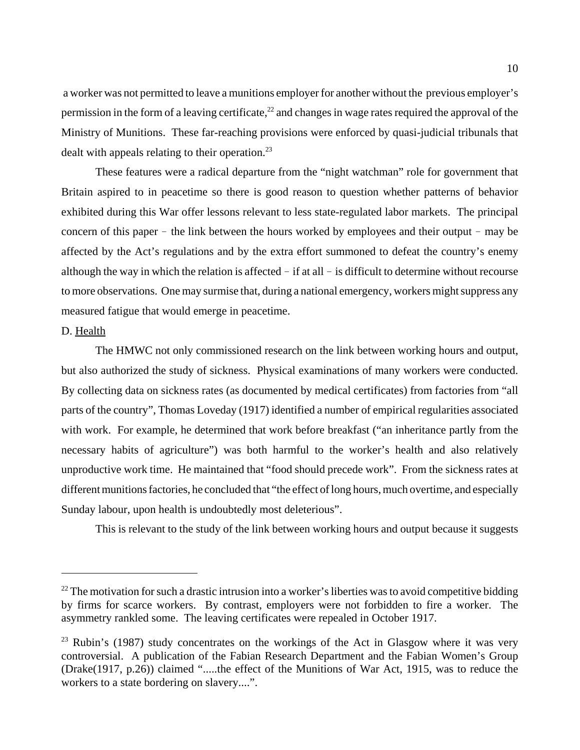a worker was not permitted to leave a munitions employer for another without the previous employer's permission in the form of a leaving certificate,[22] and changes in wage rates required the approval of the Ministry of Munitions. These far-reaching provisions were enforced by quasi-judicial tribunals that dealt with appeals relating to their operation.[23]

These features were a radical departure from the "night watchman" role for government that Britain aspired to in peacetime so there is good reason to question whether patterns of behavior exhibited during this War offer lessons relevant to less state-regulated labor markets. The principal concern of this paper – the link between the hours worked by employees and their output – may be affected by the Act's regulations and by the extra effort summoned to defeat the country's enemy although the way in which the relation is affected – if at all – is difficult to determine without recourse to more observations. One may surmise that, during a national emergency, workers might suppress any measured fatigue that would emerge in peacetime.

D. Health

The HMWC not only commissioned research on the link between working hours and output, but also authorized the study of sickness. Physical examinations of many workers were conducted. By collecting data on sickness rates (as documented by medical certificates) from factories from "all parts of the country", Thomas Loveday (1917) identified a number of empirical regularities associated with work. For example, he determined that work before breakfast ("an inheritance partly from the necessary habits of agriculture") was both harmful to the worker's health and also relatively unproductive work time. He maintained that "food should precede work". From the sickness rates at different munitions factories, he concluded that "the effect of long hours, much overtime, and especially Sunday labour, upon health is undoubtedly most deleterious".

This is relevant to the study of the link between working hours and output because it suggests

---

[22] The motivation for such a drastic intrusion into a worker's liberties was to avoid competitive bidding by firms for scarce workers. By contrast, employers were not forbidden to fire a worker. The asymmetry rankled some. The leaving certificates were repealed in October 1917.

[23] Rubin's (1987) study concentrates on the workings of the Act in Glasgow where it was very controversial. A publication of the Fabian Research Department and the Fabian Women's Group (Drake(1917, p.26)) claimed ".....the effect of the Munitions of War Act, 1915, was to reduce the workers to a state bordering on slavery....".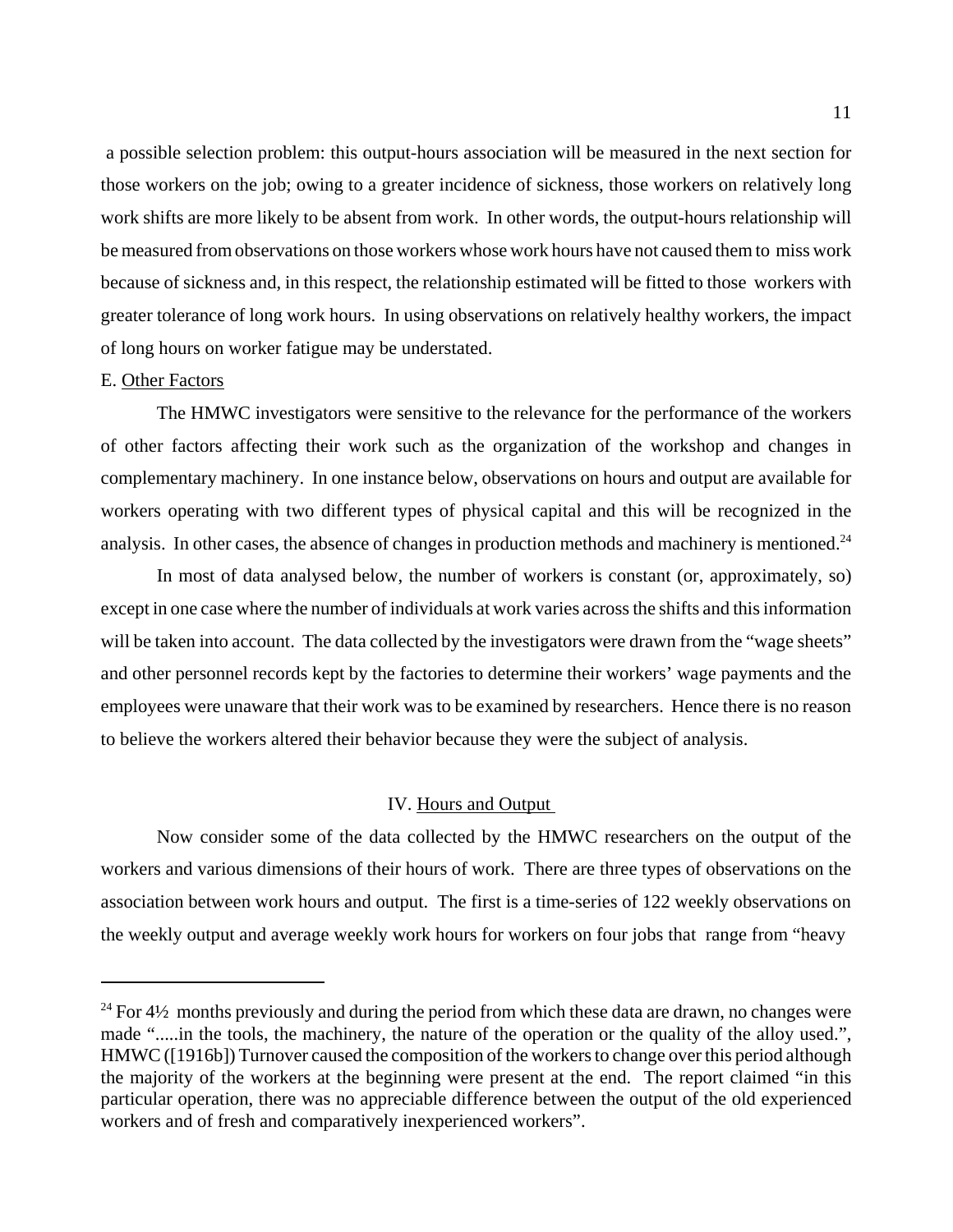a possible selection problem: this output-hours association will be measured in the next section for those workers on the job; owing to a greater incidence of sickness, those workers on relatively long work shifts are more likely to be absent from work. In other words, the output-hours relationship will be measured from observations on those workers whose work hours have not caused them to miss work because of sickness and, in this respect, the relationship estimated will be fitted to those workers with greater tolerance of long work hours. In using observations on relatively healthy workers, the impact of long hours on worker fatigue may be understated.

E. Other Factors

The HMWC investigators were sensitive to the relevance for the performance of the workers of other factors affecting their work such as the organization of the workshop and changes in complementary machinery. In one instance below, observations on hours and output are available for workers operating with two different types of physical capital and this will be recognized in the analysis. In other cases, the absence of changes in production methods and machinery is mentioned.[24]

In most of data analysed below, the number of workers is constant (or, approximately, so) except in one case where the number of individuals at work varies across the shifts and this information will be taken into account. The data collected by the investigators were drawn from the "wage sheets" and other personnel records kept by the factories to determine their workers' wage payments and the employees were unaware that their work was to be examined by researchers. Hence there is no reason to believe the workers altered their behavior because they were the subject of analysis.

## IV. Hours and Output

Now consider some of the data collected by the HMWC researchers on the output of the workers and various dimensions of their hours of work. There are three types of observations on the association between work hours and output. The first is a time-series of 122 weekly observations on the weekly output and average weekly work hours for workers on four jobs that range from "heavy

---

[24] For 4½ months previously and during the period from which these data are drawn, no changes were made ".....in the tools, the machinery, the nature of the operation or the quality of the alloy used.", HMWC ([1916b]) Turnover caused the composition of the workers to change over this period although the majority of the workers at the beginning were present at the end. The report claimed "in this particular operation, there was no appreciable difference between the output of the old experienced workers and of fresh and comparatively inexperienced workers".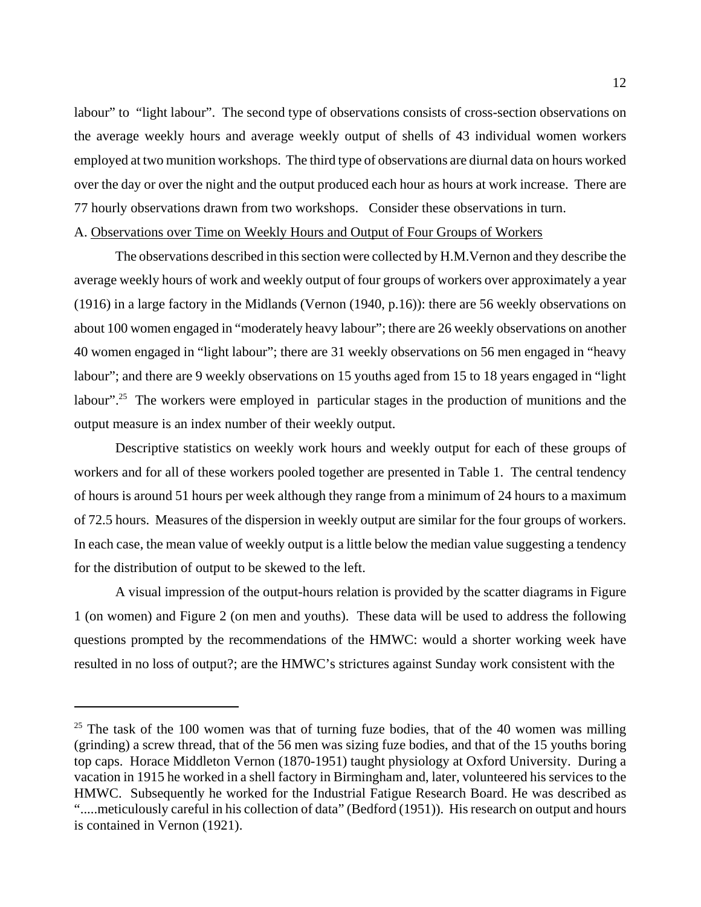labour" to "light labour". The second type of observations consists of cross-section observations on the average weekly hours and average weekly output of shells of 43 individual women workers employed at two munition workshops. The third type of observations are diurnal data on hours worked over the day or over the night and the output produced each hour as hours at work increase. There are 77 hourly observations drawn from two workshops. Consider these observations in turn.

A. Observations over Time on Weekly Hours and Output of Four Groups of Workers

The observations described in this section were collected by H.M.Vernon and they describe the average weekly hours of work and weekly output of four groups of workers over approximately a year (1916) in a large factory in the Midlands (Vernon (1940, p.16)): there are 56 weekly observations on about 100 women engaged in "moderately heavy labour"; there are 26 weekly observations on another 40 women engaged in "light labour"; there are 31 weekly observations on 56 men engaged in "heavy labour"; and there are 9 weekly observations on 15 youths aged from 15 to 18 years engaged in "light labour".[25] The workers were employed in particular stages in the production of munitions and the output measure is an index number of their weekly output.

Descriptive statistics on weekly work hours and weekly output for each of these groups of workers and for all of these workers pooled together are presented in Table 1. The central tendency of hours is around 51 hours per week although they range from a minimum of 24 hours to a maximum of 72.5 hours. Measures of the dispersion in weekly output are similar for the four groups of workers. In each case, the mean value of weekly output is a little below the median value suggesting a tendency for the distribution of output to be skewed to the left.

A visual impression of the output-hours relation is provided by the scatter diagrams in Figure 1 (on women) and Figure 2 (on men and youths). These data will be used to address the following questions prompted by the recommendations of the HMWC: would a shorter working week have resulted in no loss of output?; are the HMWC's strictures against Sunday work consistent with the

[25] The task of the 100 women was that of turning fuze bodies, that of the 40 women was milling (grinding) a screw thread, that of the 56 men was sizing fuze bodies, and that of the 15 youths boring top caps. Horace Middleton Vernon (1870-1951) taught physiology at Oxford University. During a vacation in 1915 he worked in a shell factory in Birmingham and, later, volunteered his services to the HMWC. Subsequently he worked for the Industrial Fatigue Research Board. He was described as ".....meticulously careful in his collection of data" (Bedford (1951)). His research on output and hours is contained in Vernon (1921).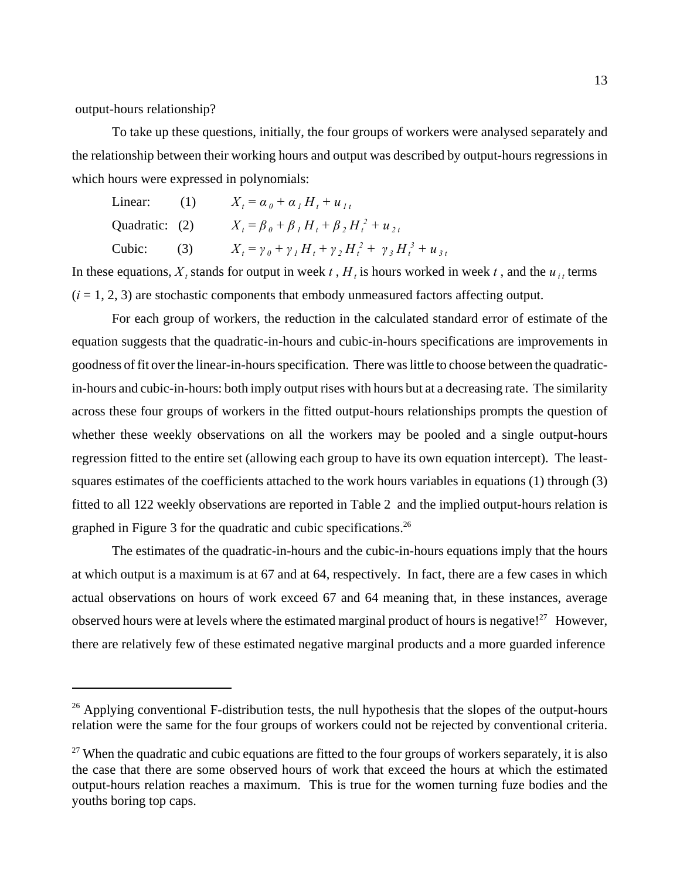output-hours relationship?

To take up these questions, initially, the four groups of workers were analysed separately and the relationship between their working hours and output was described by output-hours regressions in which hours were expressed in polynomials:

Linear: (1) $X_t = \alpha_0 + \alpha_1 H_t + u_{1t}$

Quadratic: (2) $X_t = \beta_0 + \beta_1 H_t + \beta_2 H_t^2 + u_{2t}$

Cubic: (3) $X_t = \gamma_0 + \gamma_1 H_t + \gamma_2 H_t^2 + \gamma_3 H_t^3 + u_{3t}$

In these equations, $X_t$ stands for output in week $t$, $H_t$ is hours worked in week $t$, and the $u_{it}$ terms ($i$ = 1, 2, 3) are stochastic components that embody unmeasured factors affecting output.

For each group of workers, the reduction in the calculated standard error of estimate of the equation suggests that the quadratic-in-hours and cubic-in-hours specifications are improvements in goodness of fit over the linear-in-hours specification. There was little to choose between the quadratic-in-hours and cubic-in-hours: both imply output rises with hours but at a decreasing rate. The similarity across these four groups of workers in the fitted output-hours relationships prompts the question of whether these weekly observations on all the workers may be pooled and a single output-hours regression fitted to the entire set (allowing each group to have its own equation intercept). The least-squares estimates of the coefficients attached to the work hours variables in equations (1) through (3) fitted to all 122 weekly observations are reported in Table 2 and the implied output-hours relation is graphed in Figure 3 for the quadratic and cubic specifications.[26]

The estimates of the quadratic-in-hours and the cubic-in-hours equations imply that the hours at which output is a maximum is at 67 and at 64, respectively. In fact, there are a few cases in which actual observations on hours of work exceed 67 and 64 meaning that, in these instances, average observed hours were at levels where the estimated marginal product of hours is negative![27] However, there are relatively few of these estimated negative marginal products and a more guarded inference

[26] Applying conventional F-distribution tests, the null hypothesis that the slopes of the output-hours relation were the same for the four groups of workers could not be rejected by conventional criteria.

[27] When the quadratic and cubic equations are fitted to the four groups of workers separately, it is also the case that there are some observed hours of work that exceed the hours at which the estimated output-hours relation reaches a maximum. This is true for the women turning fuze bodies and the youths boring top caps.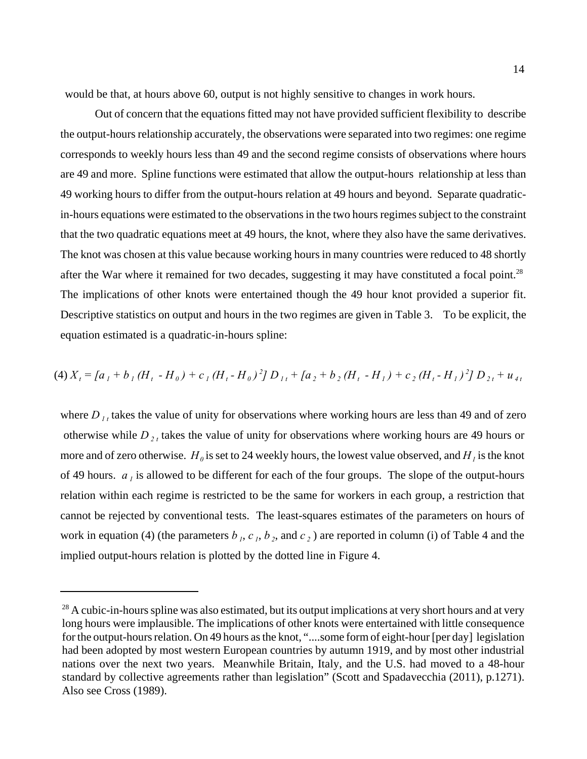would be that, at hours above 60, output is not highly sensitive to changes in work hours.

Out of concern that the equations fitted may not have provided sufficient flexibility to describe the output-hours relationship accurately, the observations were separated into two regimes: one regime corresponds to weekly hours less than 49 and the second regime consists of observations where hours are 49 and more. Spline functions were estimated that allow the output-hours relationship at less than 49 working hours to differ from the output-hours relation at 49 hours and beyond. Separate quadratic-in-hours equations were estimated to the observations in the two hours regimes subject to the constraint that the two quadratic equations meet at 49 hours, the knot, where they also have the same derivatives. The knot was chosen at this value because working hours in many countries were reduced to 48 shortly after the War where it remained for two decades, suggesting it may have constituted a focal point.[28] The implications of other knots were entertained though the 49 hour knot provided a superior fit. Descriptive statistics on output and hours in the two regimes are given in Table 3. To be explicit, the equation estimated is a quadratic-in-hours spline:

$$(4)\ X_t = [a_1 + b_1 (H_t - H_0) + c_1 (H_t - H_0)^2]\, D_{1t} + [a_2 + b_2 (H_t - H_1) + c_2 (H_t - H_1)^2]\, D_{2t} + u_{4t}$$

where $D_{1t}$ takes the value of unity for observations where working hours are less than 49 and of zero otherwise while $D_{2t}$ takes the value of unity for observations where working hours are 49 hours or more and of zero otherwise. $H_0$ is set to 24 weekly hours, the lowest value observed, and $H_1$ is the knot of 49 hours. $a_1$ is allowed to be different for each of the four groups. The slope of the output-hours relation within each regime is restricted to be the same for workers in each group, a restriction that cannot be rejected by conventional tests. The least-squares estimates of the parameters on hours of work in equation (4) (the parameters $b_1$, $c_1$, $b_2$, and $c_2$) are reported in column (i) of Table 4 and the implied output-hours relation is plotted by the dotted line in Figure 4.

---

[28] A cubic-in-hours spline was also estimated, but its output implications at very short hours and at very long hours were implausible. The implications of other knots were entertained with little consequence for the output-hours relation. On 49 hours as the knot, "....some form of eight-hour [per day] legislation had been adopted by most western European countries by autumn 1919, and by most other industrial nations over the next two years. Meanwhile Britain, Italy, and the U.S. had moved to a 48-hour standard by collective agreements rather than legislation" (Scott and Spadavecchia (2011), p.1271). Also see Cross (1989).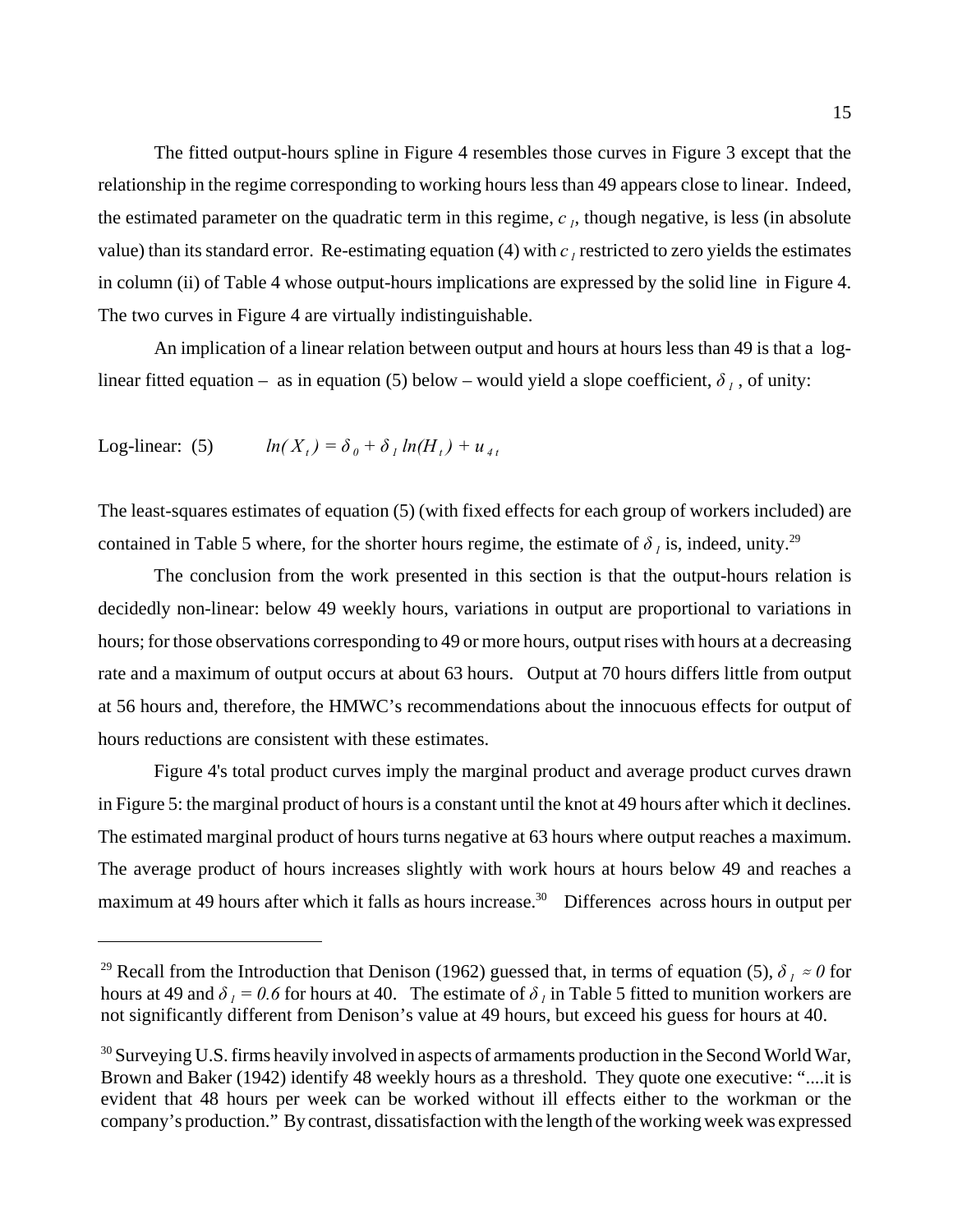The fitted output-hours spline in Figure 4 resembles those curves in Figure 3 except that the relationship in the regime corresponding to working hours less than 49 appears close to linear. Indeed, the estimated parameter on the quadratic term in this regime, $c_1$, though negative, is less (in absolute value) than its standard error. Re-estimating equation (4) with $c_1$ restricted to zero yields the estimates in column (ii) of Table 4 whose output-hours implications are expressed by the solid line in Figure 4. The two curves in Figure 4 are virtually indistinguishable.

An implication of a linear relation between output and hours at hours less than 49 is that a log-linear fitted equation – as in equation (5) below – would yield a slope coefficient, $\delta_1$, of unity:

Log-linear: (5) $$ln(X_t) = \delta_0 + \delta_1 \, ln(H_t) + u_{4t}$$

The least-squares estimates of equation (5) (with fixed effects for each group of workers included) are contained in Table 5 where, for the shorter hours regime, the estimate of $\delta_1$ is, indeed, unity.[29]

The conclusion from the work presented in this section is that the output-hours relation is decidedly non-linear: below 49 weekly hours, variations in output are proportional to variations in hours; for those observations corresponding to 49 or more hours, output rises with hours at a decreasing rate and a maximum of output occurs at about 63 hours. Output at 70 hours differs little from output at 56 hours and, therefore, the HMWC's recommendations about the innocuous effects for output of hours reductions are consistent with these estimates.

Figure 4's total product curves imply the marginal product and average product curves drawn in Figure 5: the marginal product of hours is a constant until the knot at 49 hours after which it declines. The estimated marginal product of hours turns negative at 63 hours where output reaches a maximum. The average product of hours increases slightly with work hours at hours below 49 and reaches a maximum at 49 hours after which it falls as hours increase.[30] Differences across hours in output per

---

[29] Recall from the Introduction that Denison (1962) guessed that, in terms of equation (5), $\delta_1 \approx 0$ for hours at 49 and $\delta_1 = 0.6$ for hours at 40. The estimate of $\delta_1$ in Table 5 fitted to munition workers are not significantly different from Denison's value at 49 hours, but exceed his guess for hours at 40.

[30] Surveying U.S. firms heavily involved in aspects of armaments production in the Second World War, Brown and Baker (1942) identify 48 weekly hours as a threshold. They quote one executive: "....it is evident that 48 hours per week can be worked without ill effects either to the workman or the company's production." By contrast, dissatisfaction with the length of the working week was expressed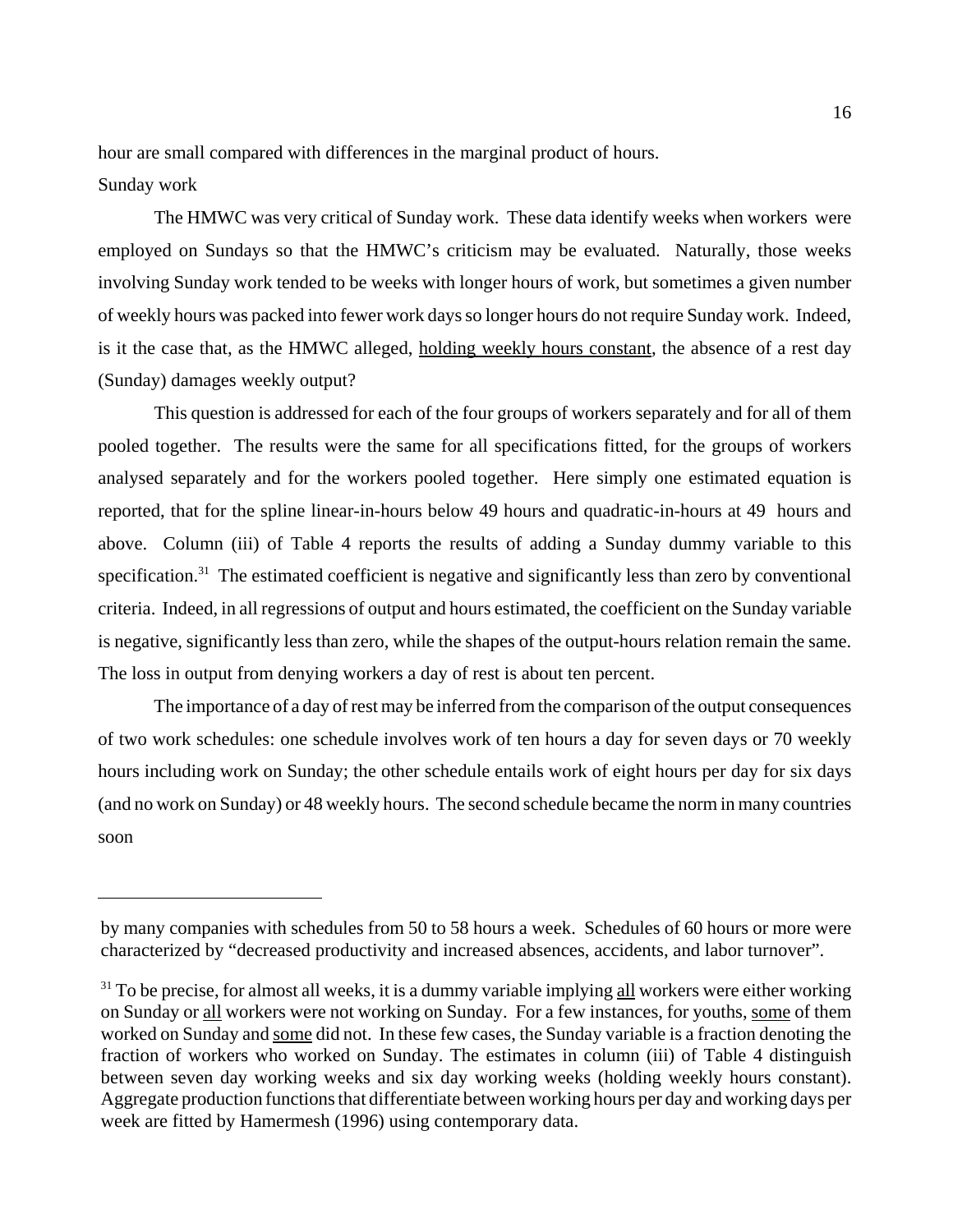hour are small compared with differences in the marginal product of hours.

Sunday work

The HMWC was very critical of Sunday work. These data identify weeks when workers were employed on Sundays so that the HMWC's criticism may be evaluated. Naturally, those weeks involving Sunday work tended to be weeks with longer hours of work, but sometimes a given number of weekly hours was packed into fewer work days so longer hours do not require Sunday work. Indeed, is it the case that, as the HMWC alleged, <u>holding weekly hours constant</u>, the absence of a rest day (Sunday) damages weekly output?

This question is addressed for each of the four groups of workers separately and for all of them pooled together. The results were the same for all specifications fitted, for the groups of workers analysed separately and for the workers pooled together. Here simply one estimated equation is reported, that for the spline linear-in-hours below 49 hours and quadratic-in-hours at 49 hours and above. Column (iii) of Table 4 reports the results of adding a Sunday dummy variable to this specification.[31] The estimated coefficient is negative and significantly less than zero by conventional criteria. Indeed, in all regressions of output and hours estimated, the coefficient on the Sunday variable is negative, significantly less than zero, while the shapes of the output-hours relation remain the same. The loss in output from denying workers a day of rest is about ten percent.

The importance of a day of rest may be inferred from the comparison of the output consequences of two work schedules: one schedule involves work of ten hours a day for seven days or 70 weekly hours including work on Sunday; the other schedule entails work of eight hours per day for six days (and no work on Sunday) or 48 weekly hours. The second schedule became the norm in many countries soon

---

by many companies with schedules from 50 to 58 hours a week. Schedules of 60 hours or more were characterized by "decreased productivity and increased absences, accidents, and labor turnover".

[31] To be precise, for almost all weeks, it is a dummy variable implying <u>all</u> workers were either working on Sunday or <u>all</u> workers were not working on Sunday. For a few instances, for youths, <u>some</u> of them worked on Sunday and <u>some</u> did not. In these few cases, the Sunday variable is a fraction denoting the fraction of workers who worked on Sunday. The estimates in column (iii) of Table 4 distinguish between seven day working weeks and six day working weeks (holding weekly hours constant). Aggregate production functions that differentiate between working hours per day and working days per week are fitted by Hamermesh (1996) using contemporary data.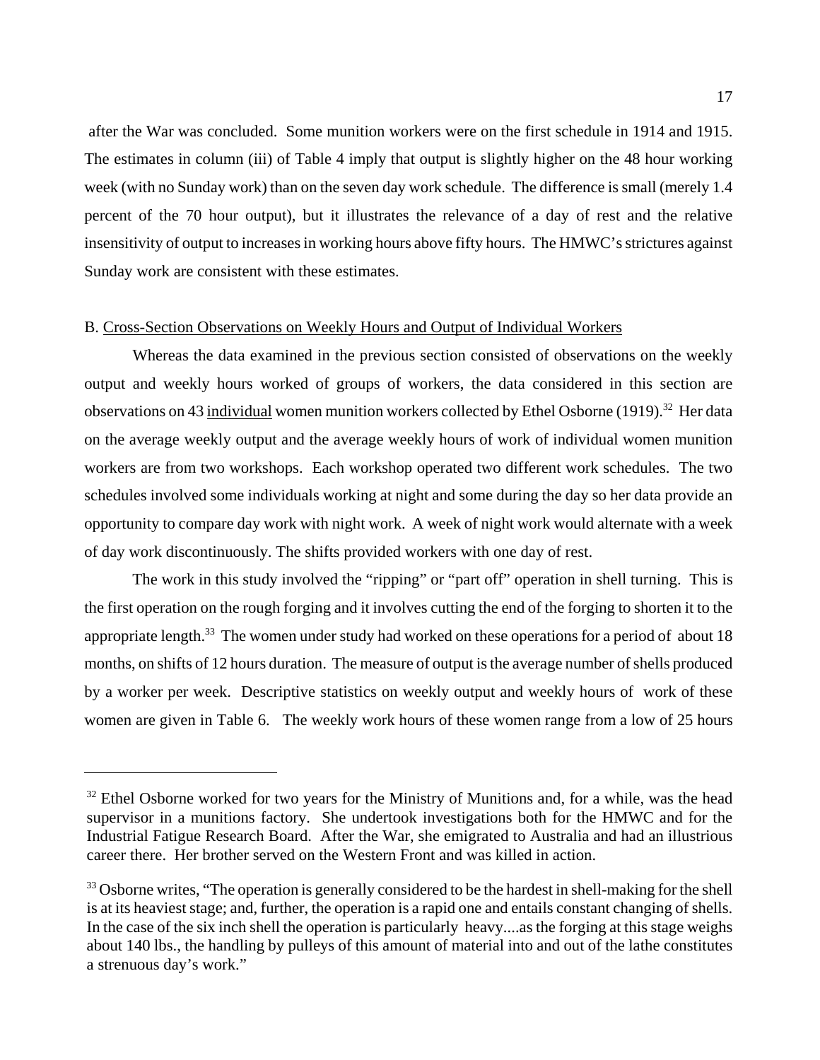after the War was concluded. Some munition workers were on the first schedule in 1914 and 1915. The estimates in column (iii) of Table 4 imply that output is slightly higher on the 48 hour working week (with no Sunday work) than on the seven day work schedule. The difference is small (merely 1.4 percent of the 70 hour output), but it illustrates the relevance of a day of rest and the relative insensitivity of output to increases in working hours above fifty hours. The HMWC's strictures against Sunday work are consistent with these estimates.

B. Cross-Section Observations on Weekly Hours and Output of Individual Workers

Whereas the data examined in the previous section consisted of observations on the weekly output and weekly hours worked of groups of workers, the data considered in this section are observations on 43 individual women munition workers collected by Ethel Osborne (1919).[32] Her data on the average weekly output and the average weekly hours of work of individual women munition workers are from two workshops. Each workshop operated two different work schedules. The two schedules involved some individuals working at night and some during the day so her data provide an opportunity to compare day work with night work. A week of night work would alternate with a week of day work discontinuously. The shifts provided workers with one day of rest.

The work in this study involved the "ripping" or "part off" operation in shell turning. This is the first operation on the rough forging and it involves cutting the end of the forging to shorten it to the appropriate length.[33] The women under study had worked on these operations for a period of about 18 months, on shifts of 12 hours duration. The measure of output is the average number of shells produced by a worker per week. Descriptive statistics on weekly output and weekly hours of work of these women are given in Table 6. The weekly work hours of these women range from a low of 25 hours

---

[32] Ethel Osborne worked for two years for the Ministry of Munitions and, for a while, was the head supervisor in a munitions factory. She undertook investigations both for the HMWC and for the Industrial Fatigue Research Board. After the War, she emigrated to Australia and had an illustrious career there. Her brother served on the Western Front and was killed in action.

[33] Osborne writes, "The operation is generally considered to be the hardest in shell-making for the shell is at its heaviest stage; and, further, the operation is a rapid one and entails constant changing of shells. In the case of the six inch shell the operation is particularly heavy....as the forging at this stage weighs about 140 lbs., the handling by pulleys of this amount of material into and out of the lathe constitutes a strenuous day's work."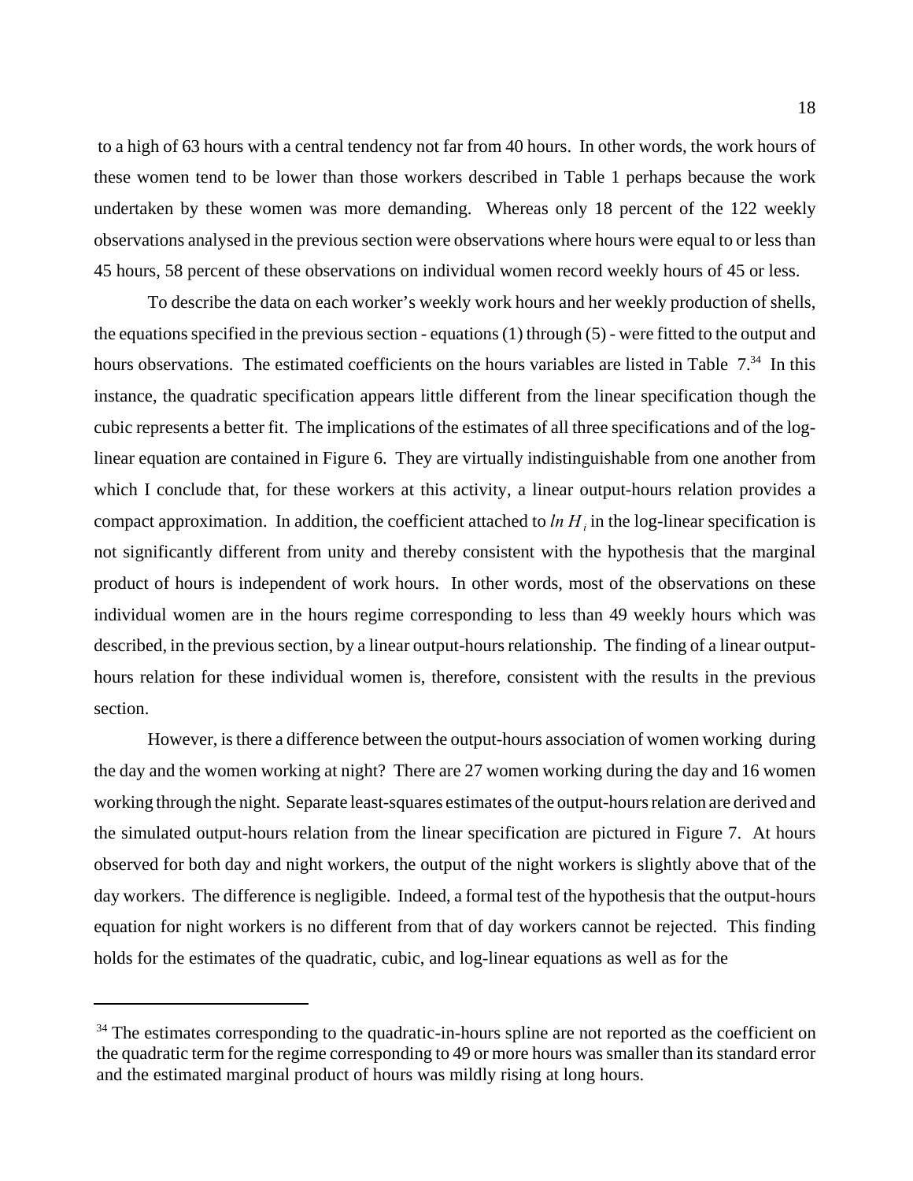to a high of 63 hours with a central tendency not far from 40 hours. In other words, the work hours of these women tend to be lower than those workers described in Table 1 perhaps because the work undertaken by these women was more demanding. Whereas only 18 percent of the 122 weekly observations analysed in the previous section were observations where hours were equal to or less than 45 hours, 58 percent of these observations on individual women record weekly hours of 45 or less.

To describe the data on each worker's weekly work hours and her weekly production of shells, the equations specified in the previous section - equations (1) through (5) - were fitted to the output and hours observations. The estimated coefficients on the hours variables are listed in Table 7.[34] In this instance, the quadratic specification appears little different from the linear specification though the cubic represents a better fit. The implications of the estimates of all three specifications and of the log-linear equation are contained in Figure 6. They are virtually indistinguishable from one another from which I conclude that, for these workers at this activity, a linear output-hours relation provides a compact approximation. In addition, the coefficient attached to $ln\, H_i$ in the log-linear specification is not significantly different from unity and thereby consistent with the hypothesis that the marginal product of hours is independent of work hours. In other words, most of the observations on these individual women are in the hours regime corresponding to less than 49 weekly hours which was described, in the previous section, by a linear output-hours relationship. The finding of a linear output-hours relation for these individual women is, therefore, consistent with the results in the previous section.

However, is there a difference between the output-hours association of women working during the day and the women working at night? There are 27 women working during the day and 16 women working through the night. Separate least-squares estimates of the output-hours relation are derived and the simulated output-hours relation from the linear specification are pictured in Figure 7. At hours observed for both day and night workers, the output of the night workers is slightly above that of the day workers. The difference is negligible. Indeed, a formal test of the hypothesis that the output-hours equation for night workers is no different from that of day workers cannot be rejected. This finding holds for the estimates of the quadratic, cubic, and log-linear equations as well as for the

---

[34] The estimates corresponding to the quadratic-in-hours spline are not reported as the coefficient on the quadratic term for the regime corresponding to 49 or more hours was smaller than its standard error and the estimated marginal product of hours was mildly rising at long hours.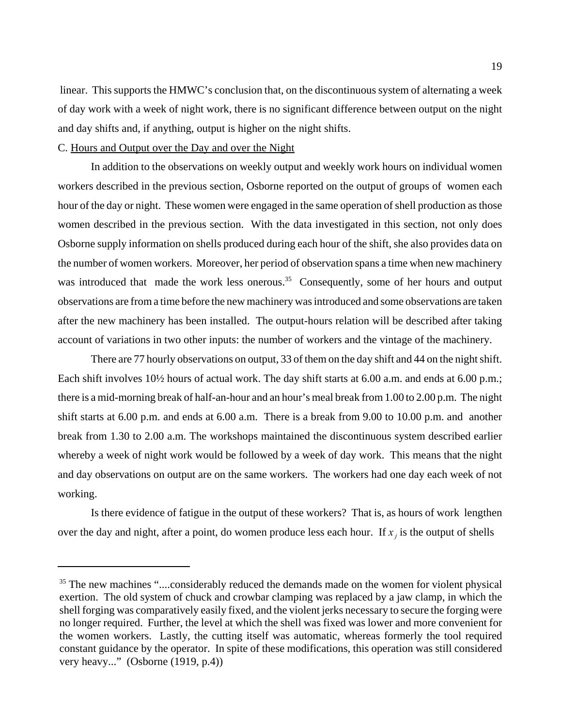linear. This supports the HMWC's conclusion that, on the discontinuous system of alternating a week of day work with a week of night work, there is no significant difference between output on the night and day shifts and, if anything, output is higher on the night shifts.

C. Hours and Output over the Day and over the Night

In addition to the observations on weekly output and weekly work hours on individual women workers described in the previous section, Osborne reported on the output of groups of women each hour of the day or night. These women were engaged in the same operation of shell production as those women described in the previous section. With the data investigated in this section, not only does Osborne supply information on shells produced during each hour of the shift, she also provides data on the number of women workers. Moreover, her period of observation spans a time when new machinery was introduced that made the work less onerous.[35] Consequently, some of her hours and output observations are from a time before the new machinery was introduced and some observations are taken after the new machinery has been installed. The output-hours relation will be described after taking account of variations in two other inputs: the number of workers and the vintage of the machinery.

There are 77 hourly observations on output, 33 of them on the day shift and 44 on the night shift. Each shift involves 10½ hours of actual work. The day shift starts at 6.00 a.m. and ends at 6.00 p.m.; there is a mid-morning break of half-an-hour and an hour's meal break from 1.00 to 2.00 p.m. The night shift starts at 6.00 p.m. and ends at 6.00 a.m. There is a break from 9.00 to 10.00 p.m. and another break from 1.30 to 2.00 a.m. The workshops maintained the discontinuous system described earlier whereby a week of night work would be followed by a week of day work. This means that the night and day observations on output are on the same workers. The workers had one day each week of not working.

Is there evidence of fatigue in the output of these workers? That is, as hours of work lengthen over the day and night, after a point, do women produce less each hour. If $x_j$ is the output of shells

---

[35] The new machines "....considerably reduced the demands made on the women for violent physical exertion. The old system of chuck and crowbar clamping was replaced by a jaw clamp, in which the shell forging was comparatively easily fixed, and the violent jerks necessary to secure the forging were no longer required. Further, the level at which the shell was fixed was lower and more convenient for the women workers. Lastly, the cutting itself was automatic, whereas formerly the tool required constant guidance by the operator. In spite of these modifications, this operation was still considered very heavy..." (Osborne (1919, p.4))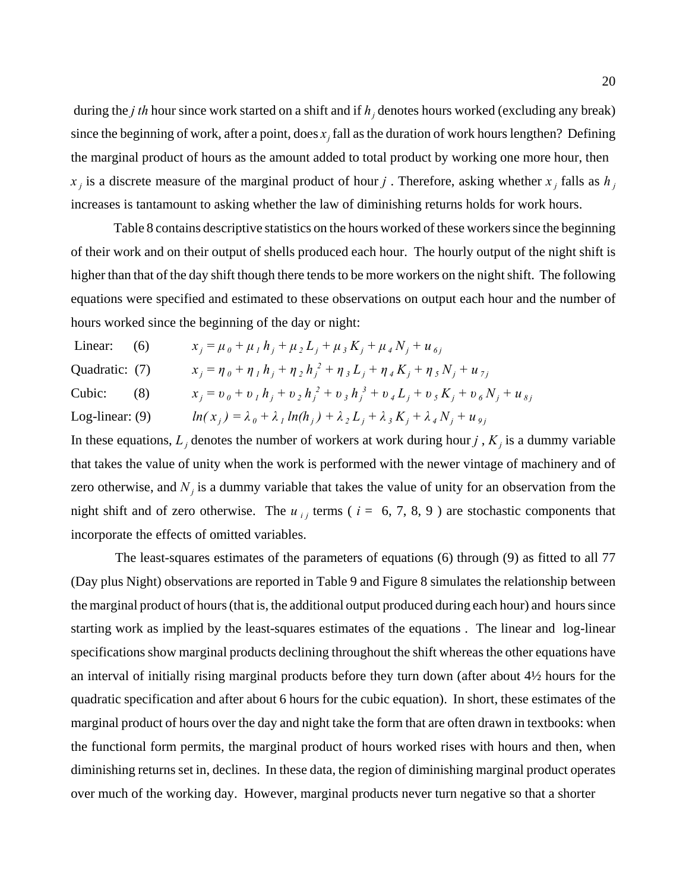during the *j th* hour since work started on a shift and if $h_j$ denotes hours worked (excluding any break) since the beginning of work, after a point, does $x_j$ fall as the duration of work hours lengthen? Defining the marginal product of hours as the amount added to total product by working one more hour, then $x_j$ is a discrete measure of the marginal product of hour $j$. Therefore, asking whether $x_j$ falls as $h_j$ increases is tantamount to asking whether the law of diminishing returns holds for work hours.

Table 8 contains descriptive statistics on the hours worked of these workers since the beginning of their work and on their output of shells produced each hour. The hourly output of the night shift is higher than that of the day shift though there tends to be more workers on the night shift. The following equations were specified and estimated to these observations on output each hour and the number of hours worked since the beginning of the day or night:

Linear: (6) $$x_j = \mu_0 + \mu_1 h_j + \mu_2 L_j + \mu_3 K_j + \mu_4 N_j + u_{6j}$$

Quadratic: (7) $$x_j = \eta_0 + \eta_1 h_j + \eta_2 h_j^2 + \eta_3 L_j + \eta_4 K_j + \eta_5 N_j + u_{7j}$$

Cubic: (8) $$x_j = \upsilon_0 + \upsilon_1 h_j + \upsilon_2 h_j^2 + \upsilon_3 h_j^3 + \upsilon_4 L_j + \upsilon_5 K_j + \upsilon_6 N_j + u_{8j}$$

Log-linear: (9) $$ln(x_j) = \lambda_0 + \lambda_1 ln(h_j) + \lambda_2 L_j + \lambda_3 K_j + \lambda_4 N_j + u_{9j}$$

In these equations, $L_j$ denotes the number of workers at work during hour $j$, $K_j$ is a dummy variable that takes the value of unity when the work is performed with the newer vintage of machinery and of zero otherwise, and $N_j$ is a dummy variable that takes the value of unity for an observation from the night shift and of zero otherwise. The $u_{ij}$ terms ( $i$ = 6, 7, 8, 9 ) are stochastic components that incorporate the effects of omitted variables.

The least-squares estimates of the parameters of equations (6) through (9) as fitted to all 77 (Day plus Night) observations are reported in Table 9 and Figure 8 simulates the relationship between the marginal product of hours (that is, the additional output produced during each hour) and hours since starting work as implied by the least-squares estimates of the equations . The linear and log-linear specifications show marginal products declining throughout the shift whereas the other equations have an interval of initially rising marginal products before they turn down (after about 4½ hours for the quadratic specification and after about 6 hours for the cubic equation). In short, these estimates of the marginal product of hours over the day and night take the form that are often drawn in textbooks: when the functional form permits, the marginal product of hours worked rises with hours and then, when diminishing returns set in, declines. In these data, the region of diminishing marginal product operates over much of the working day. However, marginal products never turn negative so that a shorter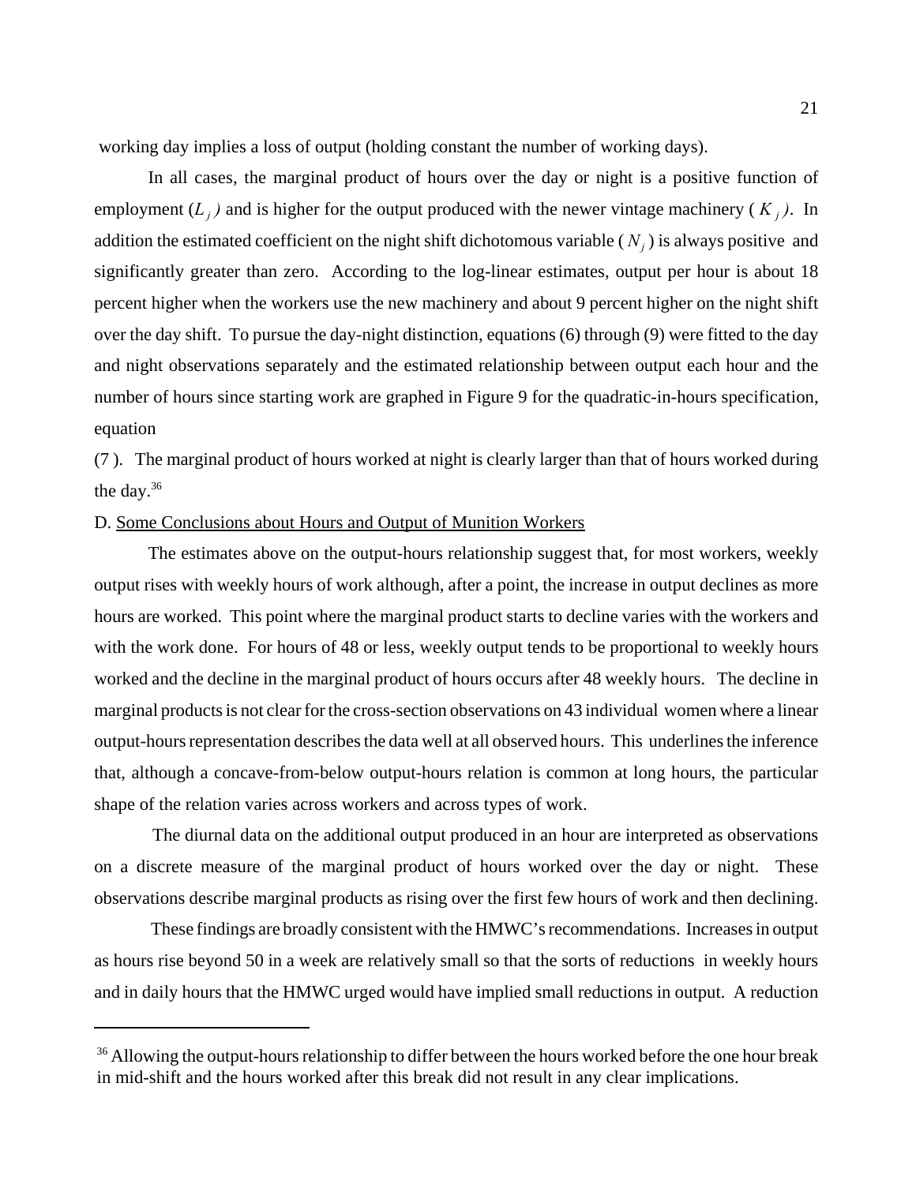working day implies a loss of output (holding constant the number of working days).

In all cases, the marginal product of hours over the day or night is a positive function of employment ($L_j$) and is higher for the output produced with the newer vintage machinery ($K_j$). In addition the estimated coefficient on the night shift dichotomous variable ($N_j$) is always positive and significantly greater than zero. According to the log-linear estimates, output per hour is about 18 percent higher when the workers use the new machinery and about 9 percent higher on the night shift over the day shift. To pursue the day-night distinction, equations (6) through (9) were fitted to the day and night observations separately and the estimated relationship between output each hour and the number of hours since starting work are graphed in Figure 9 for the quadratic-in-hours specification, equation (7). The marginal product of hours worked at night is clearly larger than that of hours worked during the day.[36]

D. <u>Some Conclusions about Hours and Output of Munition Workers</u>

The estimates above on the output-hours relationship suggest that, for most workers, weekly output rises with weekly hours of work although, after a point, the increase in output declines as more hours are worked. This point where the marginal product starts to decline varies with the workers and with the work done. For hours of 48 or less, weekly output tends to be proportional to weekly hours worked and the decline in the marginal product of hours occurs after 48 weekly hours. The decline in marginal products is not clear for the cross-section observations on 43 individual women where a linear output-hours representation describes the data well at all observed hours. This underlines the inference that, although a concave-from-below output-hours relation is common at long hours, the particular shape of the relation varies across workers and across types of work.

The diurnal data on the additional output produced in an hour are interpreted as observations on a discrete measure of the marginal product of hours worked over the day or night. These observations describe marginal products as rising over the first few hours of work and then declining.

These findings are broadly consistent with the HMWC's recommendations. Increases in output as hours rise beyond 50 in a week are relatively small so that the sorts of reductions in weekly hours and in daily hours that the HMWC urged would have implied small reductions in output. A reduction

---

[36] Allowing the output-hours relationship to differ between the hours worked before the one hour break in mid-shift and the hours worked after this break did not result in any clear implications.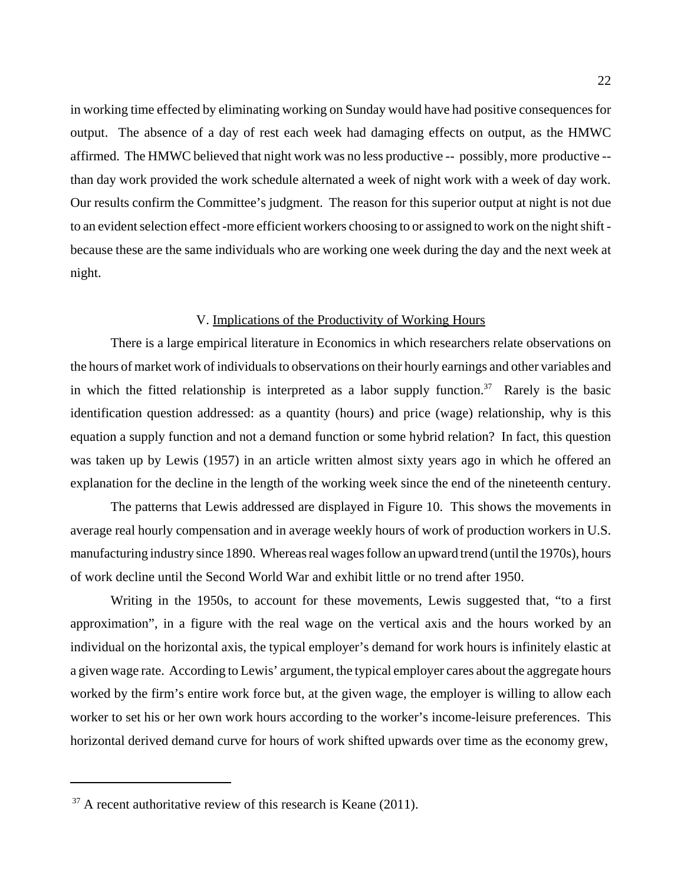in working time effected by eliminating working on Sunday would have had positive consequences for output. The absence of a day of rest each week had damaging effects on output, as the HMWC affirmed. The HMWC believed that night work was no less productive -- possibly, more productive -- than day work provided the work schedule alternated a week of night work with a week of day work. Our results confirm the Committee's judgment. The reason for this superior output at night is not due to an evident selection effect -more efficient workers choosing to or assigned to work on the night shift - because these are the same individuals who are working one week during the day and the next week at night.

## V. Implications of the Productivity of Working Hours

There is a large empirical literature in Economics in which researchers relate observations on the hours of market work of individuals to observations on their hourly earnings and other variables and in which the fitted relationship is interpreted as a labor supply function.[37] Rarely is the basic identification question addressed: as a quantity (hours) and price (wage) relationship, why is this equation a supply function and not a demand function or some hybrid relation? In fact, this question was taken up by Lewis (1957) in an article written almost sixty years ago in which he offered an explanation for the decline in the length of the working week since the end of the nineteenth century.

The patterns that Lewis addressed are displayed in Figure 10. This shows the movements in average real hourly compensation and in average weekly hours of work of production workers in U.S. manufacturing industry since 1890. Whereas real wages follow an upward trend (until the 1970s), hours of work decline until the Second World War and exhibit little or no trend after 1950.

Writing in the 1950s, to account for these movements, Lewis suggested that, "to a first approximation", in a figure with the real wage on the vertical axis and the hours worked by an individual on the horizontal axis, the typical employer's demand for work hours is infinitely elastic at a given wage rate. According to Lewis' argument, the typical employer cares about the aggregate hours worked by the firm's entire work force but, at the given wage, the employer is willing to allow each worker to set his or her own work hours according to the worker's income-leisure preferences. This horizontal derived demand curve for hours of work shifted upwards over time as the economy grew,

[37] A recent authoritative review of this research is Keane (2011).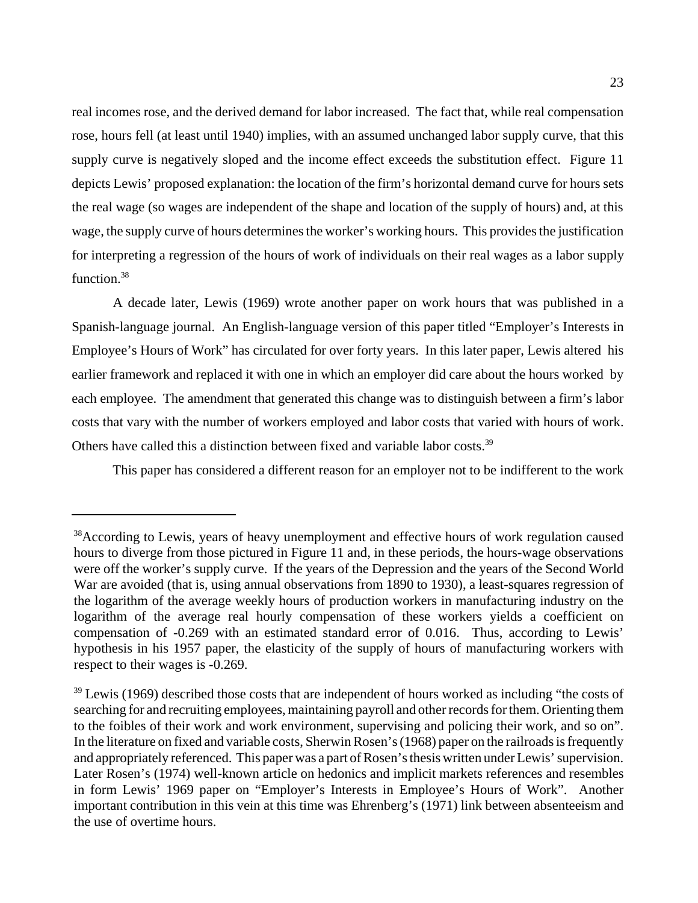real incomes rose, and the derived demand for labor increased. The fact that, while real compensation rose, hours fell (at least until 1940) implies, with an assumed unchanged labor supply curve, that this supply curve is negatively sloped and the income effect exceeds the substitution effect. Figure 11 depicts Lewis' proposed explanation: the location of the firm's horizontal demand curve for hours sets the real wage (so wages are independent of the shape and location of the supply of hours) and, at this wage, the supply curve of hours determines the worker's working hours. This provides the justification for interpreting a regression of the hours of work of individuals on their real wages as a labor supply function.[38]

A decade later, Lewis (1969) wrote another paper on work hours that was published in a Spanish-language journal. An English-language version of this paper titled "Employer's Interests in Employee's Hours of Work" has circulated for over forty years. In this later paper, Lewis altered his earlier framework and replaced it with one in which an employer did care about the hours worked by each employee. The amendment that generated this change was to distinguish between a firm's labor costs that vary with the number of workers employed and labor costs that varied with hours of work. Others have called this a distinction between fixed and variable labor costs.[39]

This paper has considered a different reason for an employer not to be indifferent to the work

---

[38]According to Lewis, years of heavy unemployment and effective hours of work regulation caused hours to diverge from those pictured in Figure 11 and, in these periods, the hours-wage observations were off the worker's supply curve. If the years of the Depression and the years of the Second World War are avoided (that is, using annual observations from 1890 to 1930), a least-squares regression of the logarithm of the average weekly hours of production workers in manufacturing industry on the logarithm of the average real hourly compensation of these workers yields a coefficient on compensation of -0.269 with an estimated standard error of 0.016. Thus, according to Lewis' hypothesis in his 1957 paper, the elasticity of the supply of hours of manufacturing workers with respect to their wages is -0.269.

[39] Lewis (1969) described those costs that are independent of hours worked as including "the costs of searching for and recruiting employees, maintaining payroll and other records for them. Orienting them to the foibles of their work and work environment, supervising and policing their work, and so on". In the literature on fixed and variable costs, Sherwin Rosen's (1968) paper on the railroads is frequently and appropriately referenced. This paper was a part of Rosen's thesis written under Lewis' supervision. Later Rosen's (1974) well-known article on hedonics and implicit markets references and resembles in form Lewis' 1969 paper on "Employer's Interests in Employee's Hours of Work". Another important contribution in this vein at this time was Ehrenberg's (1971) link between absenteeism and the use of overtime hours.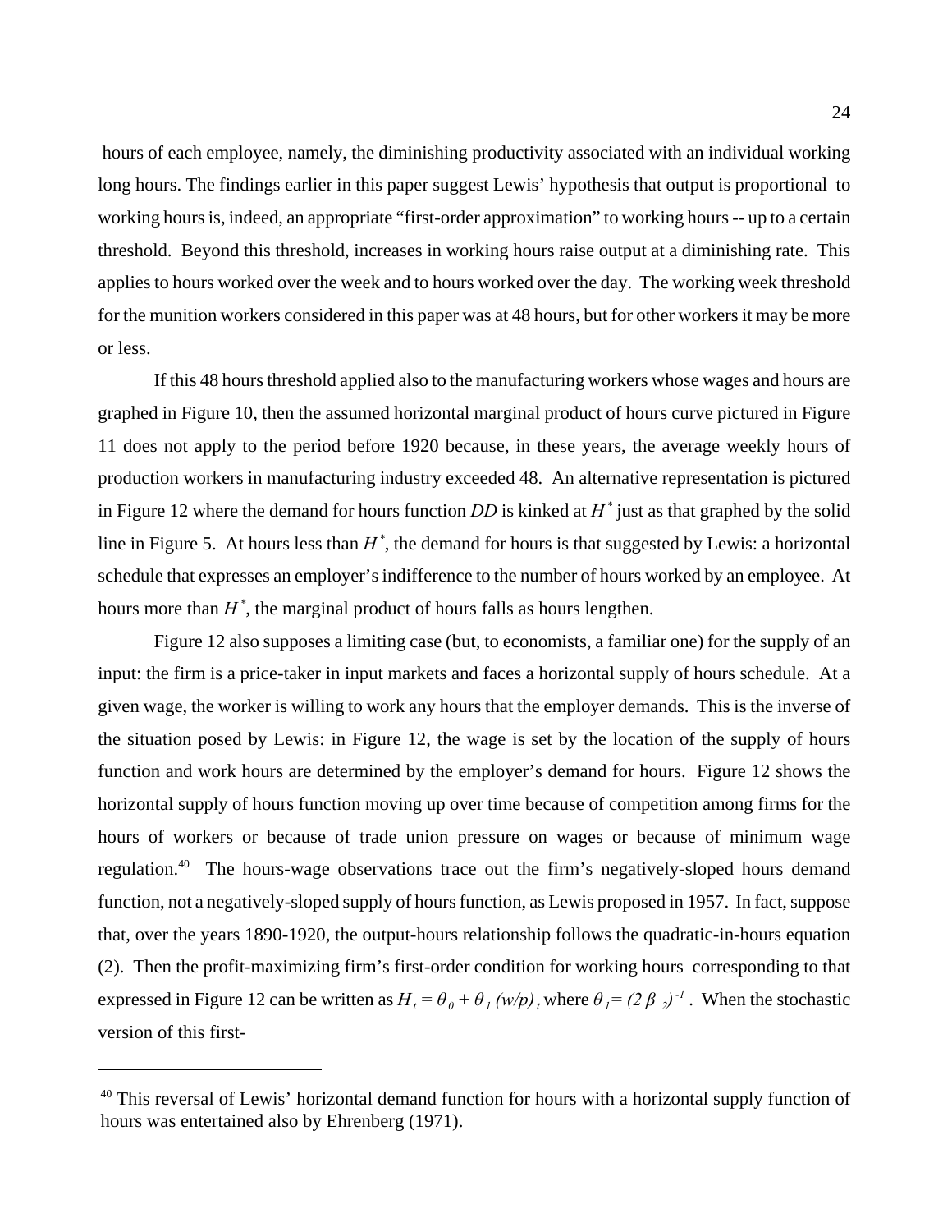hours of each employee, namely, the diminishing productivity associated with an individual working long hours. The findings earlier in this paper suggest Lewis' hypothesis that output is proportional to working hours is, indeed, an appropriate "first-order approximation" to working hours -- up to a certain threshold. Beyond this threshold, increases in working hours raise output at a diminishing rate. This applies to hours worked over the week and to hours worked over the day. The working week threshold for the munition workers considered in this paper was at 48 hours, but for other workers it may be more or less.

If this 48 hours threshold applied also to the manufacturing workers whose wages and hours are graphed in Figure 10, then the assumed horizontal marginal product of hours curve pictured in Figure 11 does not apply to the period before 1920 because, in these years, the average weekly hours of production workers in manufacturing industry exceeded 48. An alternative representation is pictured in Figure 12 where the demand for hours function *DD* is kinked at $H^*$ just as that graphed by the solid line in Figure 5. At hours less than $H^*$, the demand for hours is that suggested by Lewis: a horizontal schedule that expresses an employer's indifference to the number of hours worked by an employee. At hours more than $H^*$, the marginal product of hours falls as hours lengthen.

Figure 12 also supposes a limiting case (but, to economists, a familiar one) for the supply of an input: the firm is a price-taker in input markets and faces a horizontal supply of hours schedule. At a given wage, the worker is willing to work any hours that the employer demands. This is the inverse of the situation posed by Lewis: in Figure 12, the wage is set by the location of the supply of hours function and work hours are determined by the employer's demand for hours. Figure 12 shows the horizontal supply of hours function moving up over time because of competition among firms for the hours of workers or because of trade union pressure on wages or because of minimum wage regulation.[40] The hours-wage observations trace out the firm's negatively-sloped hours demand function, not a negatively-sloped supply of hours function, as Lewis proposed in 1957. In fact, suppose that, over the years 1890-1920, the output-hours relationship follows the quadratic-in-hours equation (2). Then the profit-maximizing firm's first-order condition for working hours corresponding to that expressed in Figure 12 can be written as $H_t = \theta_0 + \theta_1 (w/p)_t$ where $\theta_1 = (2\beta_2)^{-1}$. When the stochastic version of this first-

[40] This reversal of Lewis' horizontal demand function for hours with a horizontal supply function of hours was entertained also by Ehrenberg (1971).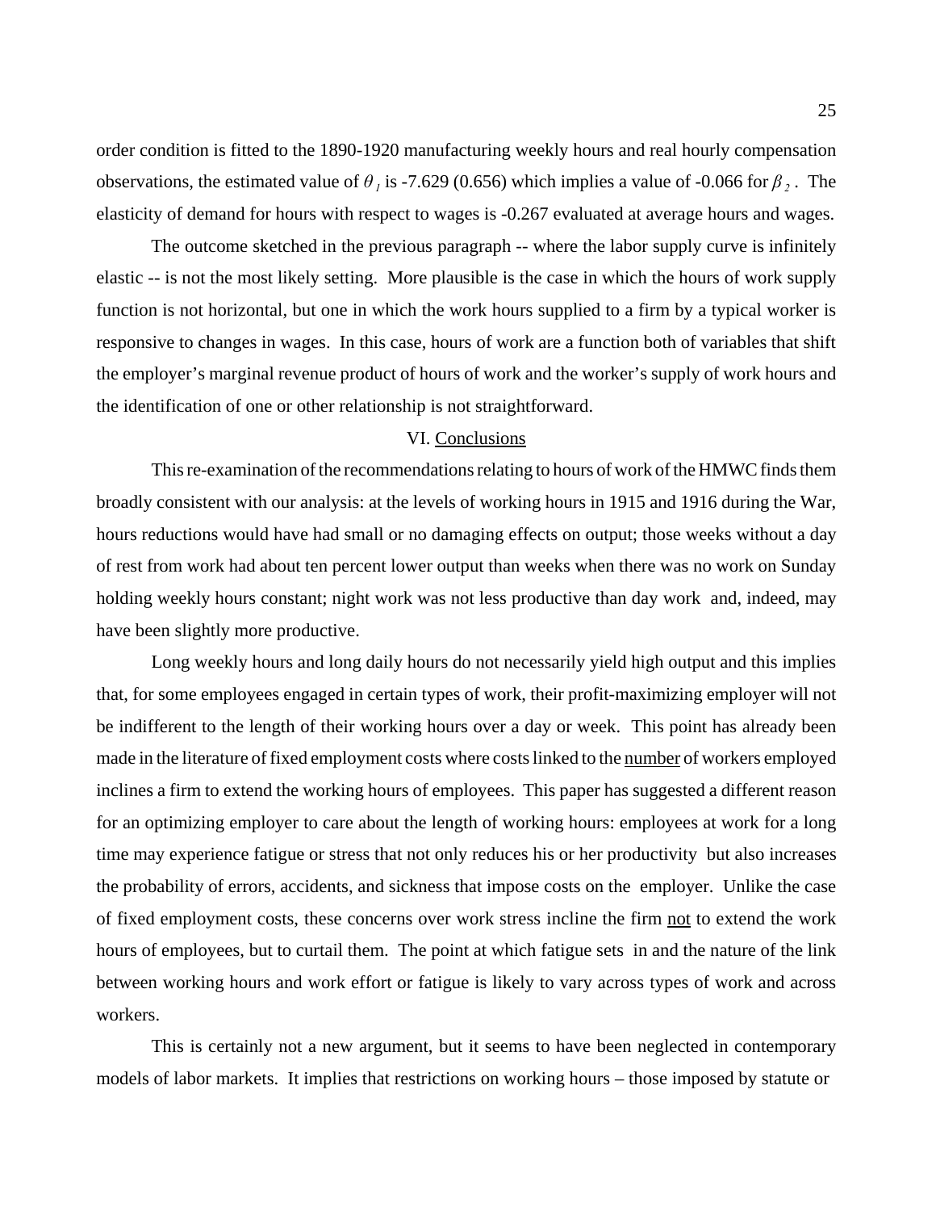order condition is fitted to the 1890-1920 manufacturing weekly hours and real hourly compensation observations, the estimated value of $\theta_1$ is -7.629 (0.656) which implies a value of -0.066 for $\beta_2$. The elasticity of demand for hours with respect to wages is -0.267 evaluated at average hours and wages.

The outcome sketched in the previous paragraph -- where the labor supply curve is infinitely elastic -- is not the most likely setting. More plausible is the case in which the hours of work supply function is not horizontal, but one in which the work hours supplied to a firm by a typical worker is responsive to changes in wages. In this case, hours of work are a function both of variables that shift the employer's marginal revenue product of hours of work and the worker's supply of work hours and the identification of one or other relationship is not straightforward.

## VI. Conclusions

This re-examination of the recommendations relating to hours of work of the HMWC finds them broadly consistent with our analysis: at the levels of working hours in 1915 and 1916 during the War, hours reductions would have had small or no damaging effects on output; those weeks without a day of rest from work had about ten percent lower output than weeks when there was no work on Sunday holding weekly hours constant; night work was not less productive than day work and, indeed, may have been slightly more productive.

Long weekly hours and long daily hours do not necessarily yield high output and this implies that, for some employees engaged in certain types of work, their profit-maximizing employer will not be indifferent to the length of their working hours over a day or week. This point has already been made in the literature of fixed employment costs where costs linked to the number of workers employed inclines a firm to extend the working hours of employees. This paper has suggested a different reason for an optimizing employer to care about the length of working hours: employees at work for a long time may experience fatigue or stress that not only reduces his or her productivity but also increases the probability of errors, accidents, and sickness that impose costs on the employer. Unlike the case of fixed employment costs, these concerns over work stress incline the firm not to extend the work hours of employees, but to curtail them. The point at which fatigue sets in and the nature of the link between working hours and work effort or fatigue is likely to vary across types of work and across workers.

This is certainly not a new argument, but it seems to have been neglected in contemporary models of labor markets. It implies that restrictions on working hours – those imposed by statute or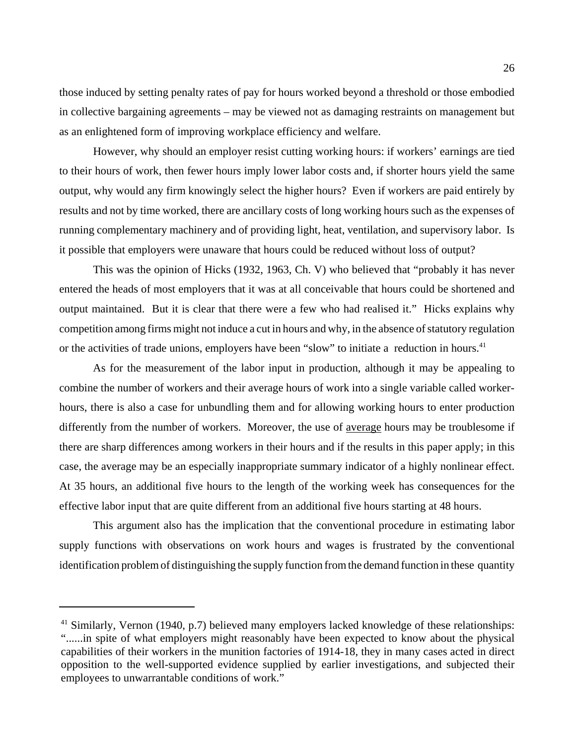those induced by setting penalty rates of pay for hours worked beyond a threshold or those embodied in collective bargaining agreements – may be viewed not as damaging restraints on management but as an enlightened form of improving workplace efficiency and welfare.

However, why should an employer resist cutting working hours: if workers' earnings are tied to their hours of work, then fewer hours imply lower labor costs and, if shorter hours yield the same output, why would any firm knowingly select the higher hours? Even if workers are paid entirely by results and not by time worked, there are ancillary costs of long working hours such as the expenses of running complementary machinery and of providing light, heat, ventilation, and supervisory labor. Is it possible that employers were unaware that hours could be reduced without loss of output?

This was the opinion of Hicks (1932, 1963, Ch. V) who believed that "probably it has never entered the heads of most employers that it was at all conceivable that hours could be shortened and output maintained. But it is clear that there were a few who had realised it." Hicks explains why competition among firms might not induce a cut in hours and why, in the absence of statutory regulation or the activities of trade unions, employers have been "slow" to initiate a reduction in hours.[41]

As for the measurement of the labor input in production, although it may be appealing to combine the number of workers and their average hours of work into a single variable called worker-hours, there is also a case for unbundling them and for allowing working hours to enter production differently from the number of workers. Moreover, the use of average hours may be troublesome if there are sharp differences among workers in their hours and if the results in this paper apply; in this case, the average may be an especially inappropriate summary indicator of a highly nonlinear effect. At 35 hours, an additional five hours to the length of the working week has consequences for the effective labor input that are quite different from an additional five hours starting at 48 hours.

This argument also has the implication that the conventional procedure in estimating labor supply functions with observations on work hours and wages is frustrated by the conventional identification problem of distinguishing the supply function from the demand function in these quantity

[41] Similarly, Vernon (1940, p.7) believed many employers lacked knowledge of these relationships: "......in spite of what employers might reasonably have been expected to know about the physical capabilities of their workers in the munition factories of 1914-18, they in many cases acted in direct opposition to the well-supported evidence supplied by earlier investigations, and subjected their employees to unwarrantable conditions of work."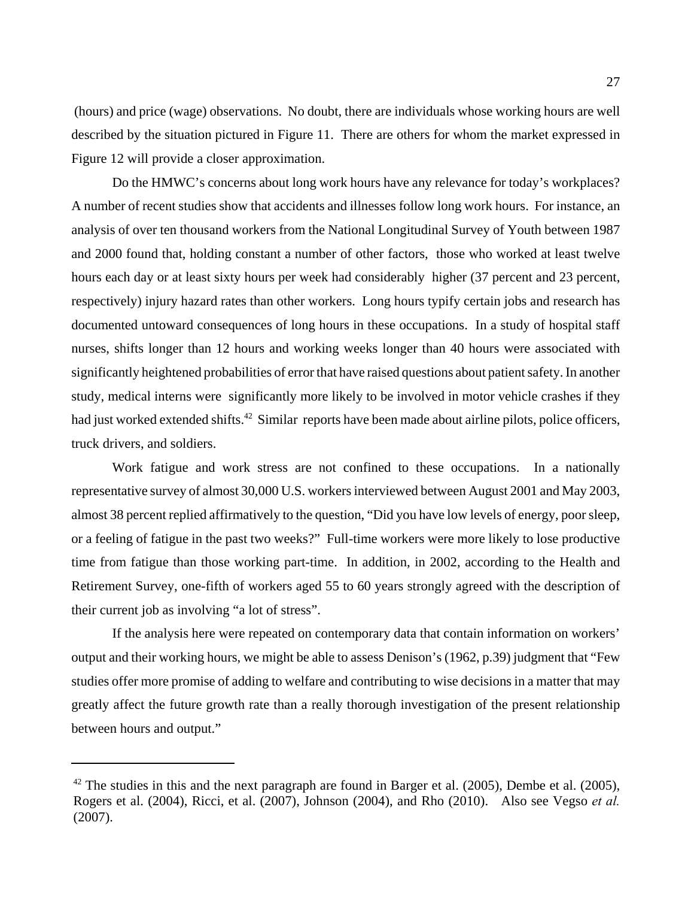(hours) and price (wage) observations. No doubt, there are individuals whose working hours are well described by the situation pictured in Figure 11. There are others for whom the market expressed in Figure 12 will provide a closer approximation.

Do the HMWC's concerns about long work hours have any relevance for today's workplaces? A number of recent studies show that accidents and illnesses follow long work hours. For instance, an analysis of over ten thousand workers from the National Longitudinal Survey of Youth between 1987 and 2000 found that, holding constant a number of other factors, those who worked at least twelve hours each day or at least sixty hours per week had considerably higher (37 percent and 23 percent, respectively) injury hazard rates than other workers. Long hours typify certain jobs and research has documented untoward consequences of long hours in these occupations. In a study of hospital staff nurses, shifts longer than 12 hours and working weeks longer than 40 hours were associated with significantly heightened probabilities of error that have raised questions about patient safety. In another study, medical interns were significantly more likely to be involved in motor vehicle crashes if they had just worked extended shifts.[42] Similar reports have been made about airline pilots, police officers, truck drivers, and soldiers.

Work fatigue and work stress are not confined to these occupations. In a nationally representative survey of almost 30,000 U.S. workers interviewed between August 2001 and May 2003, almost 38 percent replied affirmatively to the question, "Did you have low levels of energy, poor sleep, or a feeling of fatigue in the past two weeks?" Full-time workers were more likely to lose productive time from fatigue than those working part-time. In addition, in 2002, according to the Health and Retirement Survey, one-fifth of workers aged 55 to 60 years strongly agreed with the description of their current job as involving "a lot of stress".

If the analysis here were repeated on contemporary data that contain information on workers' output and their working hours, we might be able to assess Denison's (1962, p.39) judgment that "Few studies offer more promise of adding to welfare and contributing to wise decisions in a matter that may greatly affect the future growth rate than a really thorough investigation of the present relationship between hours and output."

---

[42] The studies in this and the next paragraph are found in Barger et al. (2005), Dembe et al. (2005), Rogers et al. (2004), Ricci, et al. (2007), Johnson (2004), and Rho (2010). Also see Vegso *et al.* (2007).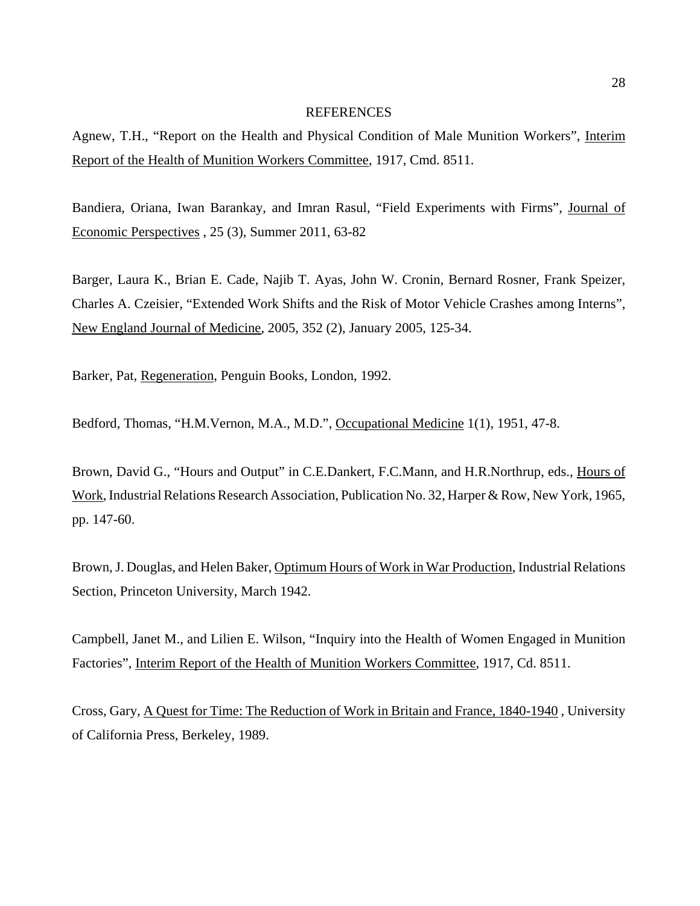## REFERENCES

Agnew, T.H., "Report on the Health and Physical Condition of Male Munition Workers", Interim Report of the Health of Munition Workers Committee, 1917, Cmd. 8511.

Bandiera, Oriana, Iwan Barankay, and Imran Rasul, "Field Experiments with Firms", Journal of Economic Perspectives , 25 (3), Summer 2011, 63-82

Barger, Laura K., Brian E. Cade, Najib T. Ayas, John W. Cronin, Bernard Rosner, Frank Speizer, Charles A. Czeisier, "Extended Work Shifts and the Risk of Motor Vehicle Crashes among Interns", New England Journal of Medicine, 2005, 352 (2), January 2005, 125-34.

Barker, Pat, Regeneration, Penguin Books, London, 1992.

Bedford, Thomas, "H.M.Vernon, M.A., M.D.", Occupational Medicine 1(1), 1951, 47-8.

Brown, David G., "Hours and Output" in C.E.Dankert, F.C.Mann, and H.R.Northrup, eds., Hours of Work, Industrial Relations Research Association, Publication No. 32, Harper & Row, New York, 1965, pp. 147-60.

Brown, J. Douglas, and Helen Baker, Optimum Hours of Work in War Production, Industrial Relations Section, Princeton University, March 1942.

Campbell, Janet M., and Lilien E. Wilson, "Inquiry into the Health of Women Engaged in Munition Factories", Interim Report of the Health of Munition Workers Committee, 1917, Cd. 8511.

Cross, Gary, A Quest for Time: The Reduction of Work in Britain and France, 1840-1940 , University of California Press, Berkeley, 1989.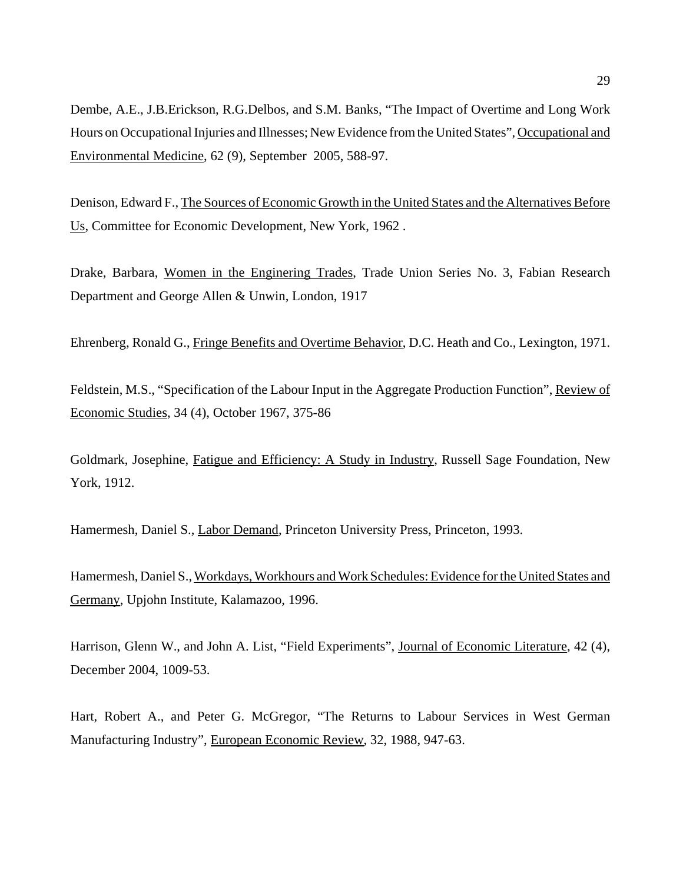Dembe, A.E., J.B.Erickson, R.G.Delbos, and S.M. Banks, "The Impact of Overtime and Long Work Hours on Occupational Injuries and Illnesses; New Evidence from the United States", Occupational and Environmental Medicine, 62 (9), September 2005, 588-97.

Denison, Edward F., The Sources of Economic Growth in the United States and the Alternatives Before Us, Committee for Economic Development, New York, 1962 .

Drake, Barbara, Women in the Enginering Trades, Trade Union Series No. 3, Fabian Research Department and George Allen & Unwin, London, 1917

Ehrenberg, Ronald G., Fringe Benefits and Overtime Behavior, D.C. Heath and Co., Lexington, 1971.

Feldstein, M.S., "Specification of the Labour Input in the Aggregate Production Function", Review of Economic Studies, 34 (4), October 1967, 375-86

Goldmark, Josephine, Fatigue and Efficiency: A Study in Industry, Russell Sage Foundation, New York, 1912.

Hamermesh, Daniel S., Labor Demand, Princeton University Press, Princeton, 1993.

Hamermesh, Daniel S., Workdays, Workhours and Work Schedules: Evidence for the United States and Germany, Upjohn Institute, Kalamazoo, 1996.

Harrison, Glenn W., and John A. List, "Field Experiments", Journal of Economic Literature, 42 (4), December 2004, 1009-53.

Hart, Robert A., and Peter G. McGregor, "The Returns to Labour Services in West German Manufacturing Industry", European Economic Review, 32, 1988, 947-63.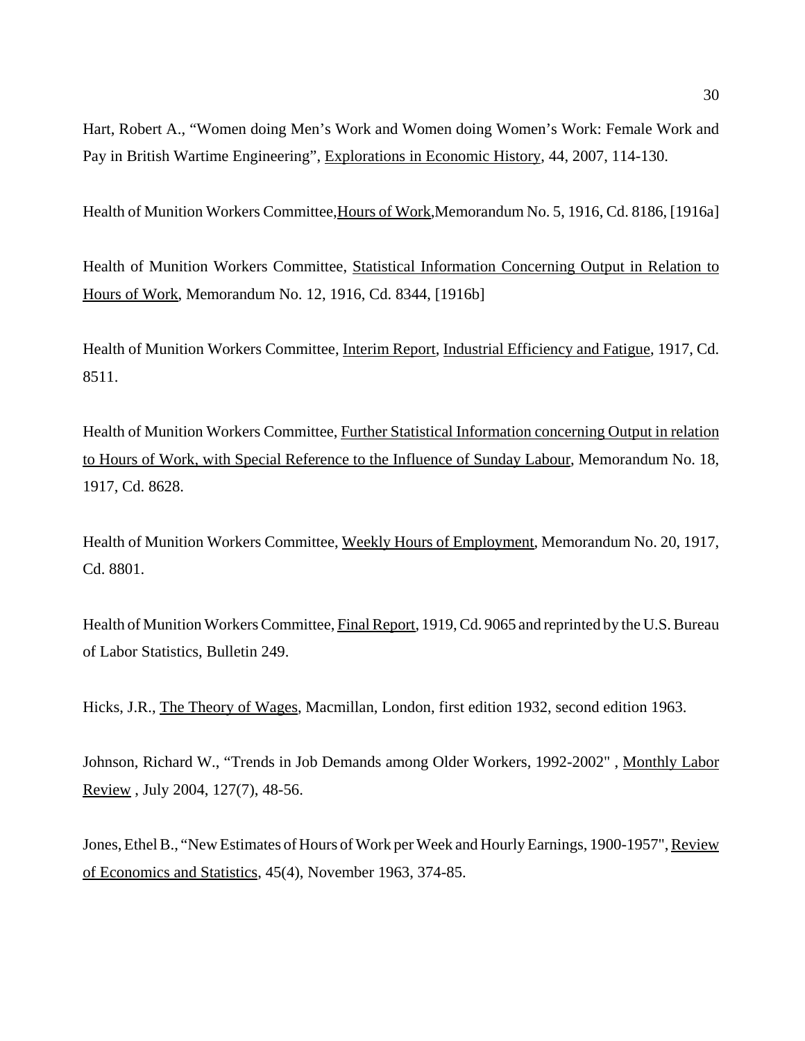Hart, Robert A., "Women doing Men's Work and Women doing Women's Work: Female Work and Pay in British Wartime Engineering", Explorations in Economic History, 44, 2007, 114-130.

Health of Munition Workers Committee, Hours of Work, Memorandum No. 5, 1916, Cd. 8186, [1916a]

Health of Munition Workers Committee, Statistical Information Concerning Output in Relation to Hours of Work, Memorandum No. 12, 1916, Cd. 8344, [1916b]

Health of Munition Workers Committee, Interim Report, Industrial Efficiency and Fatigue, 1917, Cd. 8511.

Health of Munition Workers Committee, Further Statistical Information concerning Output in relation to Hours of Work, with Special Reference to the Influence of Sunday Labour, Memorandum No. 18, 1917, Cd. 8628.

Health of Munition Workers Committee, Weekly Hours of Employment, Memorandum No. 20, 1917, Cd. 8801.

Health of Munition Workers Committee, Final Report, 1919, Cd. 9065 and reprinted by the U.S. Bureau of Labor Statistics, Bulletin 249.

Hicks, J.R., The Theory of Wages, Macmillan, London, first edition 1932, second edition 1963.

Johnson, Richard W., "Trends in Job Demands among Older Workers, 1992-2002" , Monthly Labor Review , July 2004, 127(7), 48-56.

Jones, Ethel B., "New Estimates of Hours of Work per Week and Hourly Earnings, 1900-1957", Review of Economics and Statistics, 45(4), November 1963, 374-85.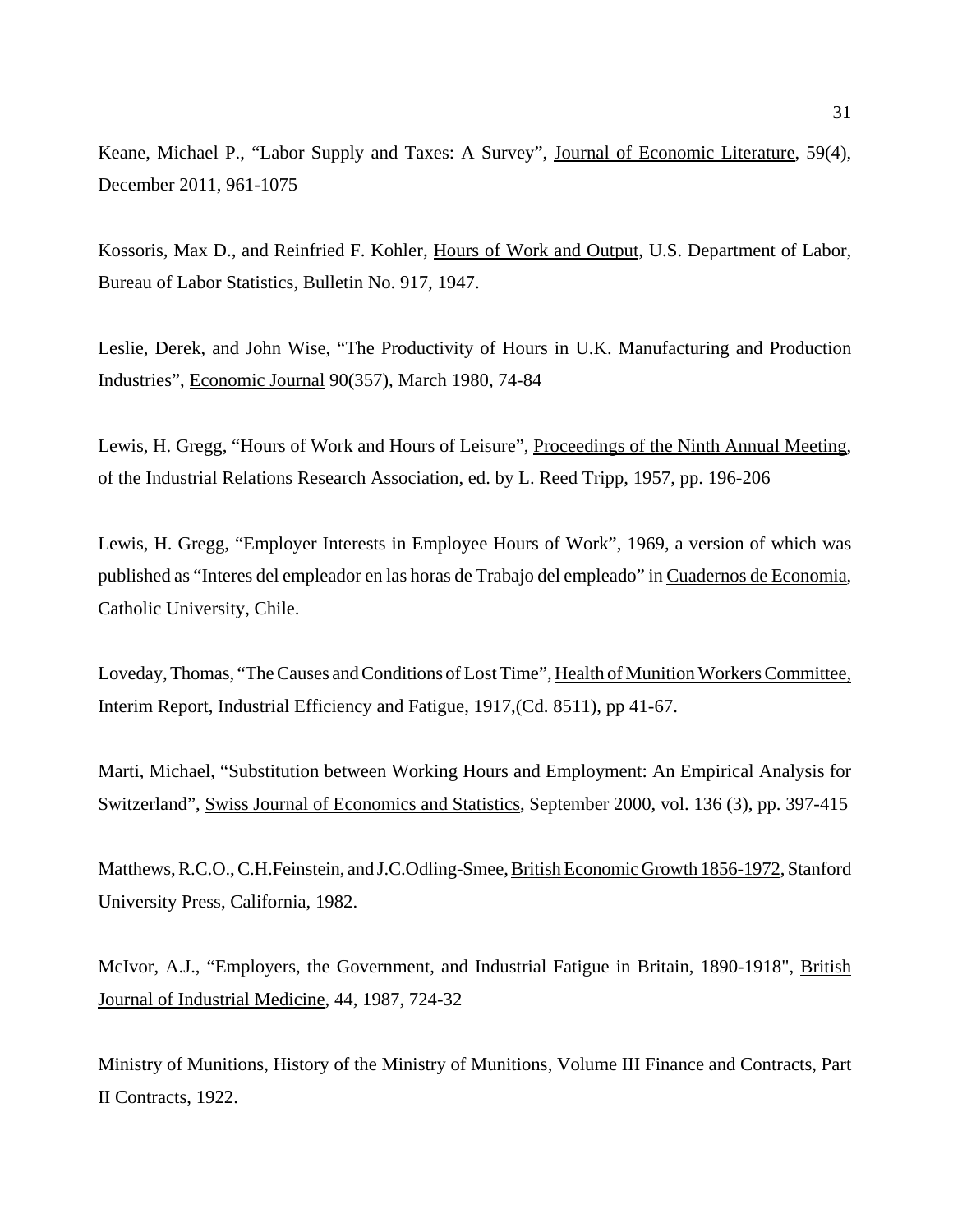Keane, Michael P., “Labor Supply and Taxes: A Survey”, Journal of Economic Literature, 59(4), December 2011, 961-1075

Kossoris, Max D., and Reinfried F. Kohler, Hours of Work and Output, U.S. Department of Labor, Bureau of Labor Statistics, Bulletin No. 917, 1947.

Leslie, Derek, and John Wise, “The Productivity of Hours in U.K. Manufacturing and Production Industries”, Economic Journal 90(357), March 1980, 74-84

Lewis, H. Gregg, “Hours of Work and Hours of Leisure”, Proceedings of the Ninth Annual Meeting, of the Industrial Relations Research Association, ed. by L. Reed Tripp, 1957, pp. 196-206

Lewis, H. Gregg, “Employer Interests in Employee Hours of Work”, 1969, a version of which was published as “Interes del empleador en las horas de Trabajo del empleado” in Cuadernos de Economia, Catholic University, Chile.

Loveday, Thomas, “The Causes and Conditions of Lost Time”, Health of Munition Workers Committee, Interim Report, Industrial Efficiency and Fatigue, 1917,(Cd. 8511), pp 41-67.

Marti, Michael, “Substitution between Working Hours and Employment: An Empirical Analysis for Switzerland”, Swiss Journal of Economics and Statistics, September 2000, vol. 136 (3), pp. 397-415

Matthews, R.C.O., C.H.Feinstein, and J.C.Odling-Smee, British Economic Growth 1856-1972, Stanford University Press, California, 1982.

McIvor, A.J., “Employers, the Government, and Industrial Fatigue in Britain, 1890-1918", British Journal of Industrial Medicine, 44, 1987, 724-32

Ministry of Munitions, History of the Ministry of Munitions, Volume III Finance and Contracts, Part II Contracts, 1922.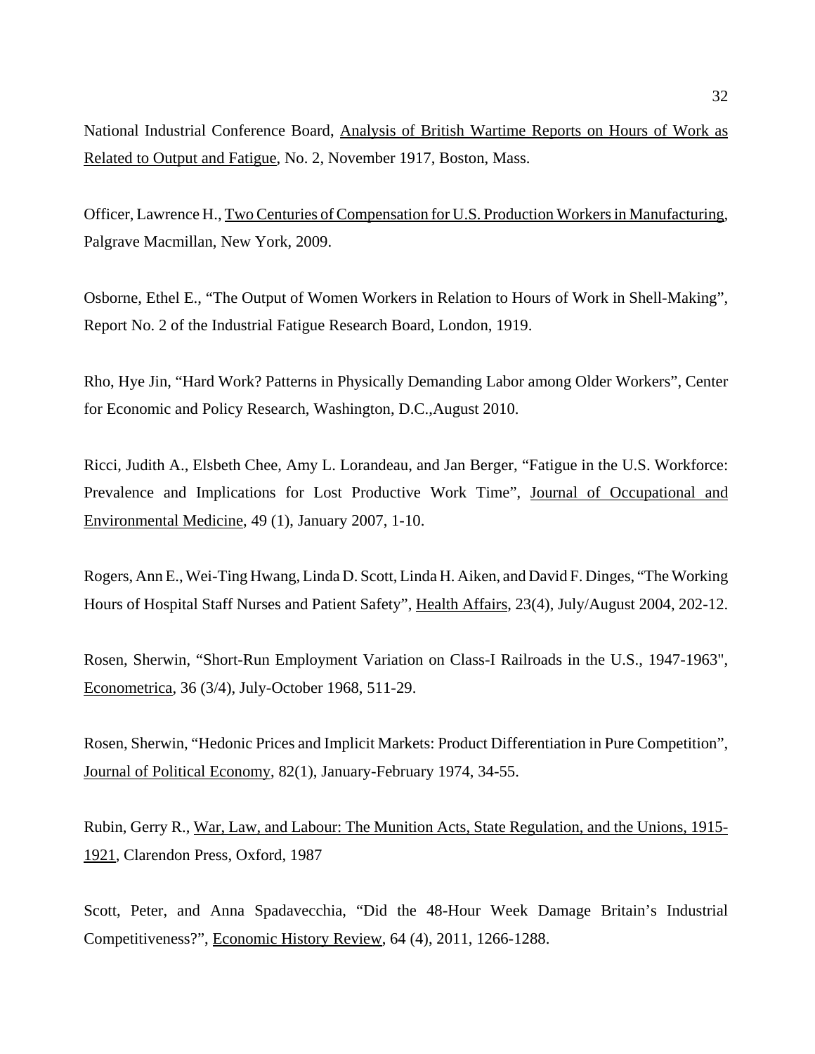National Industrial Conference Board, Analysis of British Wartime Reports on Hours of Work as Related to Output and Fatigue, No. 2, November 1917, Boston, Mass.

Officer, Lawrence H., Two Centuries of Compensation for U.S. Production Workers in Manufacturing, Palgrave Macmillan, New York, 2009.

Osborne, Ethel E., "The Output of Women Workers in Relation to Hours of Work in Shell-Making", Report No. 2 of the Industrial Fatigue Research Board, London, 1919.

Rho, Hye Jin, "Hard Work? Patterns in Physically Demanding Labor among Older Workers", Center for Economic and Policy Research, Washington, D.C.,August 2010.

Ricci, Judith A., Elsbeth Chee, Amy L. Lorandeau, and Jan Berger, "Fatigue in the U.S. Workforce: Prevalence and Implications for Lost Productive Work Time", Journal of Occupational and Environmental Medicine, 49 (1), January 2007, 1-10.

Rogers, Ann E., Wei-Ting Hwang, Linda D. Scott, Linda H. Aiken, and David F. Dinges, "The Working Hours of Hospital Staff Nurses and Patient Safety", Health Affairs, 23(4), July/August 2004, 202-12.

Rosen, Sherwin, "Short-Run Employment Variation on Class-I Railroads in the U.S., 1947-1963", Econometrica, 36 (3/4), July-October 1968, 511-29.

Rosen, Sherwin, "Hedonic Prices and Implicit Markets: Product Differentiation in Pure Competition", Journal of Political Economy, 82(1), January-February 1974, 34-55.

Rubin, Gerry R., War, Law, and Labour: The Munition Acts, State Regulation, and the Unions, 1915-1921, Clarendon Press, Oxford, 1987

Scott, Peter, and Anna Spadavecchia, "Did the 48-Hour Week Damage Britain's Industrial Competitiveness?", Economic History Review, 64 (4), 2011, 1266-1288.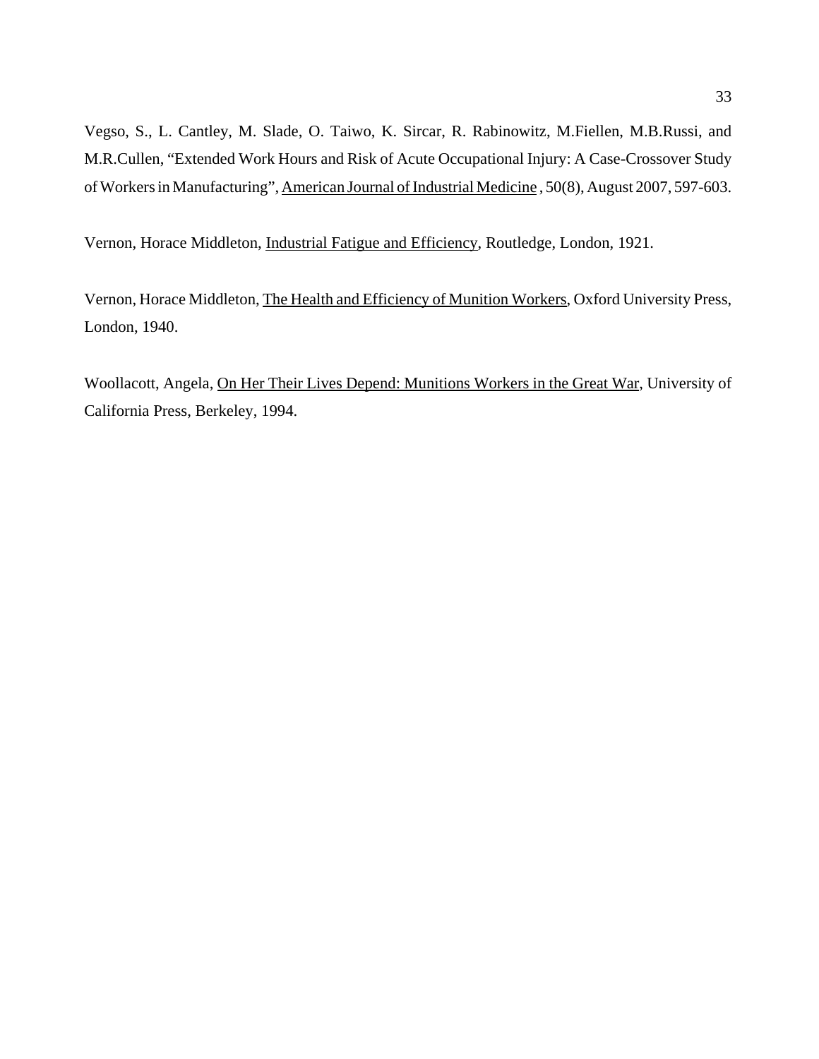Vegso, S., L. Cantley, M. Slade, O. Taiwo, K. Sircar, R. Rabinowitz, M.Fiellen, M.B.Russi, and M.R.Cullen, "Extended Work Hours and Risk of Acute Occupational Injury: A Case-Crossover Study of Workers in Manufacturing", American Journal of Industrial Medicine , 50(8), August 2007, 597-603.

Vernon, Horace Middleton, Industrial Fatigue and Efficiency, Routledge, London, 1921.

Vernon, Horace Middleton, The Health and Efficiency of Munition Workers, Oxford University Press, London, 1940.

Woollacott, Angela, On Her Their Lives Depend: Munitions Workers in the Great War, University of California Press, Berkeley, 1994.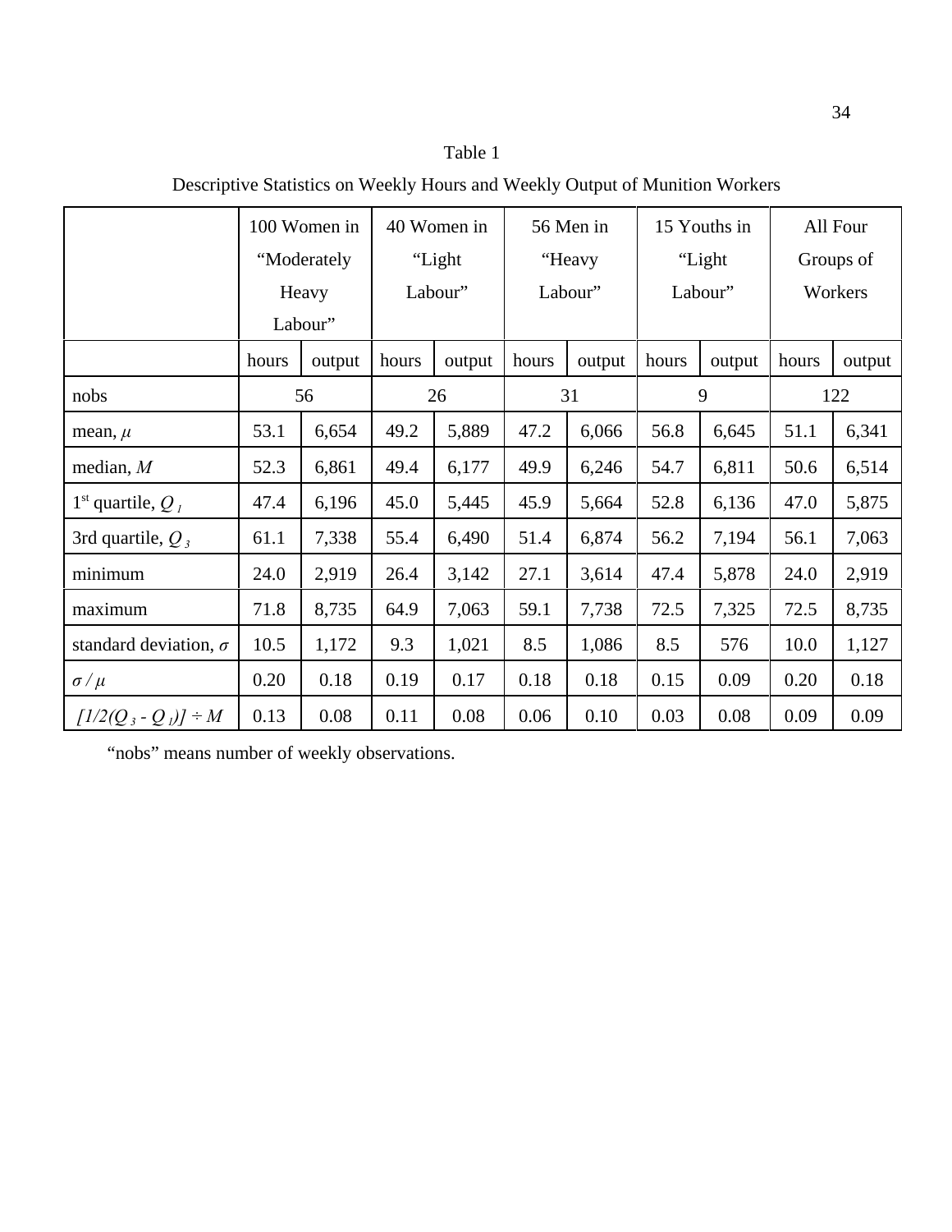Table 1

Descriptive Statistics on Weekly Hours and Weekly Output of Munition Workers

| | 100 Women in "Moderately Heavy Labour" | | 40 Women in "Light Labour" | | 56 Men in "Heavy Labour" | | 15 Youths in "Light Labour" | | All Four Groups of Workers | |
|---|---|---|---|---|---|---|---|---|---|---|
| | hours | output | hours | output | hours | output | hours | output | hours | output |
| nobs | 56 | | 26 | | 31 | | 9 | | 122 | |
| mean, $\mu$ | 53.1 | 6,654 | 49.2 | 5,889 | 47.2 | 6,066 | 56.8 | 6,645 | 51.1 | 6,341 |
| median, $M$ | 52.3 | 6,861 | 49.4 | 6,177 | 49.9 | 6,246 | 54.7 | 6,811 | 50.6 | 6,514 |
| 1st quartile, $Q_1$ | 47.4 | 6,196 | 45.0 | 5,445 | 45.9 | 5,664 | 52.8 | 6,136 | 47.0 | 5,875 |
| 3rd quartile, $Q_3$ | 61.1 | 7,338 | 55.4 | 6,490 | 51.4 | 6,874 | 56.2 | 7,194 | 56.1 | 7,063 |
| minimum | 24.0 | 2,919 | 26.4 | 3,142 | 27.1 | 3,614 | 47.4 | 5,878 | 24.0 | 2,919 |
| maximum | 71.8 | 8,735 | 64.9 | 7,063 | 59.1 | 7,738 | 72.5 | 7,325 | 72.5 | 8,735 |
| standard deviation, $\sigma$ | 10.5 | 1,172 | 9.3 | 1,021 | 8.5 | 1,086 | 8.5 | 576 | 10.0 | 1,127 |
| $\sigma / \mu$ | 0.20 | 0.18 | 0.19 | 0.17 | 0.18 | 0.18 | 0.15 | 0.09 | 0.20 | 0.18 |
| $[1/2(Q_3 - Q_1)] \div M$ | 0.13 | 0.08 | 0.11 | 0.08 | 0.06 | 0.10 | 0.03 | 0.08 | 0.09 | 0.09 |

"nobs" means number of weekly observations.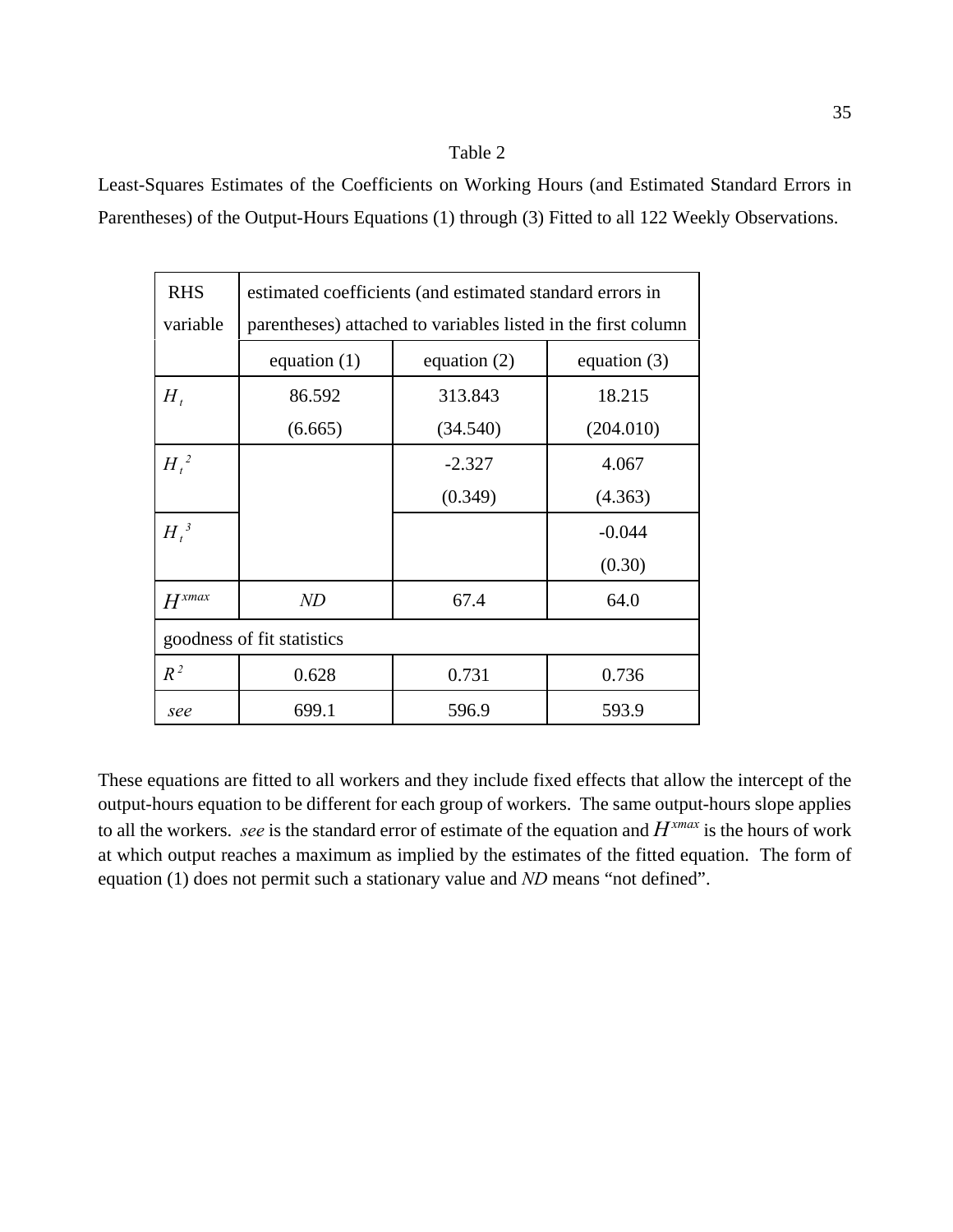Table 2

Least-Squares Estimates of the Coefficients on Working Hours (and Estimated Standard Errors in Parentheses) of the Output-Hours Equations (1) through (3) Fitted to all 122 Weekly Observations.

| RHS variable | estimated coefficients (and estimated standard errors in parentheses) attached to variables listed in the first column | | |
|---|---|---|---|
| | equation (1) | equation (2) | equation (3) |
| $H_t$ | 86.592<br>(6.665) | 313.843<br>(34.540) | 18.215<br>(204.010) |
| $H_t^2$ | | -2.327<br>(0.349) | 4.067<br>(4.363) |
| $H_t^3$ | | | -0.044<br>(0.30) |
| $H^{xmax}$ | *ND* | 67.4 | 64.0 |
| goodness of fit statistics | | | |
| $R^2$ | 0.628 | 0.731 | 0.736 |
| *see* | 699.1 | 596.9 | 593.9 |

These equations are fitted to all workers and they include fixed effects that allow the intercept of the output-hours equation to be different for each group of workers. The same output-hours slope applies to all the workers. *see* is the standard error of estimate of the equation and $H^{xmax}$ is the hours of work at which output reaches a maximum as implied by the estimates of the fitted equation. The form of equation (1) does not permit such a stationary value and *ND* means "not defined".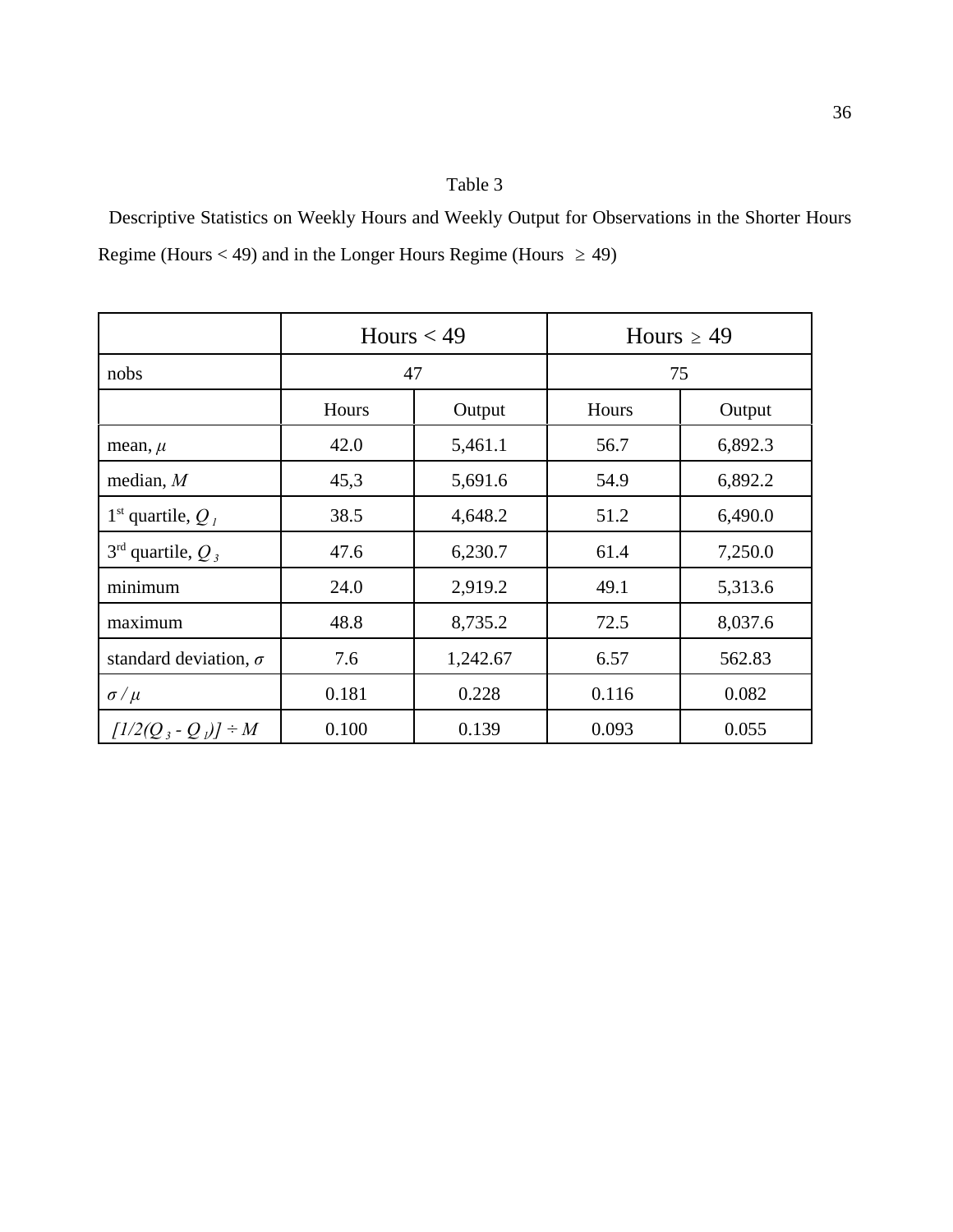Table 3

Descriptive Statistics on Weekly Hours and Weekly Output for Observations in the Shorter Hours Regime (Hours < 49) and in the Longer Hours Regime (Hours $\geq$ 49)

| | Hours < 49 | | Hours $\geq$ 49 | |
|---|---|---|---|---|
| nobs | 47 | | 75 | |
| | Hours | Output | Hours | Output |
| mean, $\mu$ | 42.0 | 5,461.1 | 56.7 | 6,892.3 |
| median, $M$ | 45,3 | 5,691.6 | 54.9 | 6,892.2 |
| 1st quartile, $Q_1$ | 38.5 | 4,648.2 | 51.2 | 6,490.0 |
| 3rd quartile, $Q_3$ | 47.6 | 6,230.7 | 61.4 | 7,250.0 |
| minimum | 24.0 | 2,919.2 | 49.1 | 5,313.6 |
| maximum | 48.8 | 8,735.2 | 72.5 | 8,037.6 |
| standard deviation, $\sigma$ | 7.6 | 1,242.67 | 6.57 | 562.83 |
| $\sigma / \mu$ | 0.181 | 0.228 | 0.116 | 0.082 |
| $[1/2(Q_3 - Q_1)] \div M$ | 0.100 | 0.139 | 0.093 | 0.055 |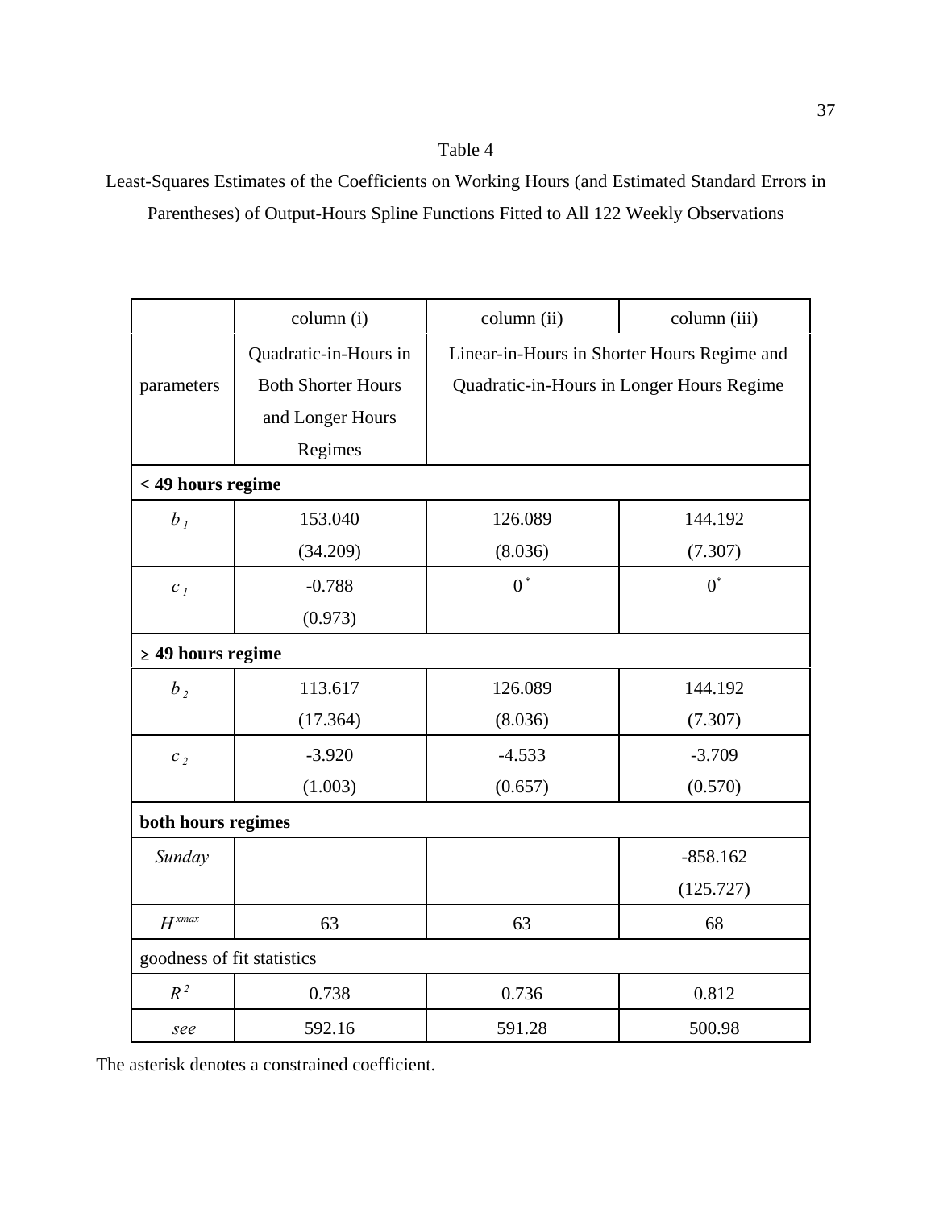Table 4

Least-Squares Estimates of the Coefficients on Working Hours (and Estimated Standard Errors in Parentheses) of Output-Hours Spline Functions Fitted to All 122 Weekly Observations

| | column (i) | column (ii) | column (iii) |
|---|---|---|---|
| parameters | Quadratic-in-Hours in Both Shorter Hours and Longer Hours Regimes | Linear-in-Hours in Shorter Hours Regime and Quadratic-in-Hours in Longer Hours Regime | |
| **< 49 hours regime** | | | |
| $b_1$ | 153.040 (34.209) | 126.089 (8.036) | 144.192 (7.307) |
| $c_1$ | -0.788 (0.973) | 0* | 0* |
| **≥ 49 hours regime** | | | |
| $b_2$ | 113.617 (17.364) | 126.089 (8.036) | 144.192 (7.307) |
| $c_2$ | -3.920 (1.003) | -4.533 (0.657) | -3.709 (0.570) |
| **both hours regimes** | | | |
| *Sunday* | | | -858.162 (125.727) |
| $H^{xmax}$ | 63 | 63 | 68 |
| goodness of fit statistics | | | |
| $R^2$ | 0.738 | 0.736 | 0.812 |
| *see* | 592.16 | 591.28 | 500.98 |

The asterisk denotes a constrained coefficient.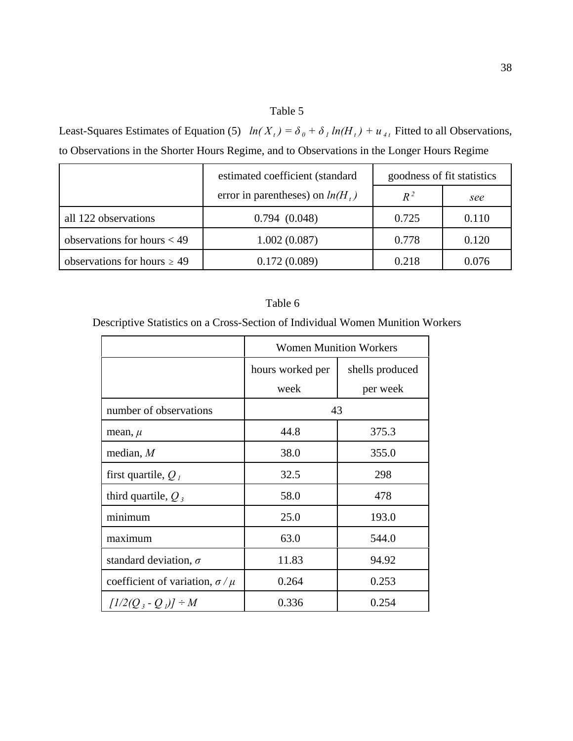Table 5

Least-Squares Estimates of Equation (5) $ln(X_t) = \delta_0 + \delta_1 \, ln(H_t) + u_{4t}$ Fitted to all Observations, to Observations in the Shorter Hours Regime, and to Observations in the Longer Hours Regime

| | estimated coefficient (standard error in parentheses) on $ln(H_t)$ | goodness of fit statistics | |
|---|---|---|---|
| | | $R^2$ | *see* |
| all 122 observations | 0.794 (0.048) | 0.725 | 0.110 |
| observations for hours < 49 | 1.002 (0.087) | 0.778 | 0.120 |
| observations for hours $\geq$ 49 | 0.172 (0.089) | 0.218 | 0.076 |

Table 6

Descriptive Statistics on a Cross-Section of Individual Women Munition Workers

| | Women Munition Workers | |
|---|---|---|
| | hours worked per week | shells produced per week |
| number of observations | 43 | |
| mean, $\mu$ | 44.8 | 375.3 |
| median, $M$ | 38.0 | 355.0 |
| first quartile, $Q_1$ | 32.5 | 298 |
| third quartile, $Q_3$ | 58.0 | 478 |
| minimum | 25.0 | 193.0 |
| maximum | 63.0 | 544.0 |
| standard deviation, $\sigma$ | 11.83 | 94.92 |
| coefficient of variation, $\sigma / \mu$ | 0.264 | 0.253 |
| $[1/2(Q_3 - Q_1)] \div M$ | 0.336 | 0.254 |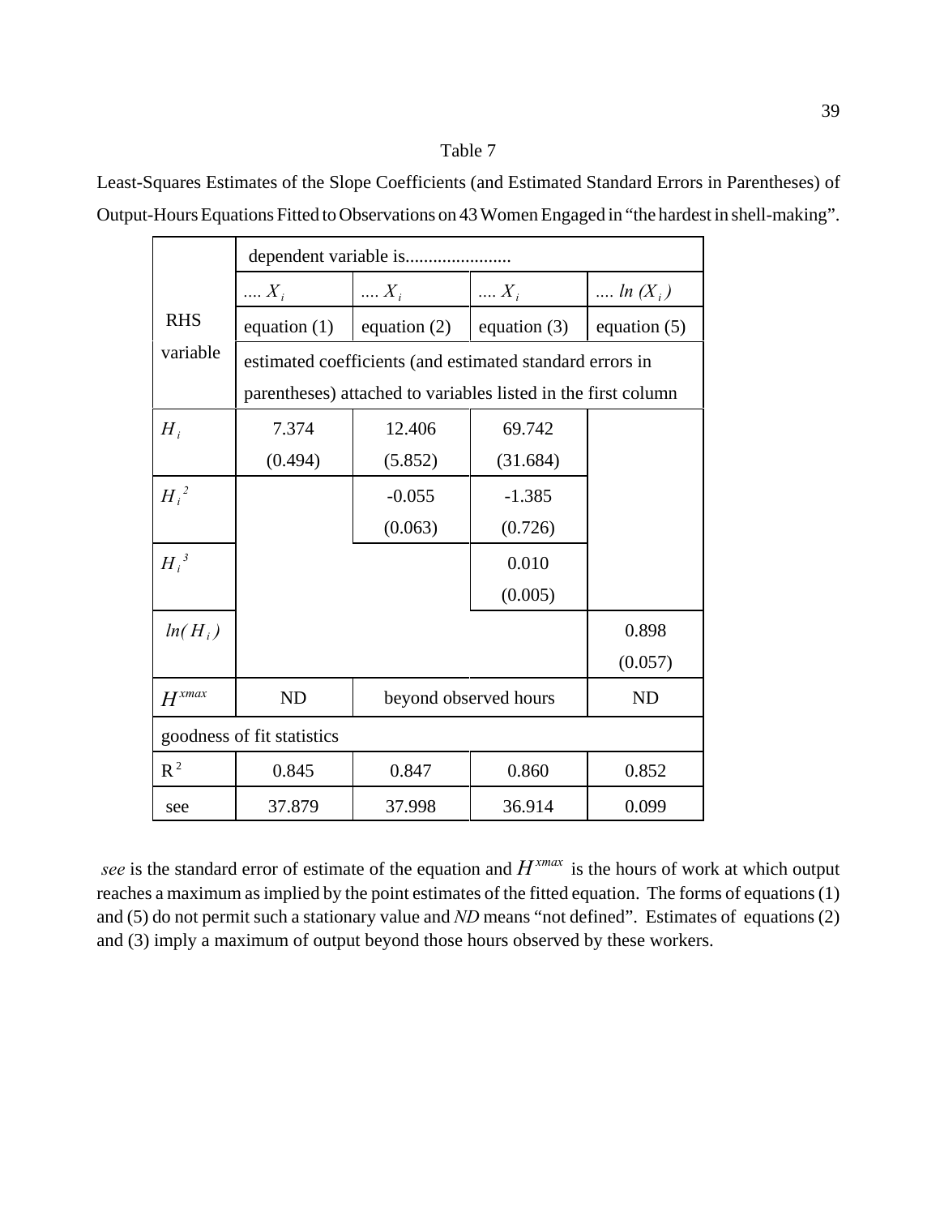Table 7

Least-Squares Estimates of the Slope Coefficients (and Estimated Standard Errors in Parentheses) of Output-Hours Equations Fitted to Observations on 43 Women Engaged in "the hardest in shell-making".

| RHS variable | dependent variable is....................... | | | |
|---|---|---|---|---|
| | .... $X_i$ | .... $X_i$ | .... $X_i$ | .... $ln(X_i)$ |
| | equation (1) | equation (2) | equation (3) | equation (5) |
| | estimated coefficients (and estimated standard errors in parentheses) attached to variables listed in the first column | | | |
| $H_i$ | 7.374<br>(0.494) | 12.406<br>(5.852) | 69.742<br>(31.684) | |
| $H_i^2$ | | -0.055<br>(0.063) | -1.385<br>(0.726) | |
| $H_i^3$ | | | 0.010<br>(0.005) | |
| $ln(H_i)$ | | | | 0.898<br>(0.057) |
| $H^{xmax}$ | ND | beyond observed hours | | ND |
| goodness of fit statistics | | | | |
| $R^2$ | 0.845 | 0.847 | 0.860 | 0.852 |
| see | 37.879 | 37.998 | 36.914 | 0.099 |

*see* is the standard error of estimate of the equation and $H^{xmax}$ is the hours of work at which output reaches a maximum as implied by the point estimates of the fitted equation. The forms of equations (1) and (5) do not permit such a stationary value and *ND* means "not defined". Estimates of equations (2) and (3) imply a maximum of output beyond those hours observed by these workers.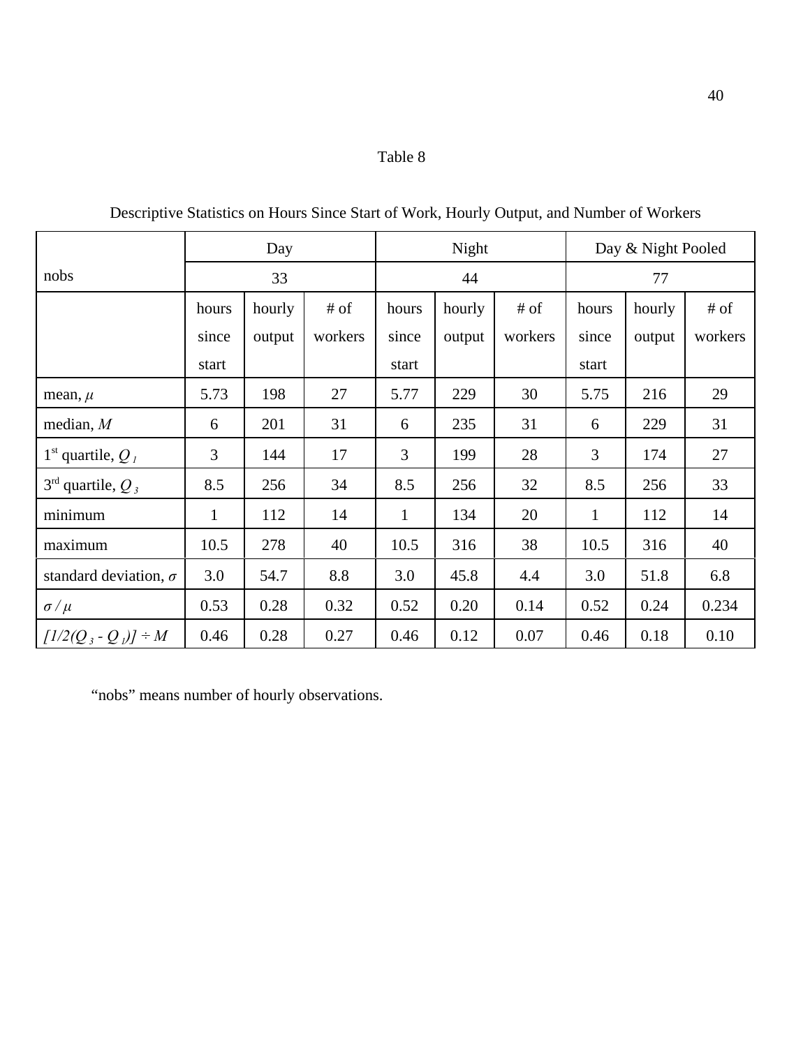Table 8

Descriptive Statistics on Hours Since Start of Work, Hourly Output, and Number of Workers

| | Day | | | Night | | | Day & Night Pooled | | |
|---|---|---|---|---|---|---|---|---|---|
| nobs | 33 | | | 44 | | | 77 | | |
| | hours since start | hourly output | # of workers | hours since start | hourly output | # of workers | hours since start | hourly output | # of workers |
| mean, $\mu$ | 5.73 | 198 | 27 | 5.77 | 229 | 30 | 5.75 | 216 | 29 |
| median, $M$ | 6 | 201 | 31 | 6 | 235 | 31 | 6 | 229 | 31 |
| 1st quartile, $Q_1$ | 3 | 144 | 17 | 3 | 199 | 28 | 3 | 174 | 27 |
| 3rd quartile, $Q_3$ | 8.5 | 256 | 34 | 8.5 | 256 | 32 | 8.5 | 256 | 33 |
| minimum | 1 | 112 | 14 | 1 | 134 | 20 | 1 | 112 | 14 |
| maximum | 10.5 | 278 | 40 | 10.5 | 316 | 38 | 10.5 | 316 | 40 |
| standard deviation, $\sigma$ | 3.0 | 54.7 | 8.8 | 3.0 | 45.8 | 4.4 | 3.0 | 51.8 | 6.8 |
| $\sigma / \mu$ | 0.53 | 0.28 | 0.32 | 0.52 | 0.20 | 0.14 | 0.52 | 0.24 | 0.234 |
| $[1/2(Q_3 - Q_1)] \div M$ | 0.46 | 0.28 | 0.27 | 0.46 | 0.12 | 0.07 | 0.46 | 0.18 | 0.10 |

"nobs" means number of hourly observations.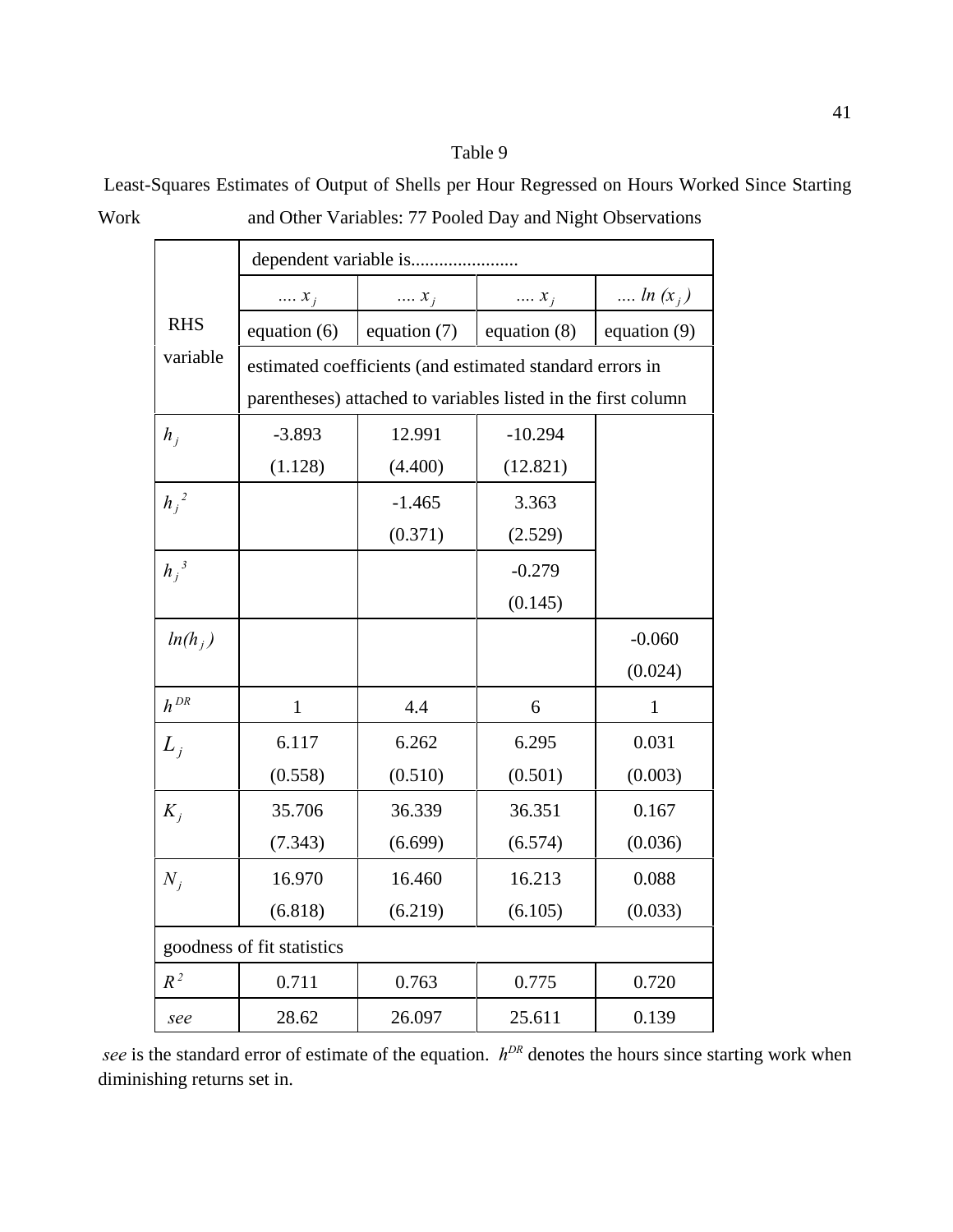Table 9

Least-Squares Estimates of Output of Shells per Hour Regressed on Hours Worked Since Starting Work and Other Variables: 77 Pooled Day and Night Observations

| RHS variable | dependent variable is....................... | | | |
|---|---|---|---|---|
| | .... $x_j$ | .... $x_j$ | .... $x_j$ | .... $ln(x_j)$ |
| | equation (6) | equation (7) | equation (8) | equation (9) |
| | estimated coefficients (and estimated standard errors in parentheses) attached to variables listed in the first column | | | |
| $h_j$ | -3.893 (1.128) | 12.991 (4.400) | -10.294 (12.821) | |
| $h_j^2$ | | -1.465 (0.371) | 3.363 (2.529) | |
| $h_j^3$ | | | -0.279 (0.145) | |
| $ln(h_j)$ | | | | -0.060 (0.024) |
| $h^{DR}$ | 1 | 4.4 | 6 | 1 |
| $L_j$ | 6.117 (0.558) | 6.262 (0.510) | 6.295 (0.501) | 0.031 (0.003) |
| $K_j$ | 35.706 (7.343) | 36.339 (6.699) | 36.351 (6.574) | 0.167 (0.036) |
| $N_j$ | 16.970 (6.818) | 16.460 (6.219) | 16.213 (6.105) | 0.088 (0.033) |
| goodness of fit statistics | | | | |
| $R^2$ | 0.711 | 0.763 | 0.775 | 0.720 |
| *see* | 28.62 | 26.097 | 25.611 | 0.139 |

*see* is the standard error of estimate of the equation. $h^{DR}$ denotes the hours since starting work when diminishing returns set in.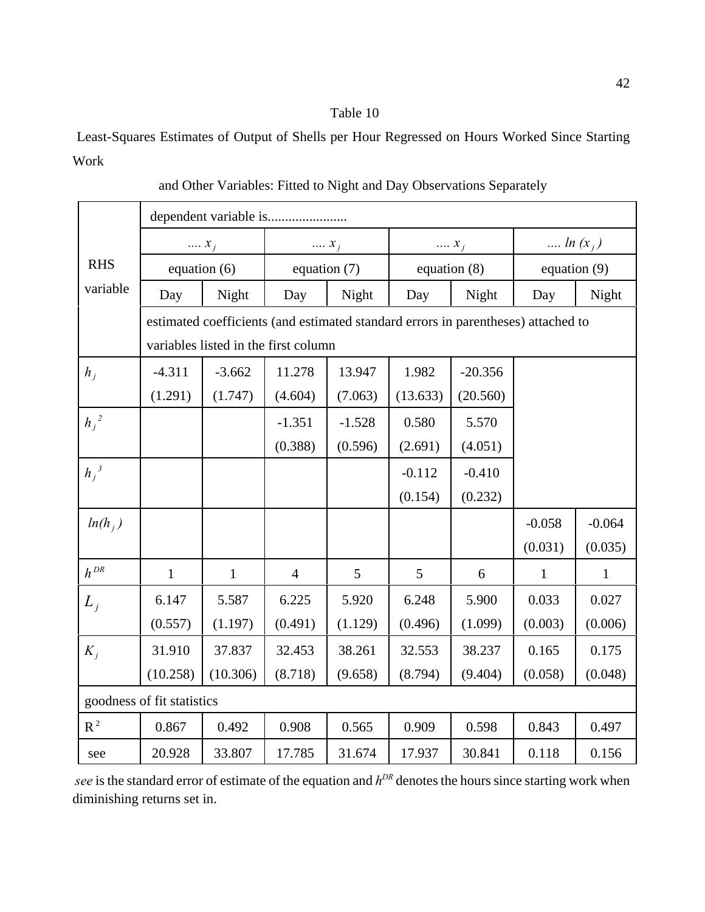Table 10

Least-Squares Estimates of Output of Shells per Hour Regressed on Hours Worked Since Starting Work

and Other Variables: Fitted to Night and Day Observations Separately

| RHS variable | dependent variable is....................... | | | | | | | |
|---|---|---|---|---|---|---|---|---|
| | .... $x_j$ | | .... $x_j$ | | .... $x_j$ | | .... $ln(x_j)$ | |
| | equation (6) | | equation (7) | | equation (8) | | equation (9) | |
| | Day | Night | Day | Night | Day | Night | Day | Night |
| | estimated coefficients (and estimated standard errors in parentheses) attached to variables listed in the first column | | | | | | | |
| $h_j$ | -4.311 (1.291) | -3.662 (1.747) | 11.278 (4.604) | 13.947 (7.063) | 1.982 (13.633) | -20.356 (20.560) | | |
| $h_j^2$ | | | -1.351 (0.388) | -1.528 (0.596) | 0.580 (2.691) | 5.570 (4.051) | | |
| $h_j^3$ | | | | | -0.112 (0.154) | -0.410 (0.232) | | |
| $ln(h_j)$ | | | | | | | -0.058 (0.031) | -0.064 (0.035) |
| $h^{DR}$ | 1 | 1 | 4 | 5 | 5 | 6 | 1 | 1 |
| $L_j$ | 6.147 (0.557) | 5.587 (1.197) | 6.225 (0.491) | 5.920 (1.129) | 6.248 (0.496) | 5.900 (1.099) | 0.033 (0.003) | 0.027 (0.006) |
| $K_j$ | 31.910 (10.258) | 37.837 (10.306) | 32.453 (8.718) | 38.261 (9.658) | 32.553 (8.794) | 38.237 (9.404) | 0.165 (0.058) | 0.175 (0.048) |
| goodness of fit statistics | | | | | | | | |
| $R^2$ | 0.867 | 0.492 | 0.908 | 0.565 | 0.909 | 0.598 | 0.843 | 0.497 |
| see | 20.928 | 33.807 | 17.785 | 31.674 | 17.937 | 30.841 | 0.118 | 0.156 |

*see* is the standard error of estimate of the equation and $h^{DR}$ denotes the hours since starting work when diminishing returns set in.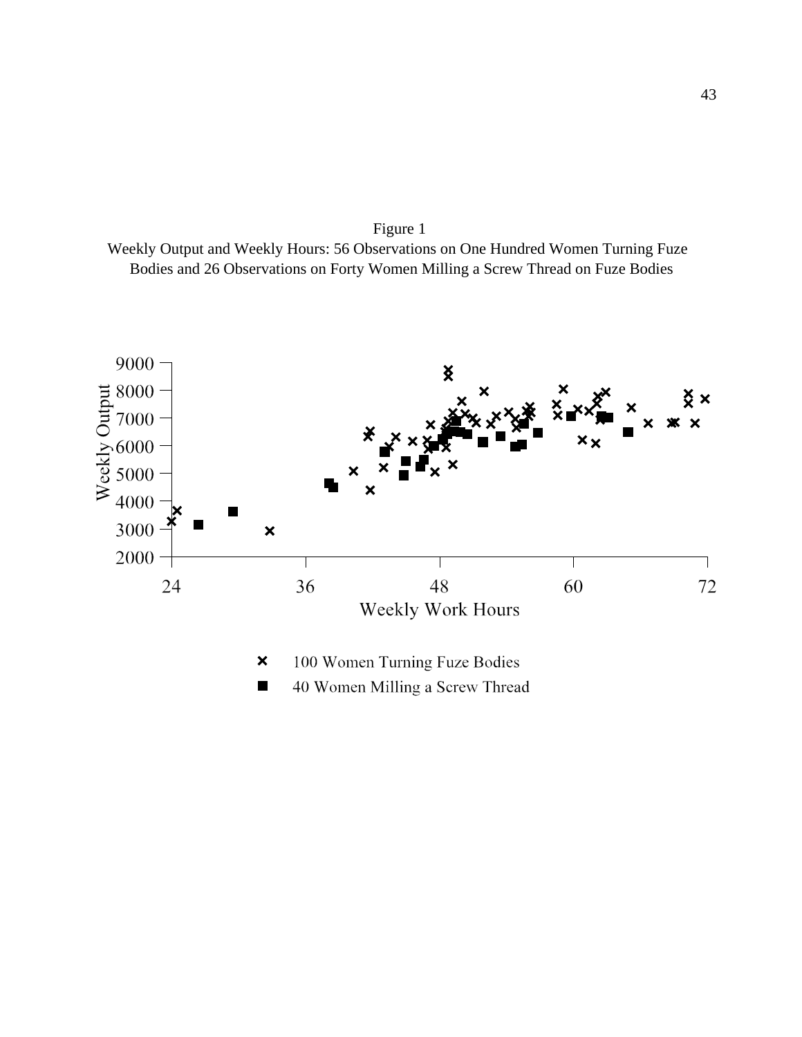Figure 1
Weekly Output and Weekly Hours: 56 Observations on One Hundred Women Turning Fuze Bodies and 26 Observations on Forty Women Milling a Screw Thread on Fuze Bodies

Weekly Output

9000
8000
7000
6000
5000
4000
3000
2000

24
36
48
60
72

Weekly Work Hours

× 100 Women Turning Fuze Bodies
■ 40 Women Milling a Screw Thread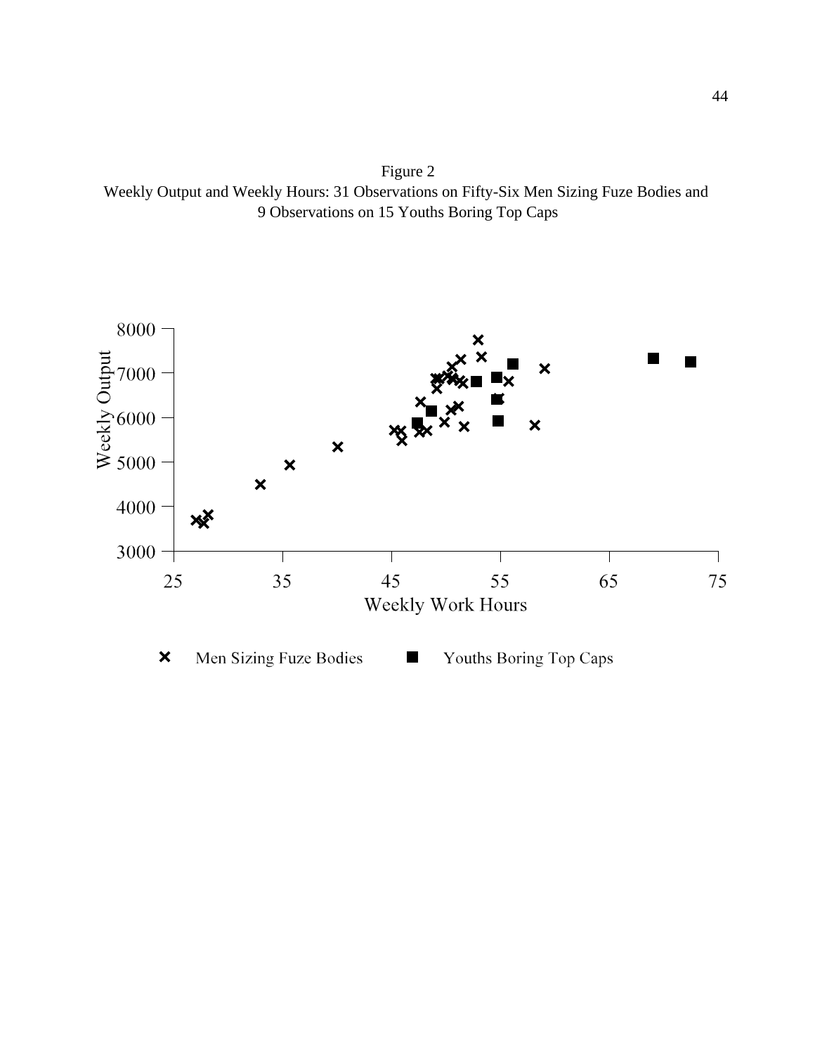Figure 2
Weekly Output and Weekly Hours: 31 Observations on Fifty-Six Men Sizing Fuze Bodies and 9 Observations on 15 Youths Boring Top Caps

Weekly Output

8000
7000
6000
5000
4000
3000

25 35 45 55 65 75

Weekly Work Hours

× Men Sizing Fuze Bodies ■ Youths Boring Top Caps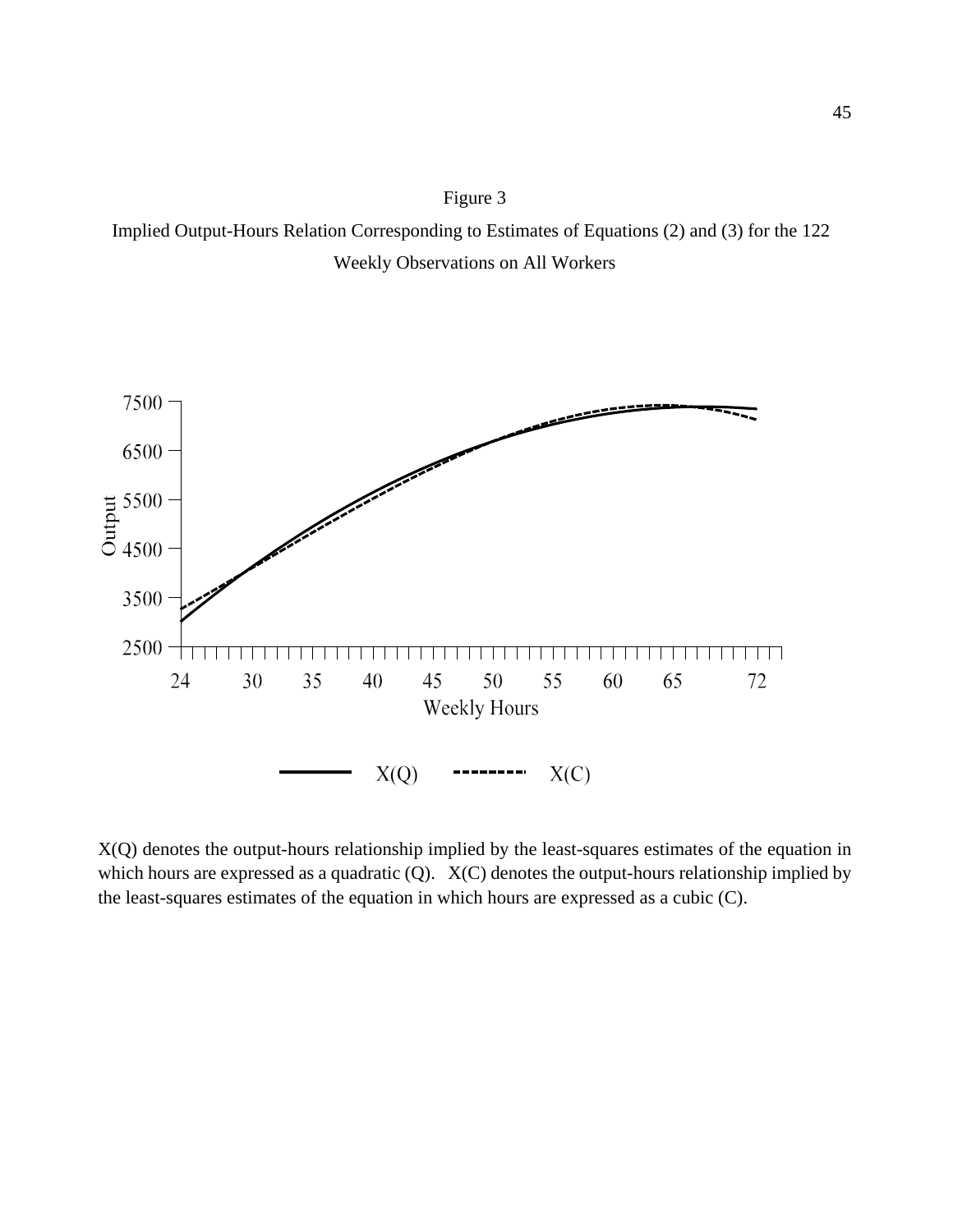Figure 3

Implied Output-Hours Relation Corresponding to Estimates of Equations (2) and (3) for the 122 Weekly Observations on All Workers

7500
6500
5500
4500
3500
2500

Output

24 30 35 40 45 50 55 60 65 72

Weekly Hours

X(Q) X(C)

X(Q) denotes the output-hours relationship implied by the least-squares estimates of the equation in which hours are expressed as a quadratic (Q). X(C) denotes the output-hours relationship implied by the least-squares estimates of the equation in which hours are expressed as a cubic (C).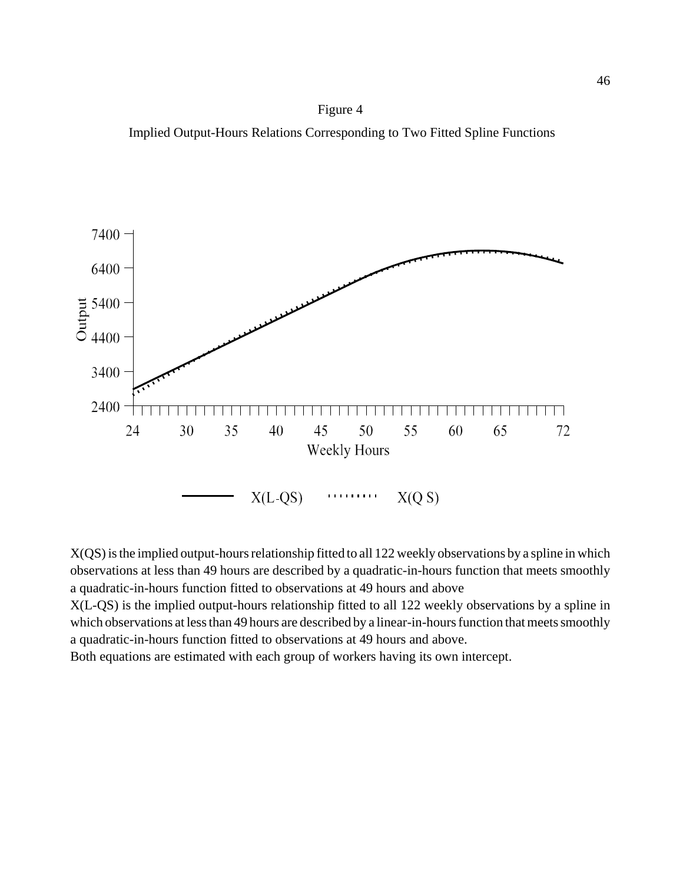Figure 4

Implied Output-Hours Relations Corresponding to Two Fitted Spline Functions

X(QS) is the implied output-hours relationship fitted to all 122 weekly observations by a spline in which observations at less than 49 hours are described by a quadratic-in-hours function that meets smoothly a quadratic-in-hours function fitted to observations at 49 hours and above

X(L-QS) is the implied output-hours relationship fitted to all 122 weekly observations by a spline in which observations at less than 49 hours are described by a linear-in-hours function that meets smoothly a quadratic-in-hours function fitted to observations at 49 hours and above.

Both equations are estimated with each group of workers having its own intercept.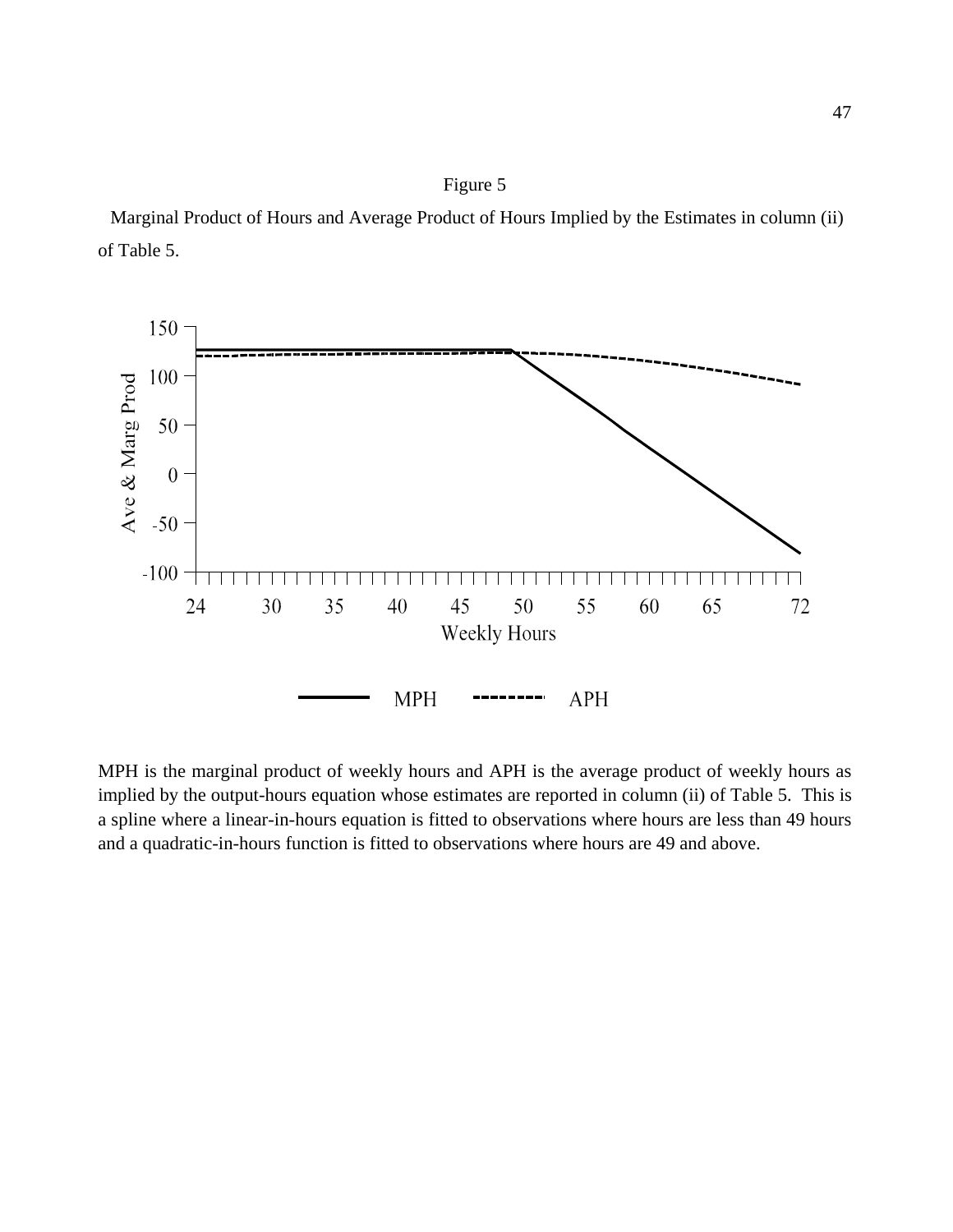Figure 5

Marginal Product of Hours and Average Product of Hours Implied by the Estimates in column (ii) of Table 5.

150
100
50
0
-50
-100
Ave & Marg Prod
24
30
35
40
45
50
55
60
65
72
Weekly Hours
MPH
APH

MPH is the marginal product of weekly hours and APH is the average product of weekly hours as implied by the output-hours equation whose estimates are reported in column (ii) of Table 5. This is a spline where a linear-in-hours equation is fitted to observations where hours are less than 49 hours and a quadratic-in-hours function is fitted to observations where hours are 49 and above.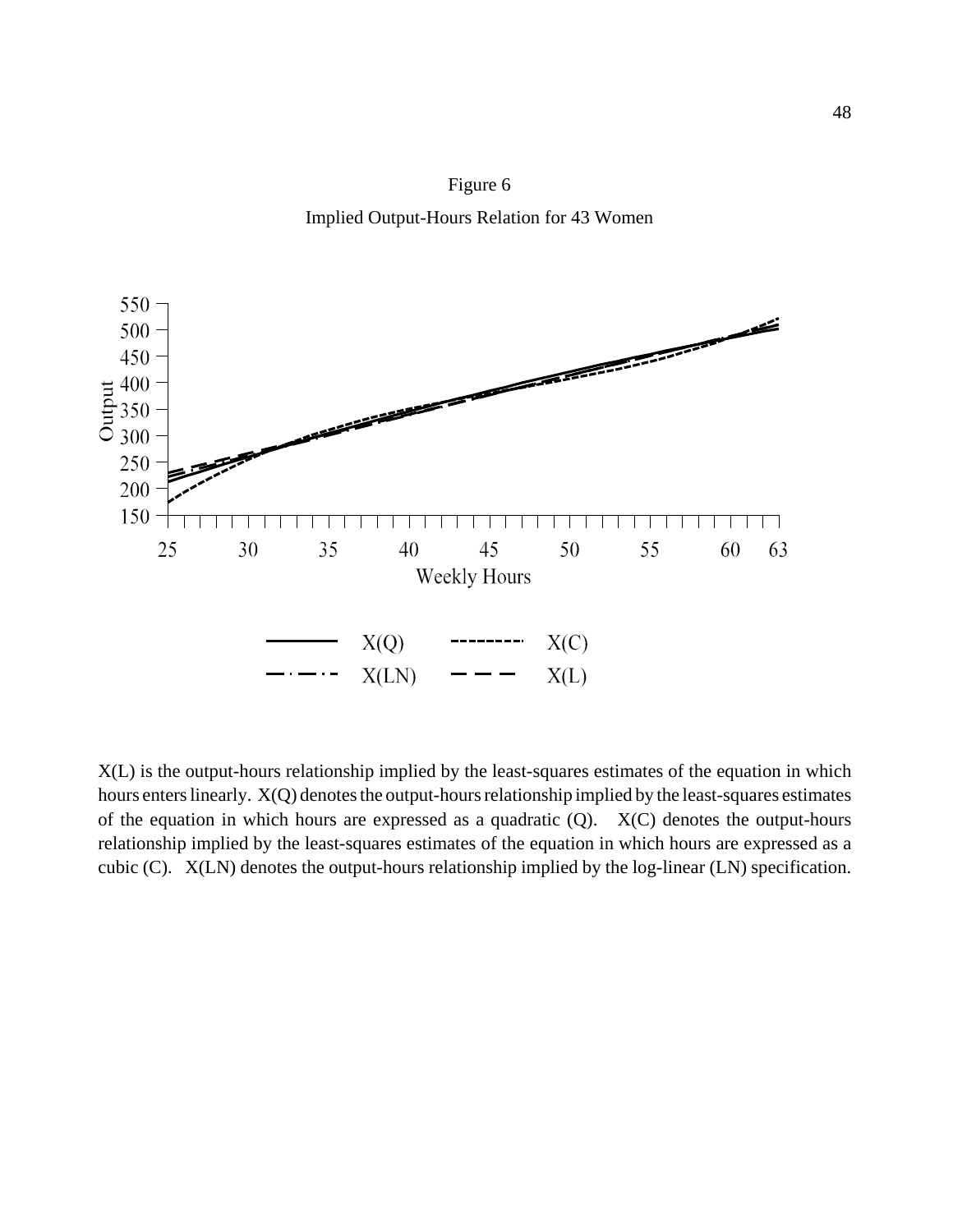Figure 6

Implied Output-Hours Relation for 43 Women

Output

550
500
450
400
350
300
250
200
150

25 30 35 40 45 50 55 60 63

Weekly Hours

X(Q) X(C)
X(LN) X(L)

X(L) is the output-hours relationship implied by the least-squares estimates of the equation in which hours enters linearly. X(Q) denotes the output-hours relationship implied by the least-squares estimates of the equation in which hours are expressed as a quadratic (Q). X(C) denotes the output-hours relationship implied by the least-squares estimates of the equation in which hours are expressed as a cubic (C). X(LN) denotes the output-hours relationship implied by the log-linear (LN) specification.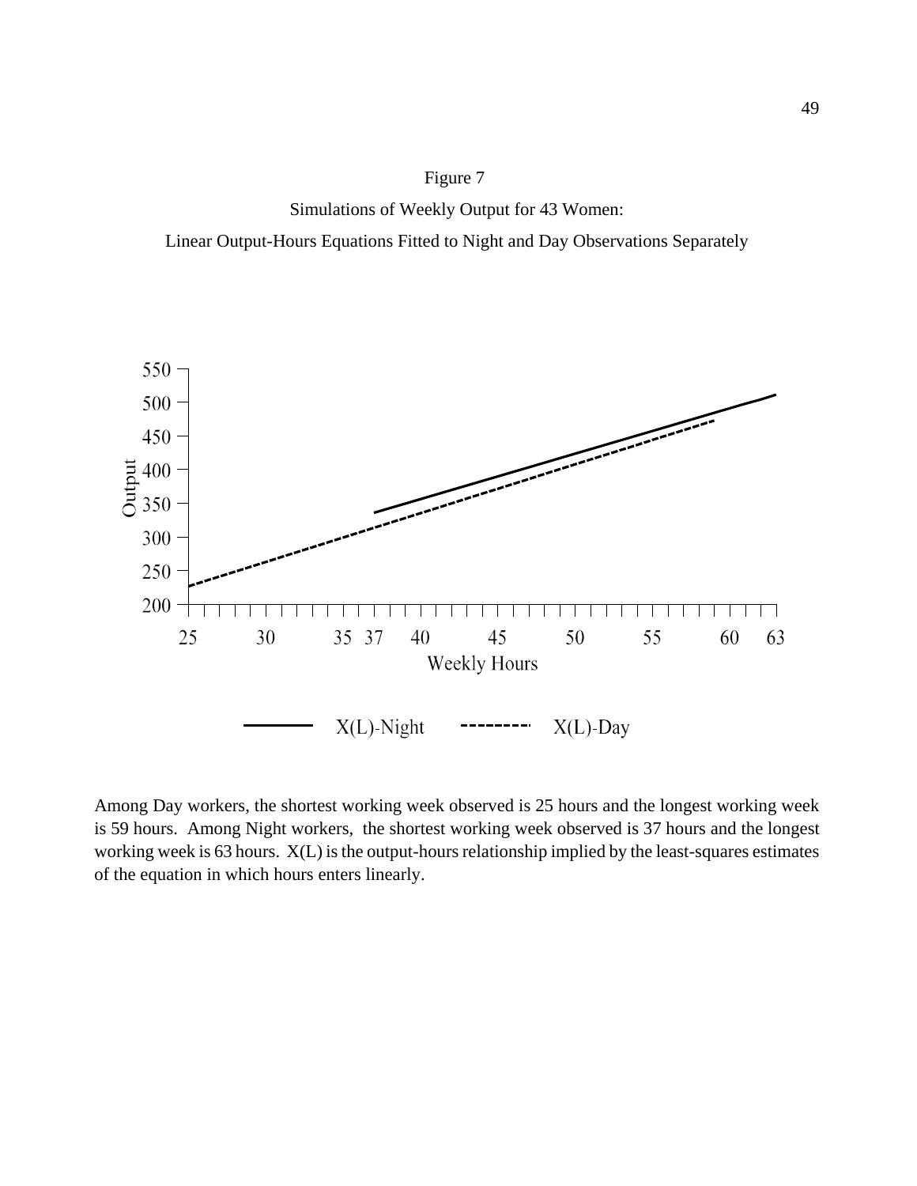Figure 7

Simulations of Weekly Output for 43 Women:

Linear Output-Hours Equations Fitted to Night and Day Observations Separately

Among Day workers, the shortest working week observed is 25 hours and the longest working week is 59 hours. Among Night workers, the shortest working week observed is 37 hours and the longest working week is 63 hours. X(L) is the output-hours relationship implied by the least-squares estimates of the equation in which hours enters linearly.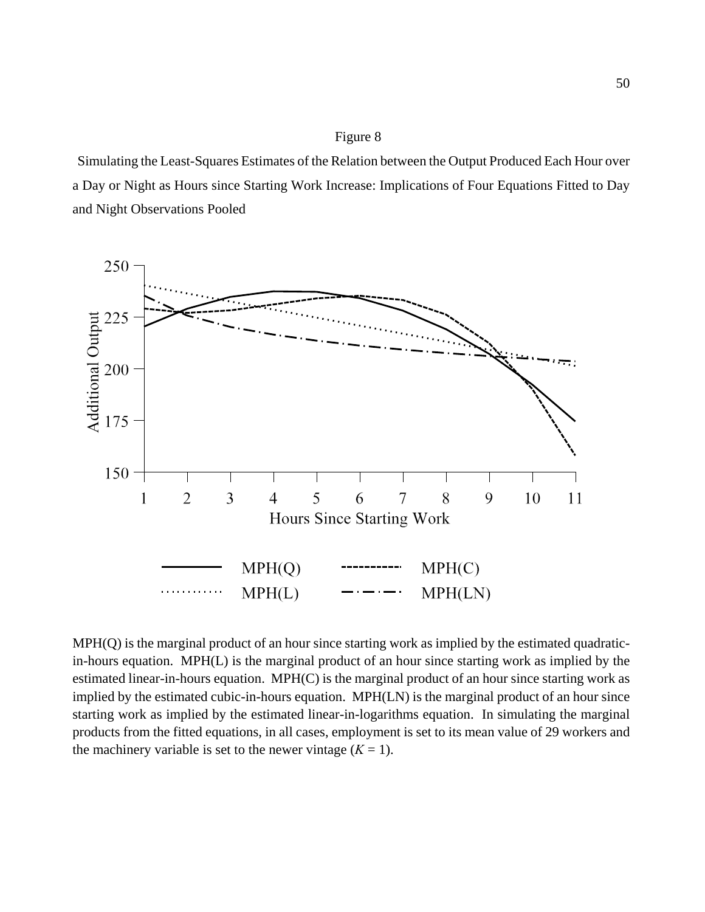Figure 8

Simulating the Least-Squares Estimates of the Relation between the Output Produced Each Hour over a Day or Night as Hours since Starting Work Increase: Implications of Four Equations Fitted to Day and Night Observations Pooled

Additional Output

250

225

200

175

150

1 2 3 4 5 6 7 8 9 10 11

Hours Since Starting Work

MPH(Q) MPH(C)

MPH(L) MPH(LN)

MPH(Q) is the marginal product of an hour since starting work as implied by the estimated quadratic-in-hours equation. MPH(L) is the marginal product of an hour since starting work as implied by the estimated linear-in-hours equation. MPH(C) is the marginal product of an hour since starting work as implied by the estimated cubic-in-hours equation. MPH(LN) is the marginal product of an hour since starting work as implied by the estimated linear-in-logarithms equation. In simulating the marginal products from the fitted equations, in all cases, employment is set to its mean value of 29 workers and the machinery variable is set to the newer vintage ($K = 1$).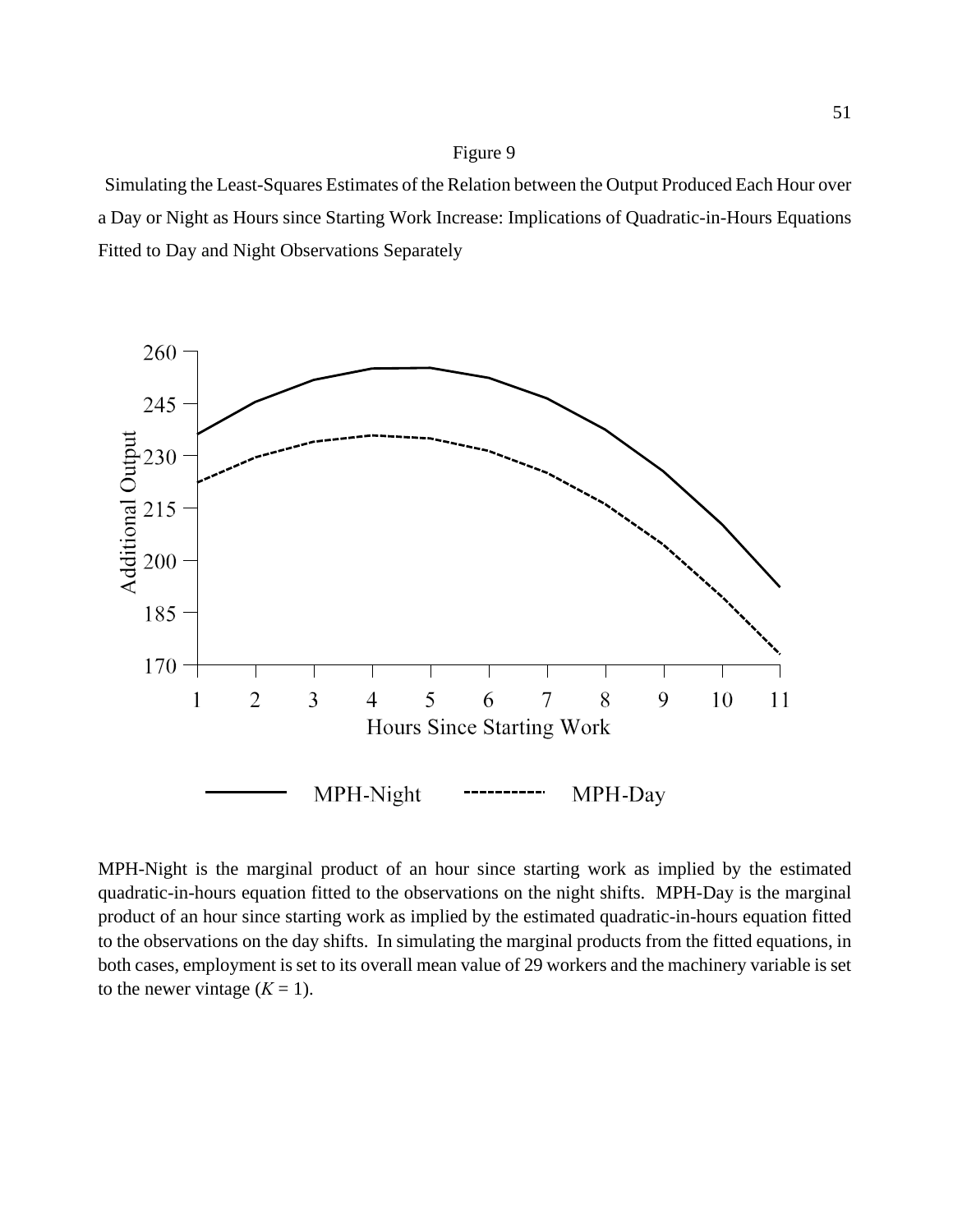Figure 9

Simulating the Least-Squares Estimates of the Relation between the Output Produced Each Hour over a Day or Night as Hours since Starting Work Increase: Implications of Quadratic-in-Hours Equations Fitted to Day and Night Observations Separately

Additional Output

260
245
230
215
200
185
170

1 2 3 4 5 6 7 8 9 10 11

Hours Since Starting Work

MPH-Night MPH-Day

MPH-Night is the marginal product of an hour since starting work as implied by the estimated quadratic-in-hours equation fitted to the observations on the night shifts. MPH-Day is the marginal product of an hour since starting work as implied by the estimated quadratic-in-hours equation fitted to the observations on the day shifts. In simulating the marginal products from the fitted equations, in both cases, employment is set to its overall mean value of 29 workers and the machinery variable is set to the newer vintage ($K = 1$).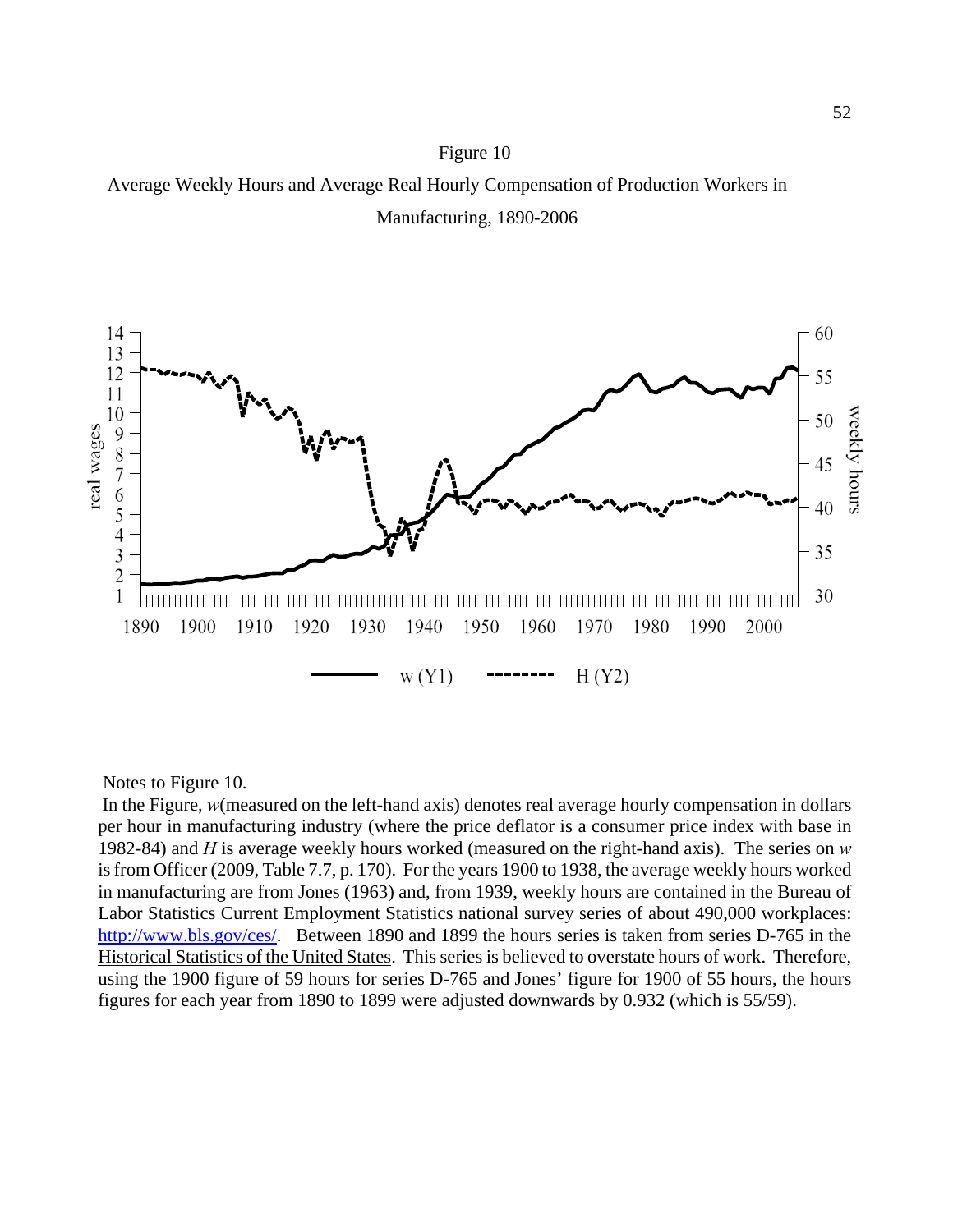Figure 10

Average Weekly Hours and Average Real Hourly Compensation of Production Workers in Manufacturing, 1890-2006

real wages

14
13
12
11
10
9
8
7
6
5
4
3
2
1

weekly hours

60
55
50
45
40
35
30

1890 1900 1910 1920 1930 1940 1950 1960 1970 1980 1990 2000

w (Y1) H (Y2)

Notes to Figure 10.

In the Figure, *w*(measured on the left-hand axis) denotes real average hourly compensation in dollars per hour in manufacturing industry (where the price deflator is a consumer price index with base in 1982-84) and *H* is average weekly hours worked (measured on the right-hand axis). The series on *w* is from Officer (2009, Table 7.7, p. 170). For the years 1900 to 1938, the average weekly hours worked in manufacturing are from Jones (1963) and, from 1939, weekly hours are contained in the Bureau of Labor Statistics Current Employment Statistics national survey series of about 490,000 workplaces: [http://www.bls.gov/ces/](http://www.bls.gov/ces/). Between 1890 and 1899 the hours series is taken from series D-765 in the Historical Statistics of the United States. This series is believed to overstate hours of work. Therefore, using the 1900 figure of 59 hours for series D-765 and Jones' figure for 1900 of 55 hours, the hours figures for each year from 1890 to 1899 were adjusted downwards by 0.932 (which is 55/59).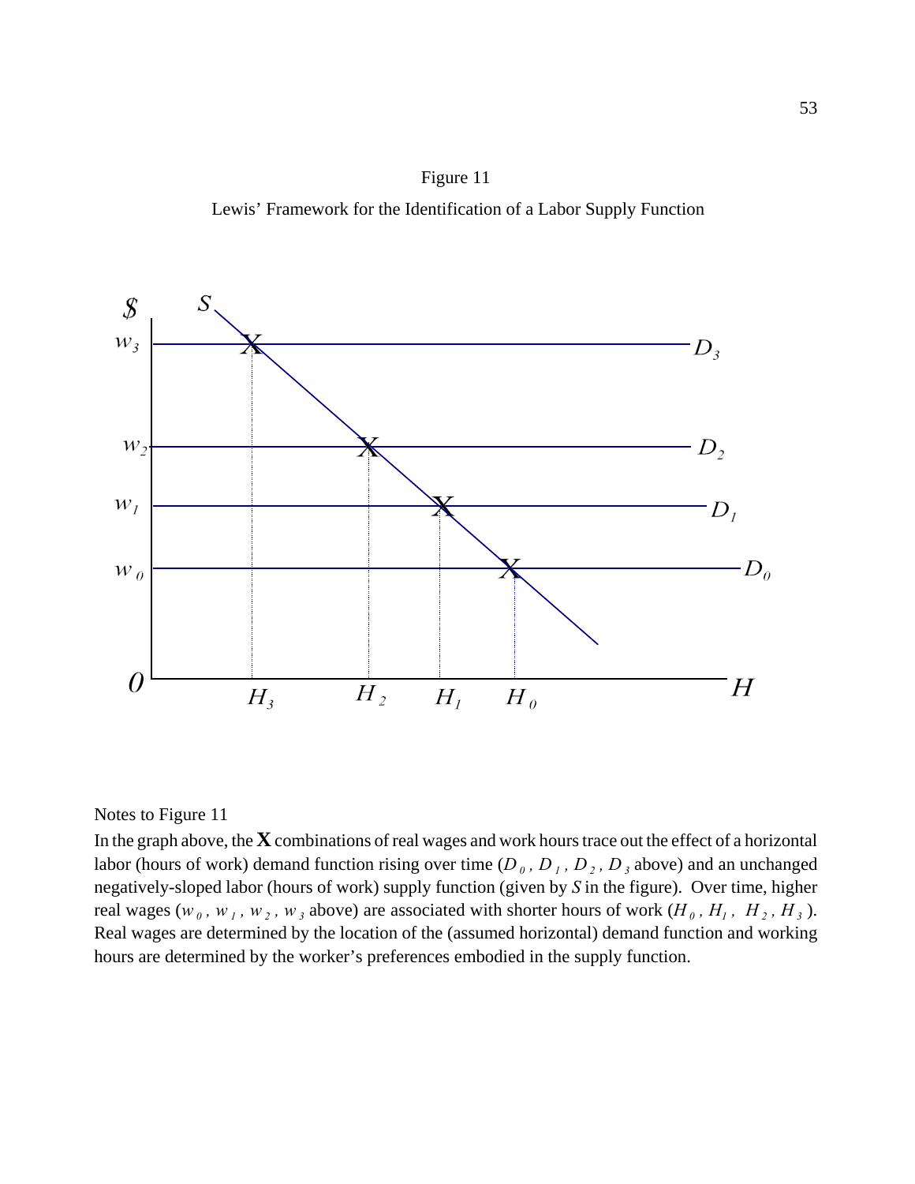Figure 11

Lewis' Framework for the Identification of a Labor Supply Function

$
S
$w_3$
$w_2$
$w_1$
$w_0$
$D_3$
$D_2$
$D_1$
$D_0$
X
X
X
X
0
$H_3$
$H_2$
$H_1$
$H_0$
H

Notes to Figure 11

In the graph above, the **X** combinations of real wages and work hours trace out the effect of a horizontal labor (hours of work) demand function rising over time ($D_0$, $D_1$, $D_2$, $D_3$ above) and an unchanged negatively-sloped labor (hours of work) supply function (given by *S* in the figure). Over time, higher real wages ($w_0$, $w_1$, $w_2$, $w_3$ above) are associated with shorter hours of work ($H_0$, $H_1$, $H_2$, $H_3$). Real wages are determined by the location of the (assumed horizontal) demand function and working hours are determined by the worker's preferences embodied in the supply function.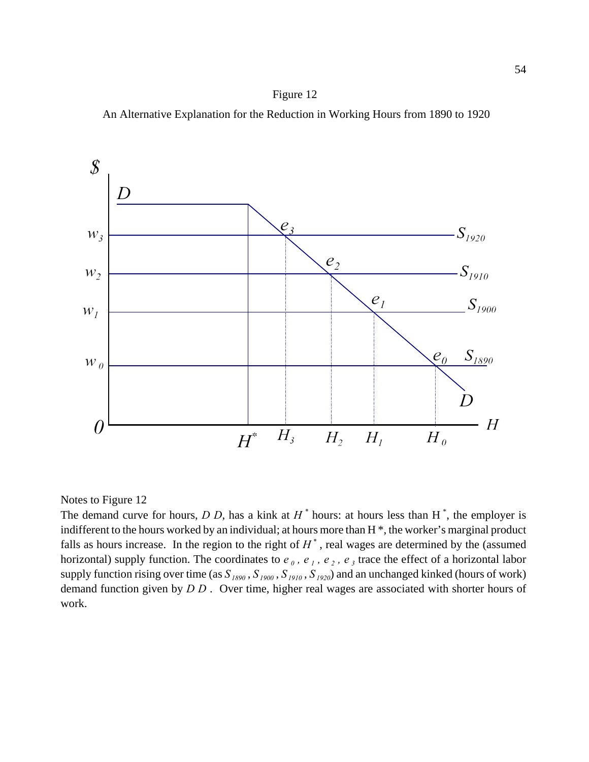Figure 12

An Alternative Explanation for the Reduction in Working Hours from 1890 to 1920

$

D

$w_3$

$e_3$

$S_{1920}$

$w_2$

$e_2$

$S_{1910}$

$e_1$

$w_1$

$S_{1900}$

$w_0$

$e_0$

$S_{1890}$

D

0

H

$H^*$

$H_3$

$H_2$

$H_1$

$H_0$

Notes to Figure 12

The demand curve for hours, $D\ D$, has a kink at $H^*$ hours: at hours less than $H^*$, the employer is indifferent to the hours worked by an individual; at hours more than $H^*$, the worker's marginal product falls as hours increase. In the region to the right of $H^*$, real wages are determined by the (assumed horizontal) supply function. The coordinates to $e_0$, $e_1$, $e_2$, $e_3$ trace the effect of a horizontal labor supply function rising over time (as $S_{1890}$, $S_{1900}$, $S_{1910}$, $S_{1920}$) and an unchanged kinked (hours of work) demand function given by $D\ D$. Over time, higher real wages are associated with shorter hours of work.